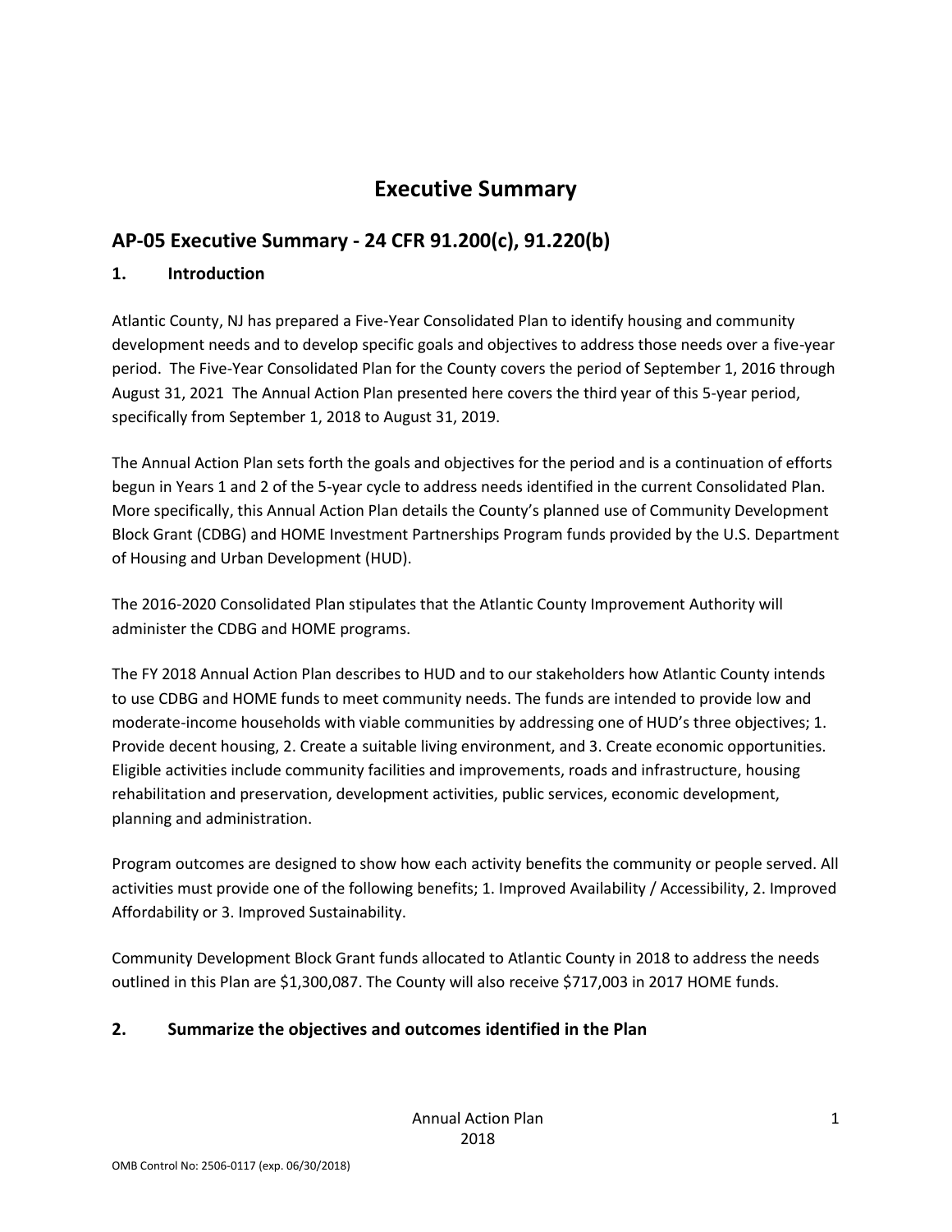# Executive Summary

## AP-05 Executive Summary - 24 CFR 91.200(c), 91.220(b)

### 1. Introduction

Atlantic County, NJ has prepared a Five-Year Consolidated Plan to identify housing and community development needs and to develop specific goals and objectives to address those needs over a five-year period. The Five-Year Consolidated Plan for the County covers the period of September 1, 2016 through August 31, 2021 The Annual Action Plan presented here covers the third year of this 5-year period, specifically from September 1, 2018 to August 31, 2019.

The Annual Action Plan sets forth the goals and objectives for the period and is a continuation of efforts begun in Years 1 and 2 of the 5-year cycle to address needs identified in the current Consolidated Plan. More specifically, this Annual Action Plan details the County's planned use of Community Development Block Grant (CDBG) and HOME Investment Partnerships Program funds provided by the U.S. Department of Housing and Urban Development (HUD).

The 2016-2020 Consolidated Plan stipulates that the Atlantic County Improvement Authority will administer the CDBG and HOME programs.

The FY 2018 Annual Action Plan describes to HUD and to our stakeholders how Atlantic County intends to use CDBG and HOME funds to meet community needs. The funds are intended to provide low and moderate-income households with viable communities by addressing one of HUD's three objectives; 1. Provide decent housing, 2. Create a suitable living environment, and 3. Create economic opportunities. Eligible activities include community facilities and improvements, roads and infrastructure, housing rehabilitation and preservation, development activities, public services, economic development, planning and administration.

Program outcomes are designed to show how each activity benefits the community or people served. All activities must provide one of the following benefits; 1. Improved Availability / Accessibility, 2. Improved Affordability or 3. Improved Sustainability.

Community Development Block Grant funds allocated to Atlantic County in 2018 to address the needs outlined in this Plan are $1,300,087. The County will also receive $717,003 in 2017 HOME funds.

### 2. Summarize the objectives and outcomes identified in the Plan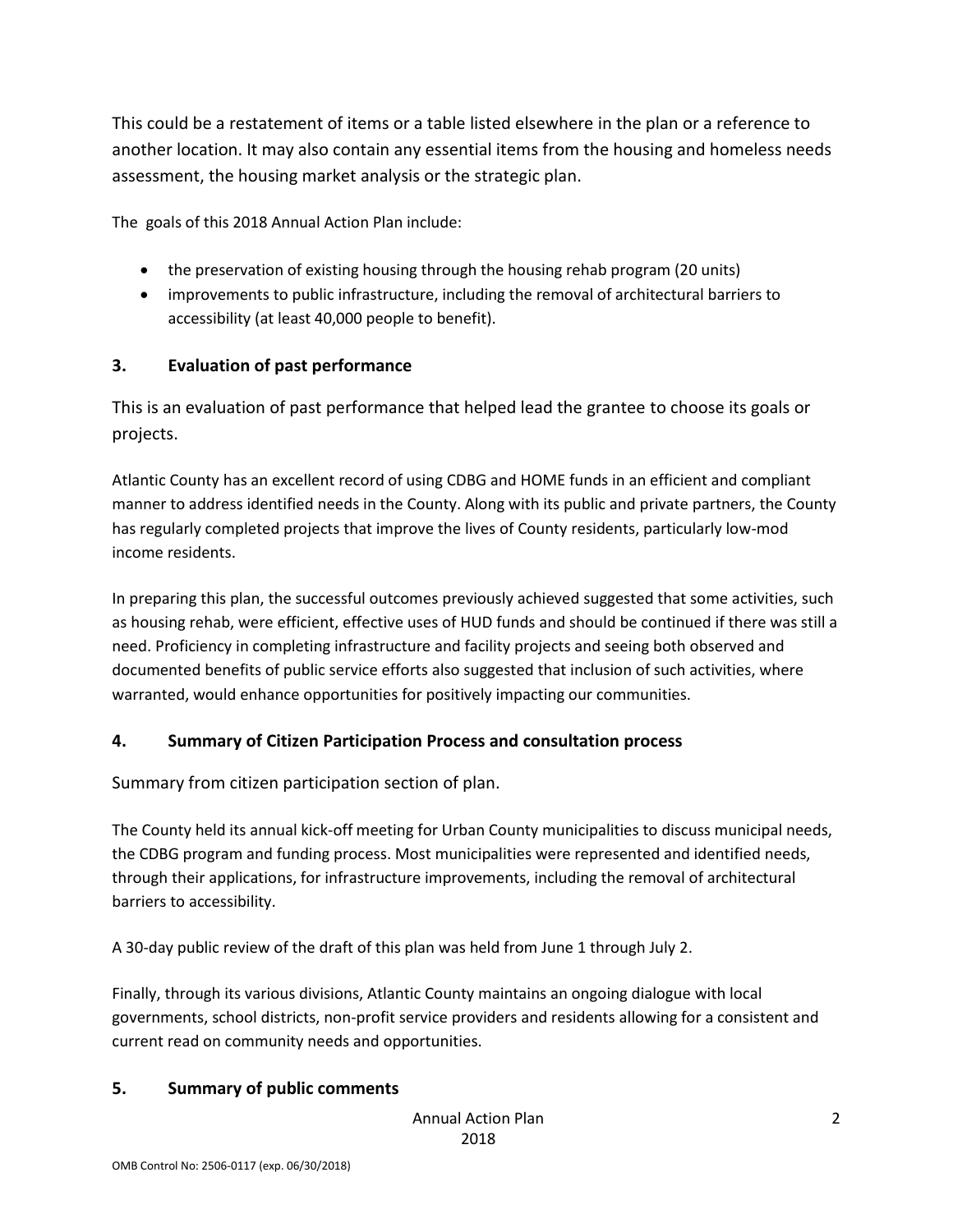This could be a restatement of items or a table listed elsewhere in the plan or a reference to another location. It may also contain any essential items from the housing and homeless needs assessment, the housing market analysis or the strategic plan.

The goals of this 2018 Annual Action Plan include:

- the preservation of existing housing through the housing rehab program (20 units)
- improvements to public infrastructure, including the removal of architectural barriers to accessibility (at least 40,000 people to benefit).

### 3. Evaluation of past performance

This is an evaluation of past performance that helped lead the grantee to choose its goals or projects.

Atlantic County has an excellent record of using CDBG and HOME funds in an efficient and compliant manner to address identified needs in the County. Along with its public and private partners, the County has regularly completed projects that improve the lives of County residents, particularly low-mod income residents.

In preparing this plan, the successful outcomes previously achieved suggested that some activities, such as housing rehab, were efficient, effective uses of HUD funds and should be continued if there was still a need. Proficiency in completing infrastructure and facility projects and seeing both observed and documented benefits of public service efforts also suggested that inclusion of such activities, where warranted, would enhance opportunities for positively impacting our communities.

### 4. Summary of Citizen Participation Process and consultation process

Summary from citizen participation section of plan.

The County held its annual kick-off meeting for Urban County municipalities to discuss municipal needs, the CDBG program and funding process. Most municipalities were represented and identified needs, through their applications, for infrastructure improvements, including the removal of architectural barriers to accessibility.

A 30-day public review of the draft of this plan was held from June 1 through July 2.

Finally, through its various divisions, Atlantic County maintains an ongoing dialogue with local governments, school districts, non-profit service providers and residents allowing for a consistent and current read on community needs and opportunities.

### 5. Summary of public comments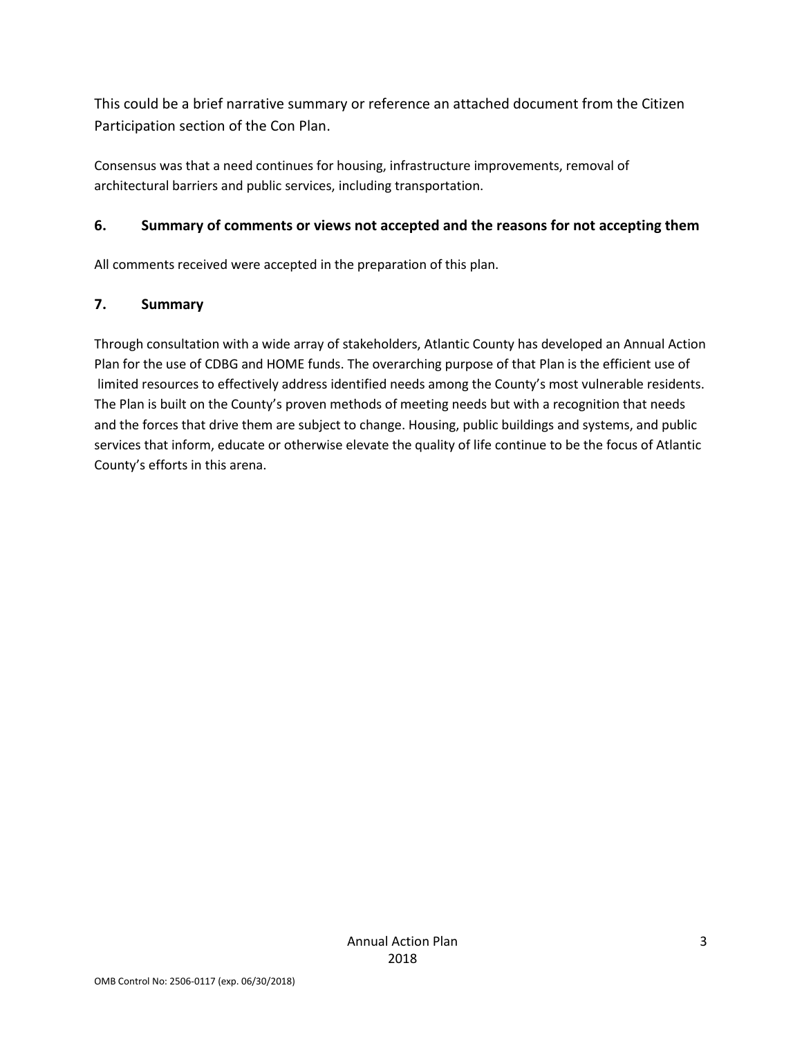This could be a brief narrative summary or reference an attached document from the Citizen Participation section of the Con Plan.

Consensus was that a need continues for housing, infrastructure improvements, removal of architectural barriers and public services, including transportation.

### 6. Summary of comments or views not accepted and the reasons for not accepting them

All comments received were accepted in the preparation of this plan.

### 7. Summary

Through consultation with a wide array of stakeholders, Atlantic County has developed an Annual Action Plan for the use of CDBG and HOME funds. The overarching purpose of that Plan is the efficient use of limited resources to effectively address identified needs among the County's most vulnerable residents. The Plan is built on the County's proven methods of meeting needs but with a recognition that needs and the forces that drive them are subject to change. Housing, public buildings and systems, and public services that inform, educate or otherwise elevate the quality of life continue to be the focus of Atlantic County's efforts in this arena.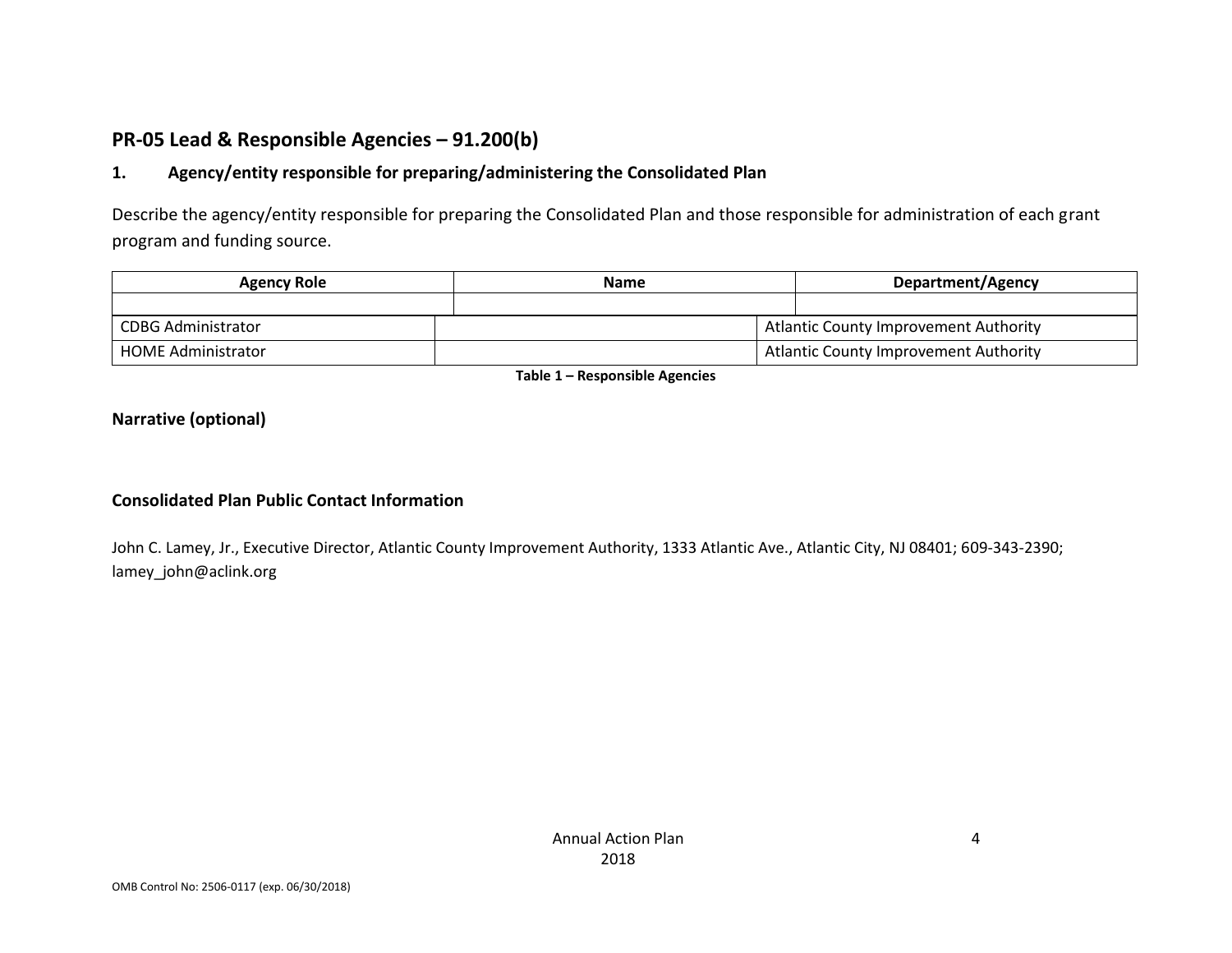## PR-05 Lead & Responsible Agencies – 91.200(b)

### 1. Agency/entity responsible for preparing/administering the Consolidated Plan

Describe the agency/entity responsible for preparing the Consolidated Plan and those responsible for administration of each grant program and funding source.

| Agency Role | Name | Department/Agency |
|---|---|---|
| | | |
| CDBG Administrator | | Atlantic County Improvement Authority |
| HOME Administrator | | Atlantic County Improvement Authority |

**Table 1 – Responsible Agencies**

### Narrative (optional)

### Consolidated Plan Public Contact Information

John C. Lamey, Jr., Executive Director, Atlantic County Improvement Authority, 1333 Atlantic Ave., Atlantic City, NJ 08401; 609-343-2390; lamey_john@aclink.org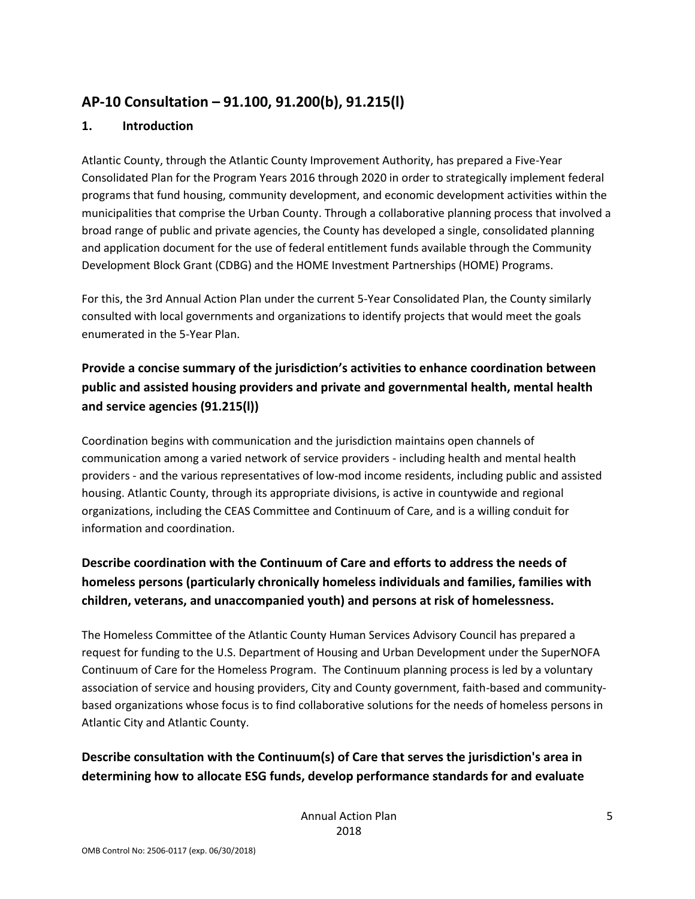## AP-10 Consultation – 91.100, 91.200(b), 91.215(l)

### 1. Introduction

Atlantic County, through the Atlantic County Improvement Authority, has prepared a Five-Year Consolidated Plan for the Program Years 2016 through 2020 in order to strategically implement federal programs that fund housing, community development, and economic development activities within the municipalities that comprise the Urban County. Through a collaborative planning process that involved a broad range of public and private agencies, the County has developed a single, consolidated planning and application document for the use of federal entitlement funds available through the Community Development Block Grant (CDBG) and the HOME Investment Partnerships (HOME) Programs.

For this, the 3rd Annual Action Plan under the current 5-Year Consolidated Plan, the County similarly consulted with local governments and organizations to identify projects that would meet the goals enumerated in the 5-Year Plan.

### Provide a concise summary of the jurisdiction's activities to enhance coordination between public and assisted housing providers and private and governmental health, mental health and service agencies (91.215(l))

Coordination begins with communication and the jurisdiction maintains open channels of communication among a varied network of service providers - including health and mental health providers - and the various representatives of low-mod income residents, including public and assisted housing. Atlantic County, through its appropriate divisions, is active in countywide and regional organizations, including the CEAS Committee and Continuum of Care, and is a willing conduit for information and coordination.

### Describe coordination with the Continuum of Care and efforts to address the needs of homeless persons (particularly chronically homeless individuals and families, families with children, veterans, and unaccompanied youth) and persons at risk of homelessness.

The Homeless Committee of the Atlantic County Human Services Advisory Council has prepared a request for funding to the U.S. Department of Housing and Urban Development under the SuperNOFA Continuum of Care for the Homeless Program. The Continuum planning process is led by a voluntary association of service and housing providers, City and County government, faith-based and community-based organizations whose focus is to find collaborative solutions for the needs of homeless persons in Atlantic City and Atlantic County.

### Describe consultation with the Continuum(s) of Care that serves the jurisdiction's area in determining how to allocate ESG funds, develop performance standards for and evaluate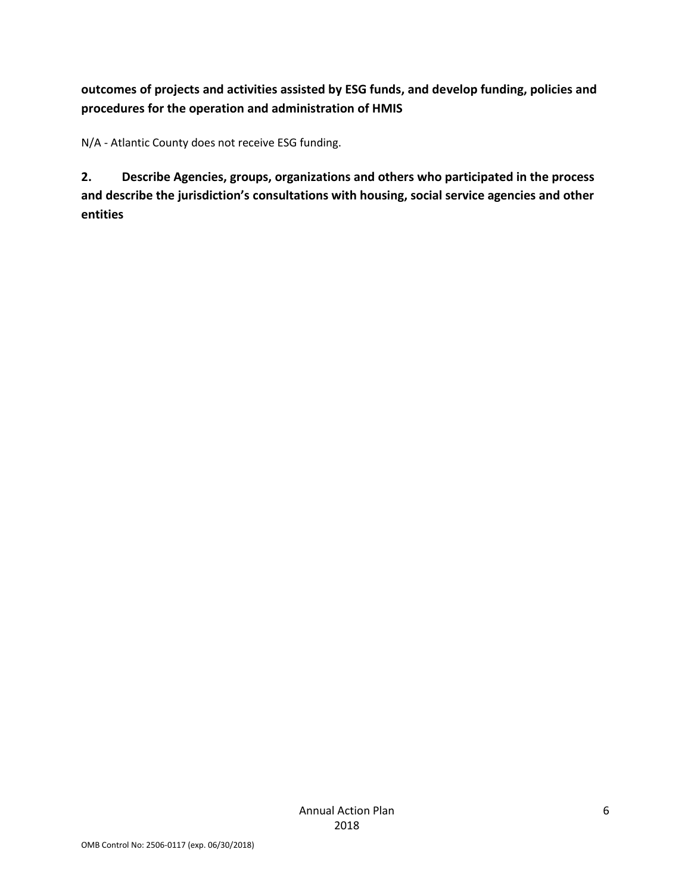**outcomes of projects and activities assisted by ESG funds, and develop funding, policies and procedures for the operation and administration of HMIS**

N/A - Atlantic County does not receive ESG funding.

**2. Describe Agencies, groups, organizations and others who participated in the process and describe the jurisdiction's consultations with housing, social service agencies and other entities**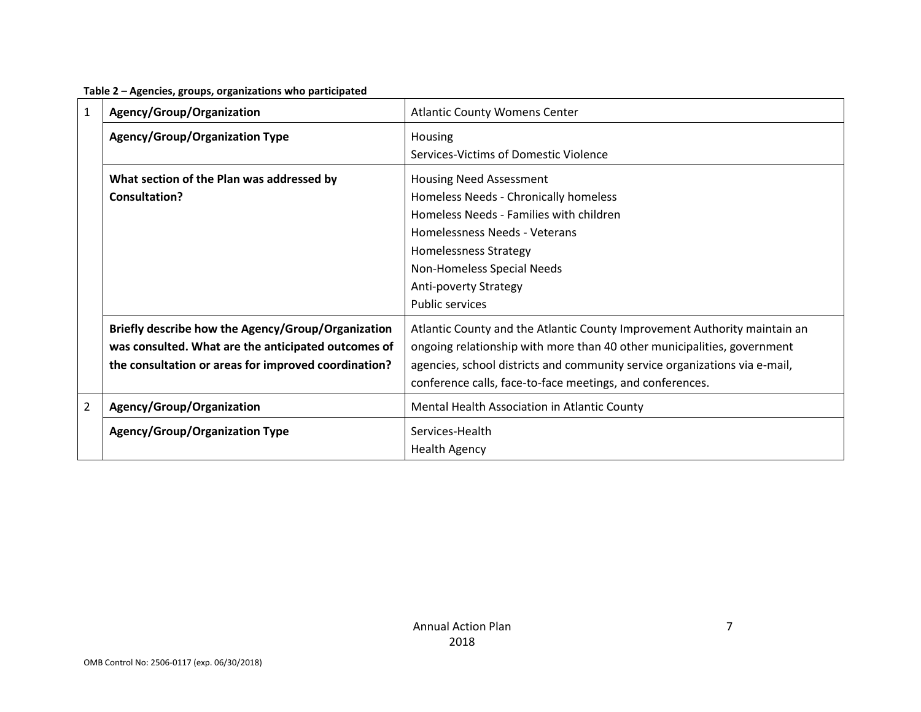**Table 2 – Agencies, groups, organizations who participated**

| | | |
|---|---|---|
| 1 | **Agency/Group/Organization** | Atlantic County Womens Center |
| | **Agency/Group/Organization Type** | Housing<br>Services-Victims of Domestic Violence |
| | **What section of the Plan was addressed by Consultation?** | Housing Need Assessment<br>Homeless Needs - Chronically homeless<br>Homeless Needs - Families with children<br>Homelessness Needs - Veterans<br>Homelessness Strategy<br>Non-Homeless Special Needs<br>Anti-poverty Strategy<br>Public services |
| | **Briefly describe how the Agency/Group/Organization was consulted. What are the anticipated outcomes of the consultation or areas for improved coordination?** | Atlantic County and the Atlantic County Improvement Authority maintain an ongoing relationship with more than 40 other municipalities, government agencies, school districts and community service organizations via e-mail, conference calls, face-to-face meetings, and conferences. |
| 2 | **Agency/Group/Organization** | Mental Health Association in Atlantic County |
| | **Agency/Group/Organization Type** | Services-Health<br>Health Agency |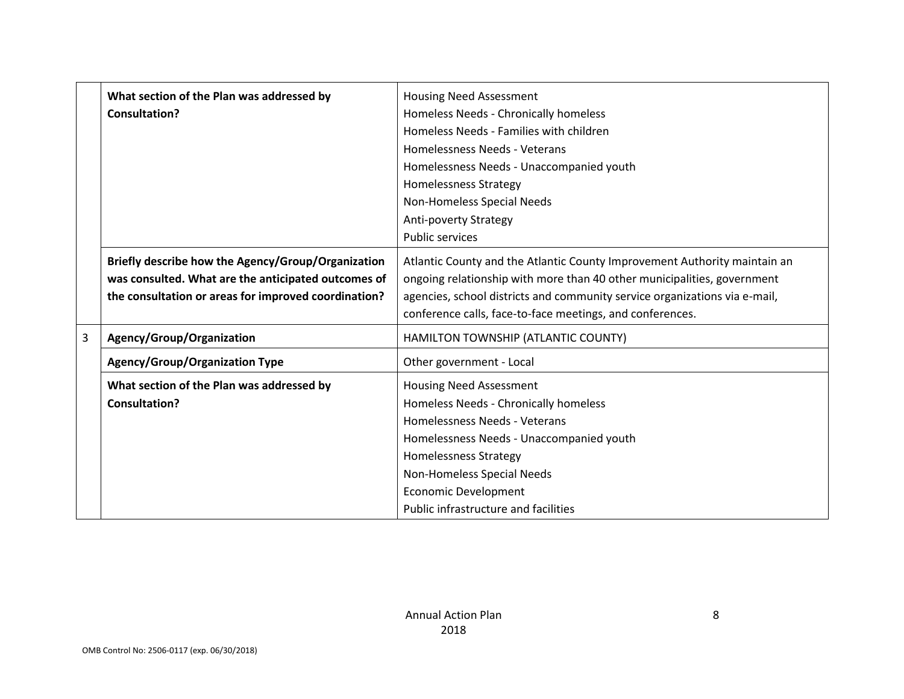| | | |
|---|---|---|
| | **What section of the Plan was addressed by Consultation?** | Housing Need Assessment<br>Homeless Needs - Chronically homeless<br>Homeless Needs - Families with children<br>Homelessness Needs - Veterans<br>Homelessness Needs - Unaccompanied youth<br>Homelessness Strategy<br>Non-Homeless Special Needs<br>Anti-poverty Strategy<br>Public services |
| | **Briefly describe how the Agency/Group/Organization was consulted. What are the anticipated outcomes of the consultation or areas for improved coordination?** | Atlantic County and the Atlantic County Improvement Authority maintain an ongoing relationship with more than 40 other municipalities, government agencies, school districts and community service organizations via e-mail, conference calls, face-to-face meetings, and conferences. |
| 3 | **Agency/Group/Organization** | HAMILTON TOWNSHIP (ATLANTIC COUNTY) |
| | **Agency/Group/Organization Type** | Other government - Local |
| | **What section of the Plan was addressed by Consultation?** | Housing Need Assessment<br>Homeless Needs - Chronically homeless<br>Homelessness Needs - Veterans<br>Homelessness Needs - Unaccompanied youth<br>Homelessness Strategy<br>Non-Homeless Special Needs<br>Economic Development<br>Public infrastructure and facilities |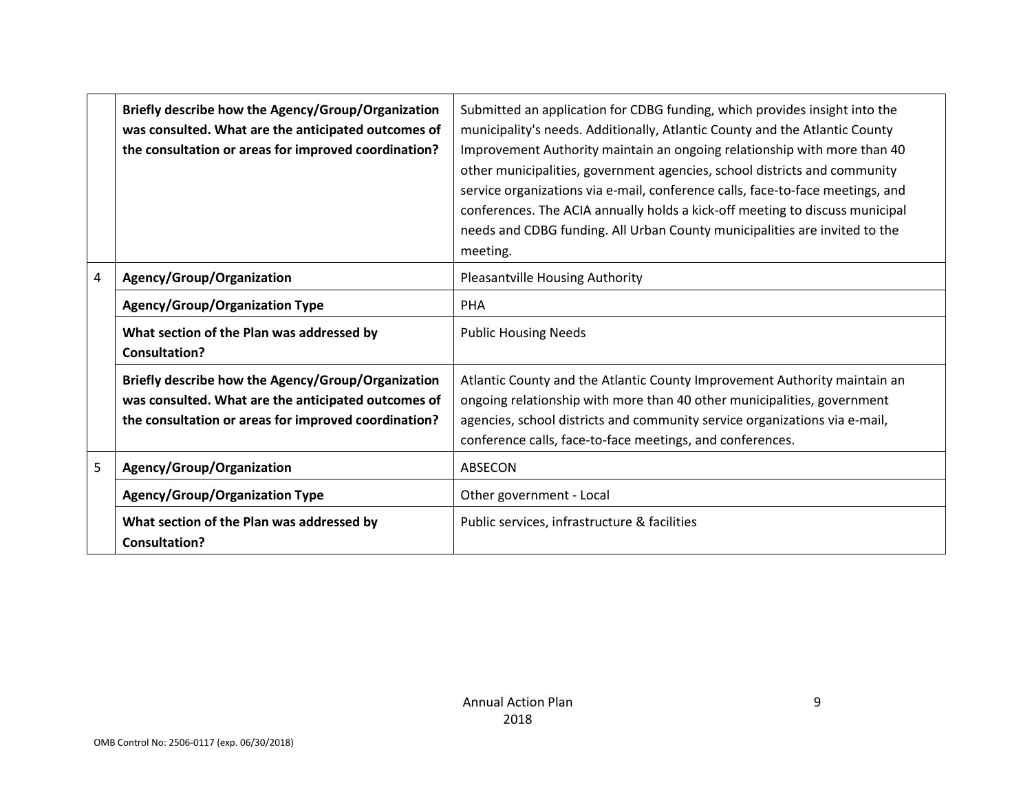| | | |
|---|---|---|
| | **Briefly describe how the Agency/Group/Organization was consulted. What are the anticipated outcomes of the consultation or areas for improved coordination?** | Submitted an application for CDBG funding, which provides insight into the municipality's needs. Additionally, Atlantic County and the Atlantic County Improvement Authority maintain an ongoing relationship with more than 40 other municipalities, government agencies, school districts and community service organizations via e-mail, conference calls, face-to-face meetings, and conferences. The ACIA annually holds a kick-off meeting to discuss municipal needs and CDBG funding. All Urban County municipalities are invited to the meeting. |
| 4 | **Agency/Group/Organization** | Pleasantville Housing Authority |
| | **Agency/Group/Organization Type** | PHA |
| | **What section of the Plan was addressed by Consultation?** | Public Housing Needs |
| | **Briefly describe how the Agency/Group/Organization was consulted. What are the anticipated outcomes of the consultation or areas for improved coordination?** | Atlantic County and the Atlantic County Improvement Authority maintain an ongoing relationship with more than 40 other municipalities, government agencies, school districts and community service organizations via e-mail, conference calls, face-to-face meetings, and conferences. |
| 5 | **Agency/Group/Organization** | ABSECON |
| | **Agency/Group/Organization Type** | Other government - Local |
| | **What section of the Plan was addressed by Consultation?** | Public services, infrastructure & facilities |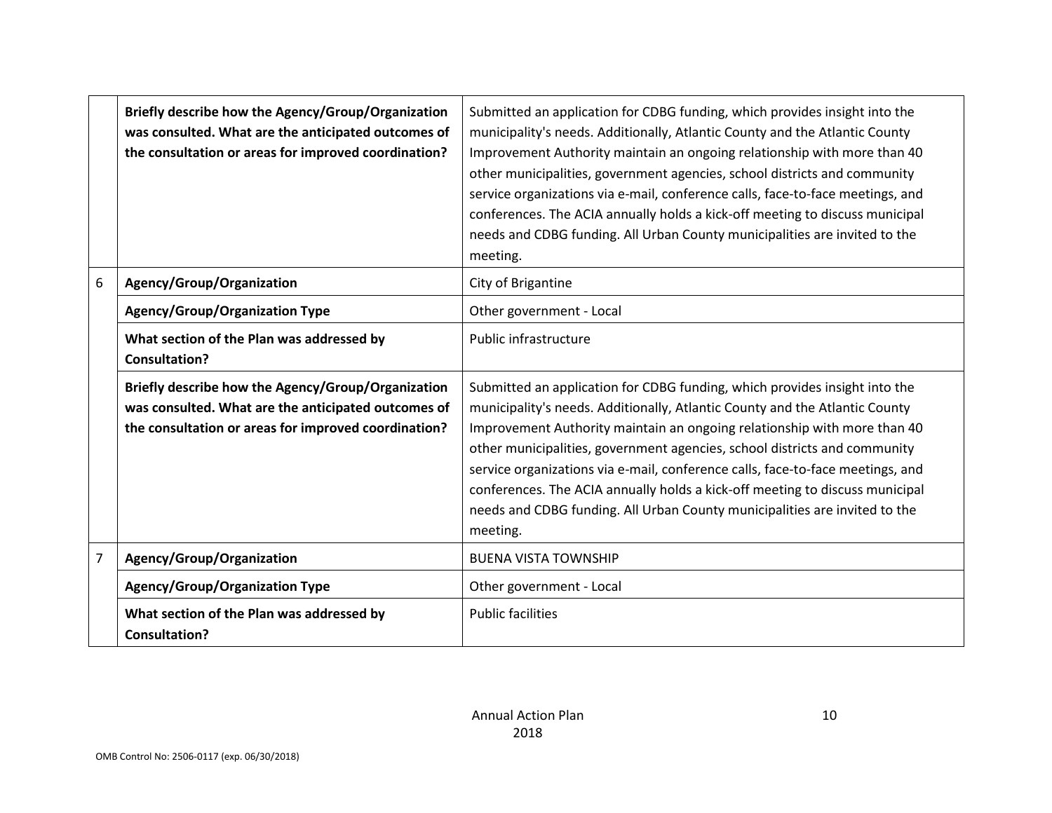| | | |
|---|---|---|
| | **Briefly describe how the Agency/Group/Organization was consulted. What are the anticipated outcomes of the consultation or areas for improved coordination?** | Submitted an application for CDBG funding, which provides insight into the municipality's needs. Additionally, Atlantic County and the Atlantic County Improvement Authority maintain an ongoing relationship with more than 40 other municipalities, government agencies, school districts and community service organizations via e-mail, conference calls, face-to-face meetings, and conferences. The ACIA annually holds a kick-off meeting to discuss municipal needs and CDBG funding. All Urban County municipalities are invited to the meeting. |
| 6 | **Agency/Group/Organization** | City of Brigantine |
| | **Agency/Group/Organization Type** | Other government - Local |
| | **What section of the Plan was addressed by Consultation?** | Public infrastructure |
| | **Briefly describe how the Agency/Group/Organization was consulted. What are the anticipated outcomes of the consultation or areas for improved coordination?** | Submitted an application for CDBG funding, which provides insight into the municipality's needs. Additionally, Atlantic County and the Atlantic County Improvement Authority maintain an ongoing relationship with more than 40 other municipalities, government agencies, school districts and community service organizations via e-mail, conference calls, face-to-face meetings, and conferences. The ACIA annually holds a kick-off meeting to discuss municipal needs and CDBG funding. All Urban County municipalities are invited to the meeting. |
| 7 | **Agency/Group/Organization** | BUENA VISTA TOWNSHIP |
| | **Agency/Group/Organization Type** | Other government - Local |
| | **What section of the Plan was addressed by Consultation?** | Public facilities |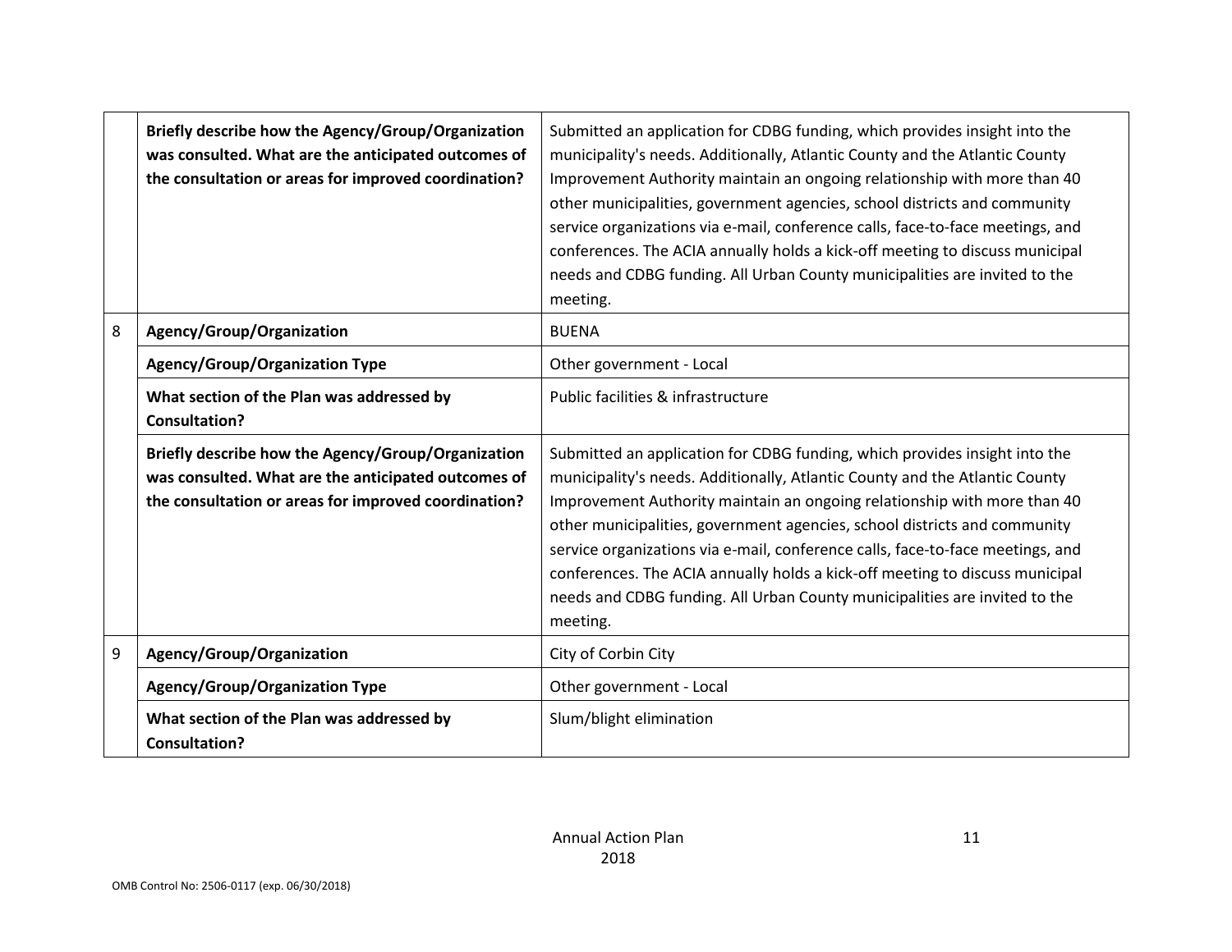|   |   |   |
|---|---|---|
|   | **Briefly describe how the Agency/Group/Organization was consulted. What are the anticipated outcomes of the consultation or areas for improved coordination?** | Submitted an application for CDBG funding, which provides insight into the municipality's needs. Additionally, Atlantic County and the Atlantic County Improvement Authority maintain an ongoing relationship with more than 40 other municipalities, government agencies, school districts and community service organizations via e-mail, conference calls, face-to-face meetings, and conferences. The ACIA annually holds a kick-off meeting to discuss municipal needs and CDBG funding. All Urban County municipalities are invited to the meeting. |
| 8 | **Agency/Group/Organization** | BUENA |
|   | **Agency/Group/Organization Type** | Other government - Local |
|   | **What section of the Plan was addressed by Consultation?** | Public facilities & infrastructure |
|   | **Briefly describe how the Agency/Group/Organization was consulted. What are the anticipated outcomes of the consultation or areas for improved coordination?** | Submitted an application for CDBG funding, which provides insight into the municipality's needs. Additionally, Atlantic County and the Atlantic County Improvement Authority maintain an ongoing relationship with more than 40 other municipalities, government agencies, school districts and community service organizations via e-mail, conference calls, face-to-face meetings, and conferences. The ACIA annually holds a kick-off meeting to discuss municipal needs and CDBG funding. All Urban County municipalities are invited to the meeting. |
| 9 | **Agency/Group/Organization** | City of Corbin City |
|   | **Agency/Group/Organization Type** | Other government - Local |
|   | **What section of the Plan was addressed by Consultation?** | Slum/blight elimination |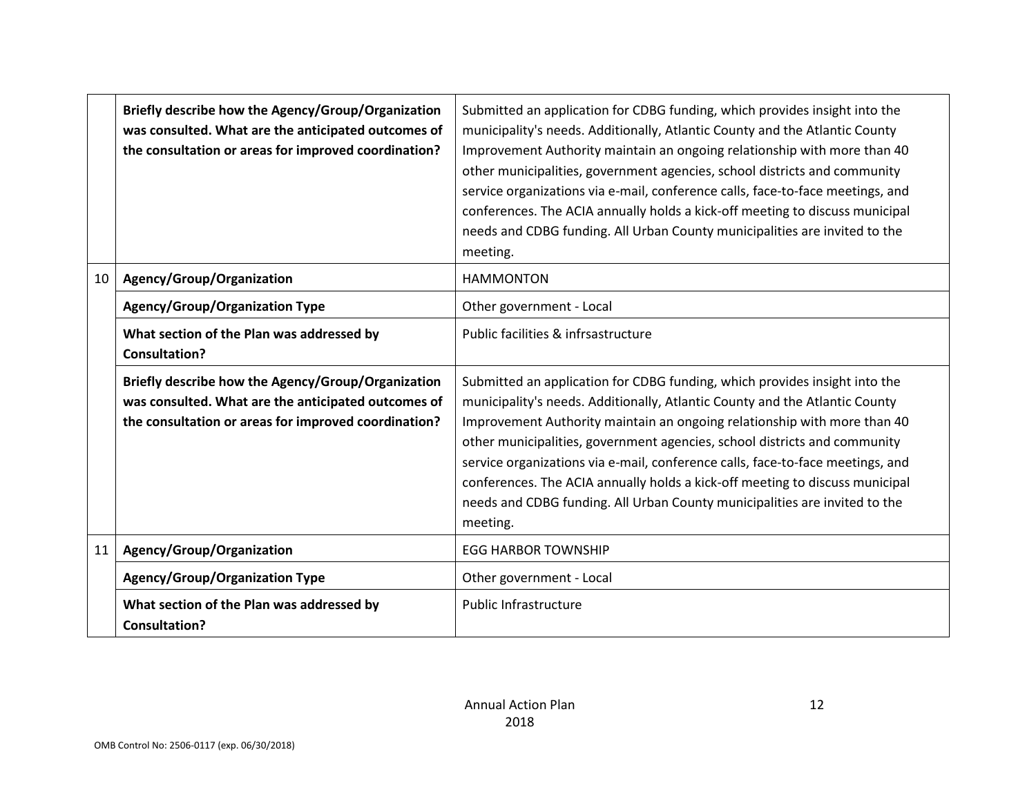| | | |
|---|---|---|
| | **Briefly describe how the Agency/Group/Organization was consulted. What are the anticipated outcomes of the consultation or areas for improved coordination?** | Submitted an application for CDBG funding, which provides insight into the municipality's needs. Additionally, Atlantic County and the Atlantic County Improvement Authority maintain an ongoing relationship with more than 40 other municipalities, government agencies, school districts and community service organizations via e-mail, conference calls, face-to-face meetings, and conferences. The ACIA annually holds a kick-off meeting to discuss municipal needs and CDBG funding. All Urban County municipalities are invited to the meeting. |
| 10 | **Agency/Group/Organization** | HAMMONTON |
| | **Agency/Group/Organization Type** | Other government - Local |
| | **What section of the Plan was addressed by Consultation?** | Public facilities & infrsastructure |
| | **Briefly describe how the Agency/Group/Organization was consulted. What are the anticipated outcomes of the consultation or areas for improved coordination?** | Submitted an application for CDBG funding, which provides insight into the municipality's needs. Additionally, Atlantic County and the Atlantic County Improvement Authority maintain an ongoing relationship with more than 40 other municipalities, government agencies, school districts and community service organizations via e-mail, conference calls, face-to-face meetings, and conferences. The ACIA annually holds a kick-off meeting to discuss municipal needs and CDBG funding. All Urban County municipalities are invited to the meeting. |
| 11 | **Agency/Group/Organization** | EGG HARBOR TOWNSHIP |
| | **Agency/Group/Organization Type** | Other government - Local |
| | **What section of the Plan was addressed by Consultation?** | Public Infrastructure |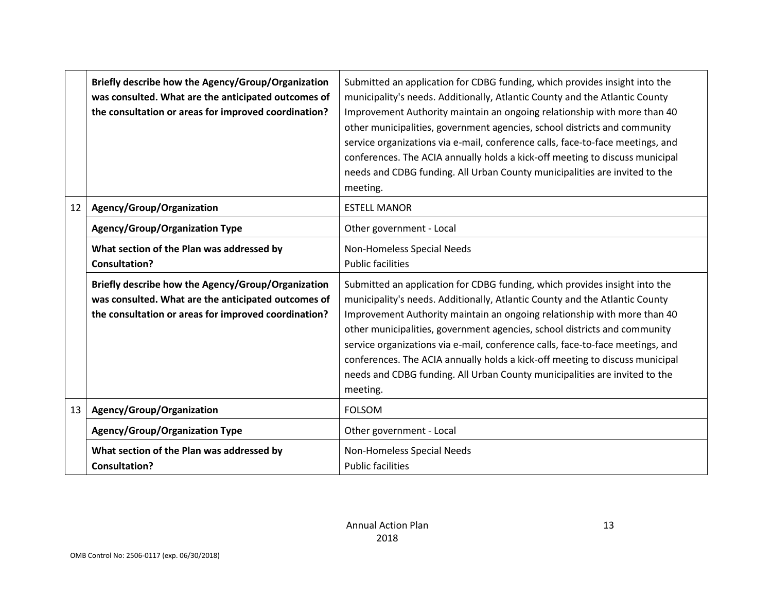| | | |
|---|---|---|
| | **Briefly describe how the Agency/Group/Organization was consulted. What are the anticipated outcomes of the consultation or areas for improved coordination?** | Submitted an application for CDBG funding, which provides insight into the municipality's needs. Additionally, Atlantic County and the Atlantic County Improvement Authority maintain an ongoing relationship with more than 40 other municipalities, government agencies, school districts and community service organizations via e-mail, conference calls, face-to-face meetings, and conferences. The ACIA annually holds a kick-off meeting to discuss municipal needs and CDBG funding. All Urban County municipalities are invited to the meeting. |
| 12 | **Agency/Group/Organization** | ESTELL MANOR |
| | **Agency/Group/Organization Type** | Other government - Local |
| | **What section of the Plan was addressed by Consultation?** | Non-Homeless Special Needs<br>Public facilities |
| | **Briefly describe how the Agency/Group/Organization was consulted. What are the anticipated outcomes of the consultation or areas for improved coordination?** | Submitted an application for CDBG funding, which provides insight into the municipality's needs. Additionally, Atlantic County and the Atlantic County Improvement Authority maintain an ongoing relationship with more than 40 other municipalities, government agencies, school districts and community service organizations via e-mail, conference calls, face-to-face meetings, and conferences. The ACIA annually holds a kick-off meeting to discuss municipal needs and CDBG funding. All Urban County municipalities are invited to the meeting. |
| 13 | **Agency/Group/Organization** | FOLSOM |
| | **Agency/Group/Organization Type** | Other government - Local |
| | **What section of the Plan was addressed by Consultation?** | Non-Homeless Special Needs<br>Public facilities |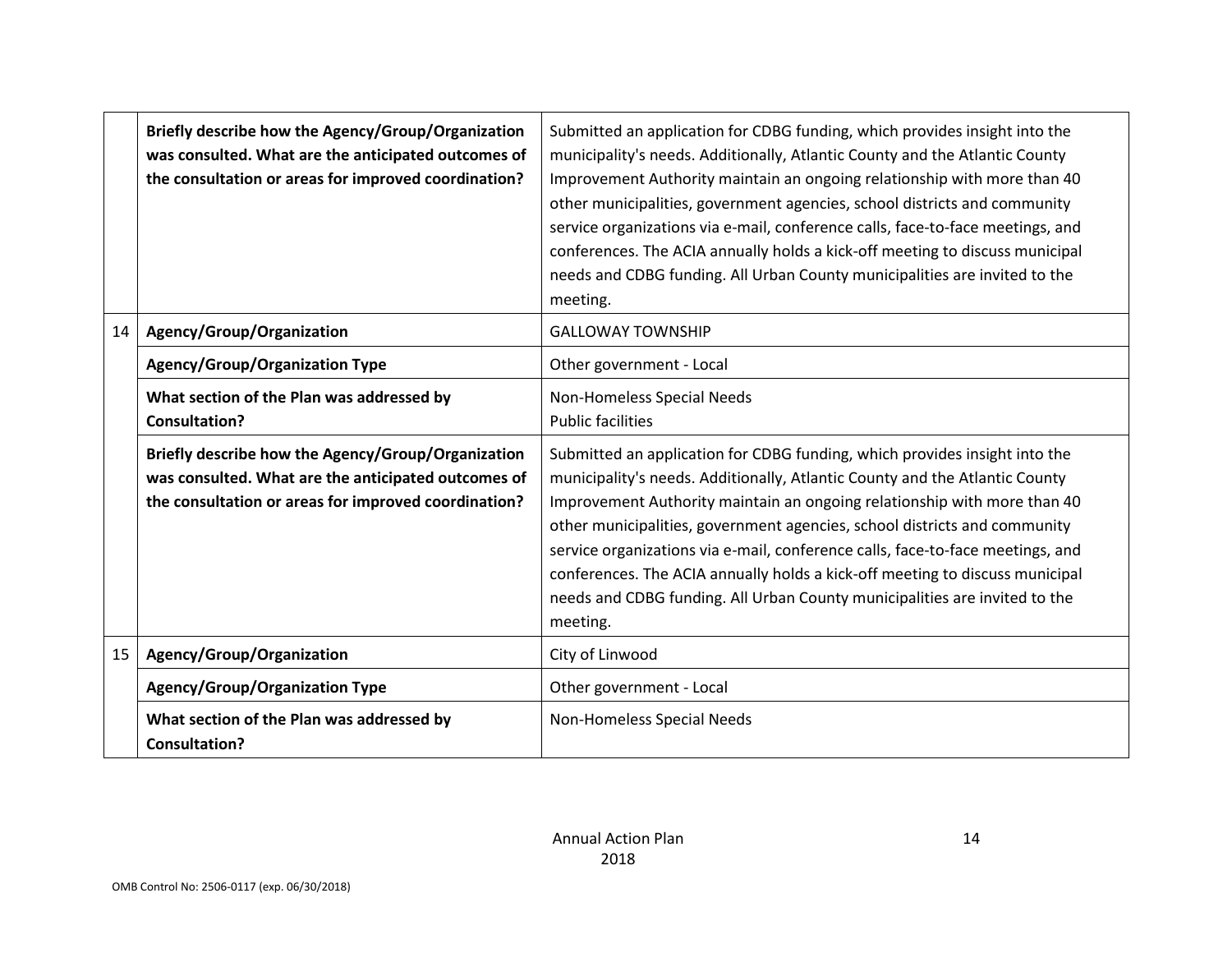| | | |
|---|---|---|
| | **Briefly describe how the Agency/Group/Organization was consulted. What are the anticipated outcomes of the consultation or areas for improved coordination?** | Submitted an application for CDBG funding, which provides insight into the municipality's needs. Additionally, Atlantic County and the Atlantic County Improvement Authority maintain an ongoing relationship with more than 40 other municipalities, government agencies, school districts and community service organizations via e-mail, conference calls, face-to-face meetings, and conferences. The ACIA annually holds a kick-off meeting to discuss municipal needs and CDBG funding. All Urban County municipalities are invited to the meeting. |
| 14 | **Agency/Group/Organization** | GALLOWAY TOWNSHIP |
| | **Agency/Group/Organization Type** | Other government - Local |
| | **What section of the Plan was addressed by Consultation?** | Non-Homeless Special Needs<br>Public facilities |
| | **Briefly describe how the Agency/Group/Organization was consulted. What are the anticipated outcomes of the consultation or areas for improved coordination?** | Submitted an application for CDBG funding, which provides insight into the municipality's needs. Additionally, Atlantic County and the Atlantic County Improvement Authority maintain an ongoing relationship with more than 40 other municipalities, government agencies, school districts and community service organizations via e-mail, conference calls, face-to-face meetings, and conferences. The ACIA annually holds a kick-off meeting to discuss municipal needs and CDBG funding. All Urban County municipalities are invited to the meeting. |
| 15 | **Agency/Group/Organization** | City of Linwood |
| | **Agency/Group/Organization Type** | Other government - Local |
| | **What section of the Plan was addressed by Consultation?** | Non-Homeless Special Needs |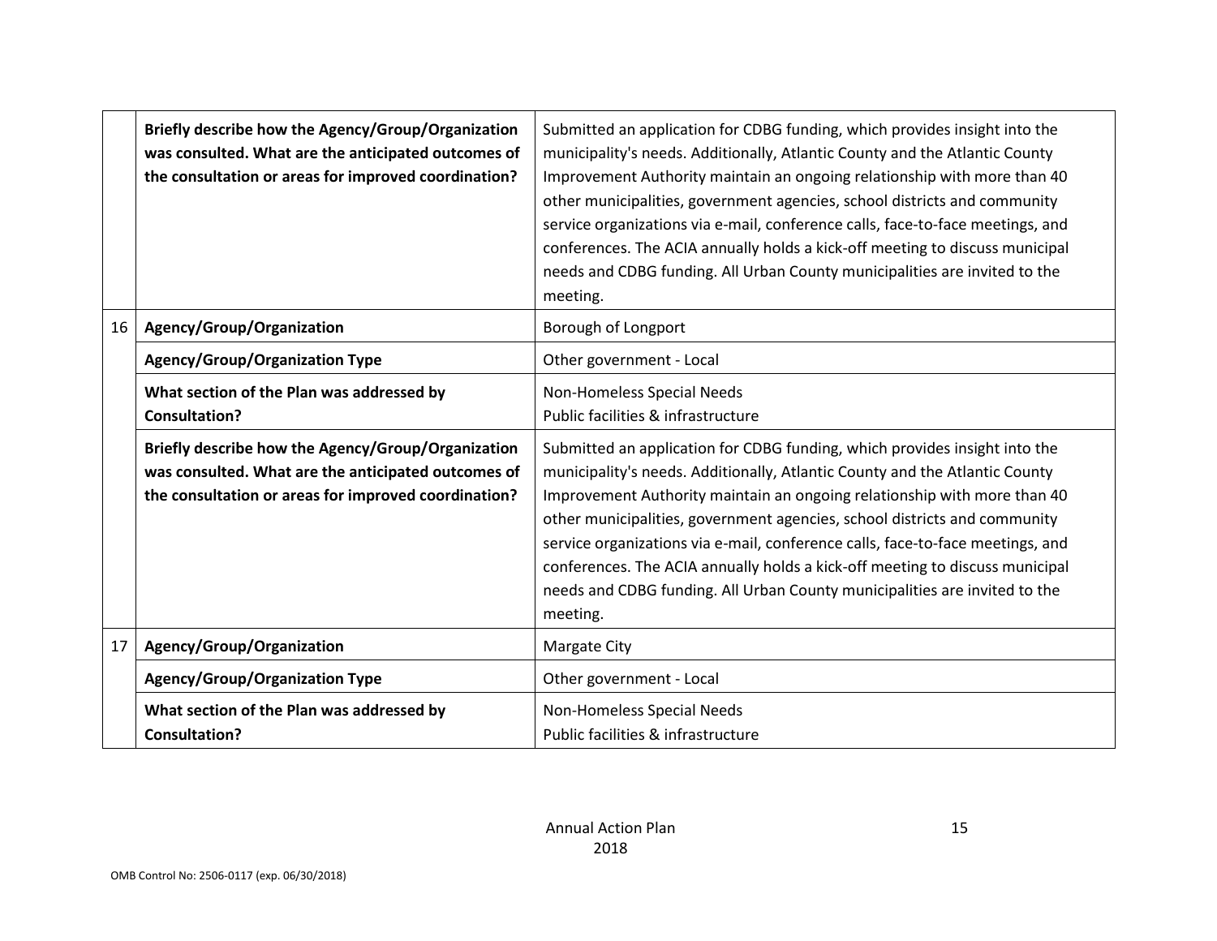| | | |
|---|---|---|
| | **Briefly describe how the Agency/Group/Organization was consulted. What are the anticipated outcomes of the consultation or areas for improved coordination?** | Submitted an application for CDBG funding, which provides insight into the municipality's needs. Additionally, Atlantic County and the Atlantic County Improvement Authority maintain an ongoing relationship with more than 40 other municipalities, government agencies, school districts and community service organizations via e-mail, conference calls, face-to-face meetings, and conferences. The ACIA annually holds a kick-off meeting to discuss municipal needs and CDBG funding. All Urban County municipalities are invited to the meeting. |
| 16 | **Agency/Group/Organization** | Borough of Longport |
| | **Agency/Group/Organization Type** | Other government - Local |
| | **What section of the Plan was addressed by Consultation?** | Non-Homeless Special Needs<br>Public facilities & infrastructure |
| | **Briefly describe how the Agency/Group/Organization was consulted. What are the anticipated outcomes of the consultation or areas for improved coordination?** | Submitted an application for CDBG funding, which provides insight into the municipality's needs. Additionally, Atlantic County and the Atlantic County Improvement Authority maintain an ongoing relationship with more than 40 other municipalities, government agencies, school districts and community service organizations via e-mail, conference calls, face-to-face meetings, and conferences. The ACIA annually holds a kick-off meeting to discuss municipal needs and CDBG funding. All Urban County municipalities are invited to the meeting. |
| 17 | **Agency/Group/Organization** | Margate City |
| | **Agency/Group/Organization Type** | Other government - Local |
| | **What section of the Plan was addressed by Consultation?** | Non-Homeless Special Needs<br>Public facilities & infrastructure |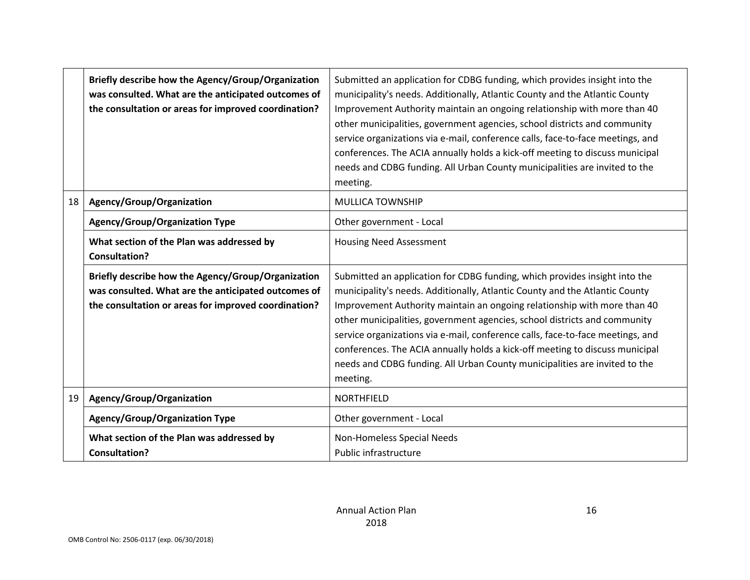| | | |
|---|---|---|
| | **Briefly describe how the Agency/Group/Organization was consulted. What are the anticipated outcomes of the consultation or areas for improved coordination?** | Submitted an application for CDBG funding, which provides insight into the municipality's needs. Additionally, Atlantic County and the Atlantic County Improvement Authority maintain an ongoing relationship with more than 40 other municipalities, government agencies, school districts and community service organizations via e-mail, conference calls, face-to-face meetings, and conferences. The ACIA annually holds a kick-off meeting to discuss municipal needs and CDBG funding. All Urban County municipalities are invited to the meeting. |
| 18 | **Agency/Group/Organization** | MULLICA TOWNSHIP |
| | **Agency/Group/Organization Type** | Other government - Local |
| | **What section of the Plan was addressed by Consultation?** | Housing Need Assessment |
| | **Briefly describe how the Agency/Group/Organization was consulted. What are the anticipated outcomes of the consultation or areas for improved coordination?** | Submitted an application for CDBG funding, which provides insight into the municipality's needs. Additionally, Atlantic County and the Atlantic County Improvement Authority maintain an ongoing relationship with more than 40 other municipalities, government agencies, school districts and community service organizations via e-mail, conference calls, face-to-face meetings, and conferences. The ACIA annually holds a kick-off meeting to discuss municipal needs and CDBG funding. All Urban County municipalities are invited to the meeting. |
| 19 | **Agency/Group/Organization** | NORTHFIELD |
| | **Agency/Group/Organization Type** | Other government - Local |
| | **What section of the Plan was addressed by Consultation?** | Non-Homeless Special Needs<br>Public infrastructure |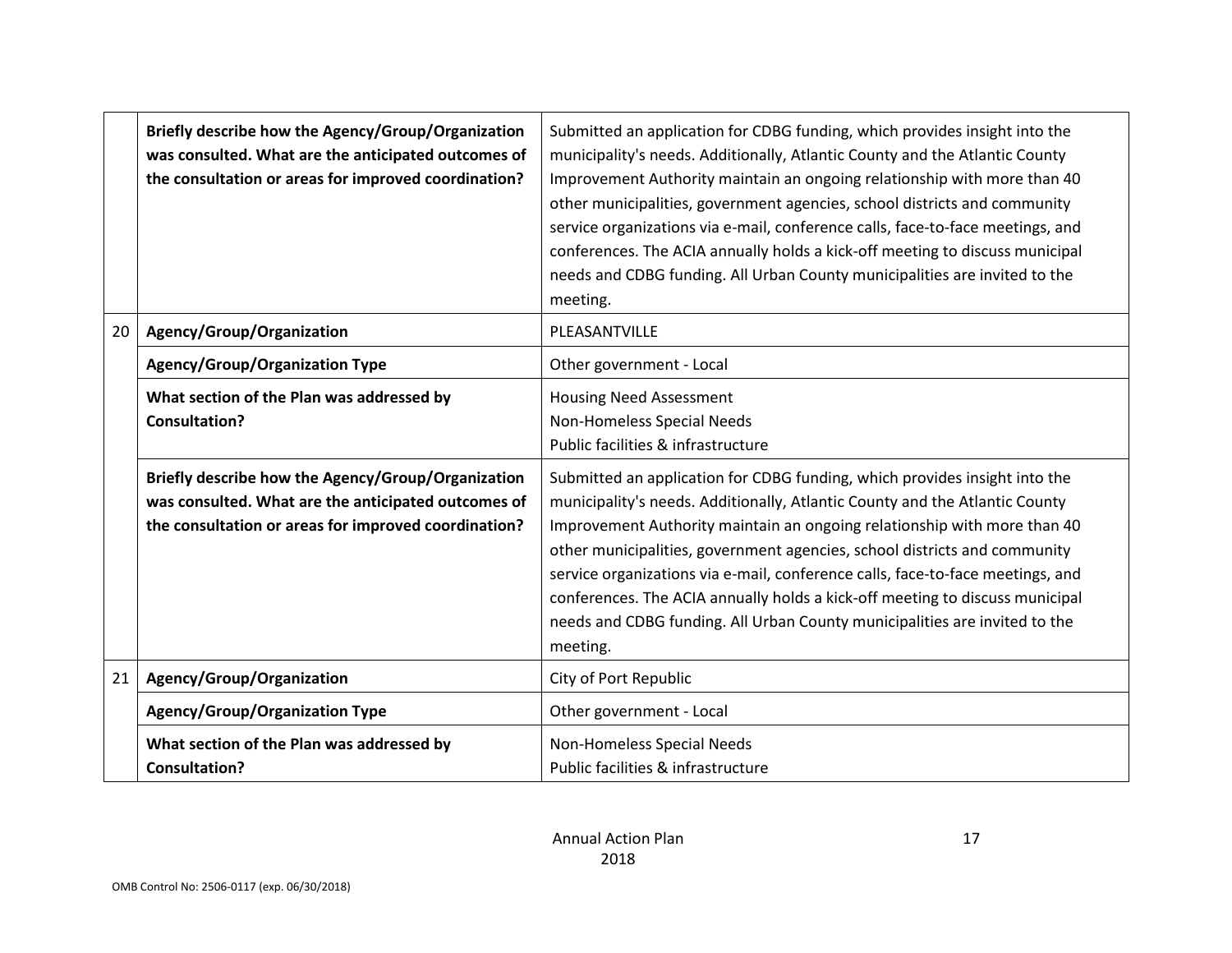| | | |
|---|---|---|
| | **Briefly describe how the Agency/Group/Organization was consulted. What are the anticipated outcomes of the consultation or areas for improved coordination?** | Submitted an application for CDBG funding, which provides insight into the municipality's needs. Additionally, Atlantic County and the Atlantic County Improvement Authority maintain an ongoing relationship with more than 40 other municipalities, government agencies, school districts and community service organizations via e-mail, conference calls, face-to-face meetings, and conferences. The ACIA annually holds a kick-off meeting to discuss municipal needs and CDBG funding. All Urban County municipalities are invited to the meeting. |
| 20 | **Agency/Group/Organization** | PLEASANTVILLE |
| | **Agency/Group/Organization Type** | Other government - Local |
| | **What section of the Plan was addressed by Consultation?** | Housing Need Assessment<br>Non-Homeless Special Needs<br>Public facilities & infrastructure |
| | **Briefly describe how the Agency/Group/Organization was consulted. What are the anticipated outcomes of the consultation or areas for improved coordination?** | Submitted an application for CDBG funding, which provides insight into the municipality's needs. Additionally, Atlantic County and the Atlantic County Improvement Authority maintain an ongoing relationship with more than 40 other municipalities, government agencies, school districts and community service organizations via e-mail, conference calls, face-to-face meetings, and conferences. The ACIA annually holds a kick-off meeting to discuss municipal needs and CDBG funding. All Urban County municipalities are invited to the meeting. |
| 21 | **Agency/Group/Organization** | City of Port Republic |
| | **Agency/Group/Organization Type** | Other government - Local |
| | **What section of the Plan was addressed by Consultation?** | Non-Homeless Special Needs<br>Public facilities & infrastructure |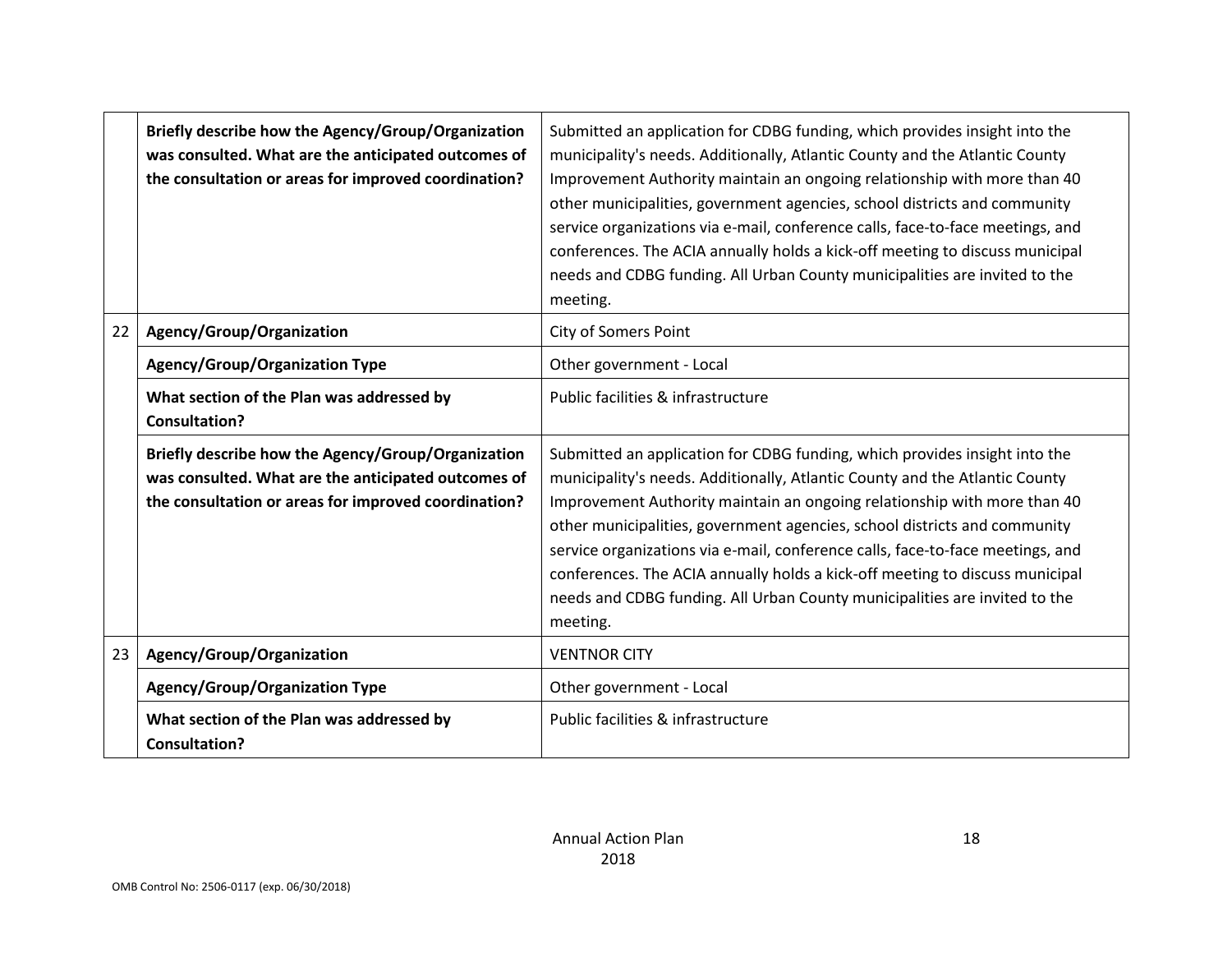| | | |
|---|---|---|
| | **Briefly describe how the Agency/Group/Organization was consulted. What are the anticipated outcomes of the consultation or areas for improved coordination?** | Submitted an application for CDBG funding, which provides insight into the municipality's needs. Additionally, Atlantic County and the Atlantic County Improvement Authority maintain an ongoing relationship with more than 40 other municipalities, government agencies, school districts and community service organizations via e-mail, conference calls, face-to-face meetings, and conferences. The ACIA annually holds a kick-off meeting to discuss municipal needs and CDBG funding. All Urban County municipalities are invited to the meeting. |
| 22 | **Agency/Group/Organization** | City of Somers Point |
| | **Agency/Group/Organization Type** | Other government - Local |
| | **What section of the Plan was addressed by Consultation?** | Public facilities & infrastructure |
| | **Briefly describe how the Agency/Group/Organization was consulted. What are the anticipated outcomes of the consultation or areas for improved coordination?** | Submitted an application for CDBG funding, which provides insight into the municipality's needs. Additionally, Atlantic County and the Atlantic County Improvement Authority maintain an ongoing relationship with more than 40 other municipalities, government agencies, school districts and community service organizations via e-mail, conference calls, face-to-face meetings, and conferences. The ACIA annually holds a kick-off meeting to discuss municipal needs and CDBG funding. All Urban County municipalities are invited to the meeting. |
| 23 | **Agency/Group/Organization** | VENTNOR CITY |
| | **Agency/Group/Organization Type** | Other government - Local |
| | **What section of the Plan was addressed by Consultation?** | Public facilities & infrastructure |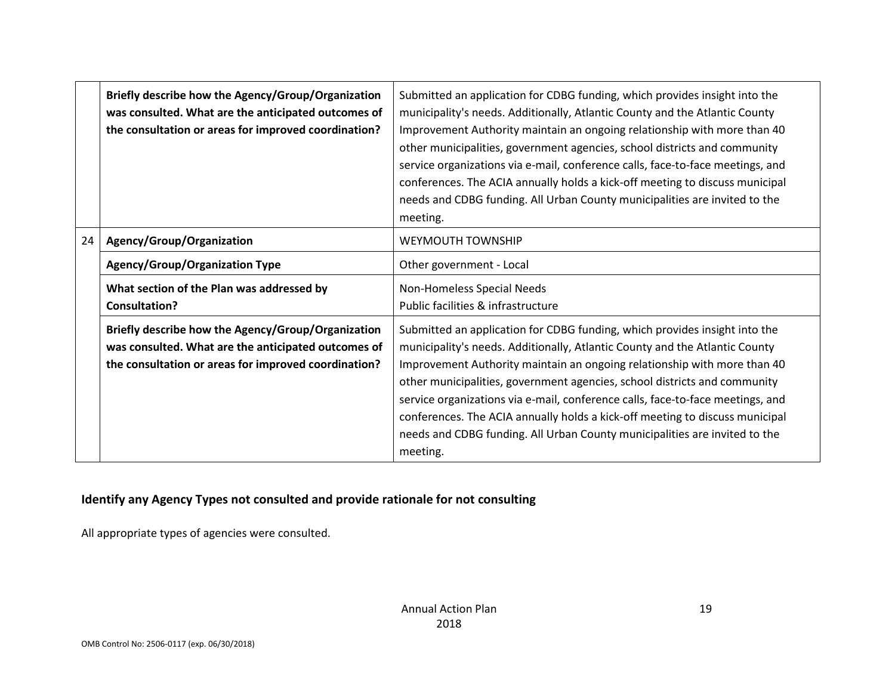| | | |
|---|---|---|
| | **Briefly describe how the Agency/Group/Organization was consulted. What are the anticipated outcomes of the consultation or areas for improved coordination?** | Submitted an application for CDBG funding, which provides insight into the municipality's needs. Additionally, Atlantic County and the Atlantic County Improvement Authority maintain an ongoing relationship with more than 40 other municipalities, government agencies, school districts and community service organizations via e-mail, conference calls, face-to-face meetings, and conferences. The ACIA annually holds a kick-off meeting to discuss municipal needs and CDBG funding. All Urban County municipalities are invited to the meeting. |
| 24 | **Agency/Group/Organization** | WEYMOUTH TOWNSHIP |
| | **Agency/Group/Organization Type** | Other government - Local |
| | **What section of the Plan was addressed by Consultation?** | Non-Homeless Special Needs<br>Public facilities & infrastructure |
| | **Briefly describe how the Agency/Group/Organization was consulted. What are the anticipated outcomes of the consultation or areas for improved coordination?** | Submitted an application for CDBG funding, which provides insight into the municipality's needs. Additionally, Atlantic County and the Atlantic County Improvement Authority maintain an ongoing relationship with more than 40 other municipalities, government agencies, school districts and community service organizations via e-mail, conference calls, face-to-face meetings, and conferences. The ACIA annually holds a kick-off meeting to discuss municipal needs and CDBG funding. All Urban County municipalities are invited to the meeting. |

**Identify any Agency Types not consulted and provide rationale for not consulting**

All appropriate types of agencies were consulted.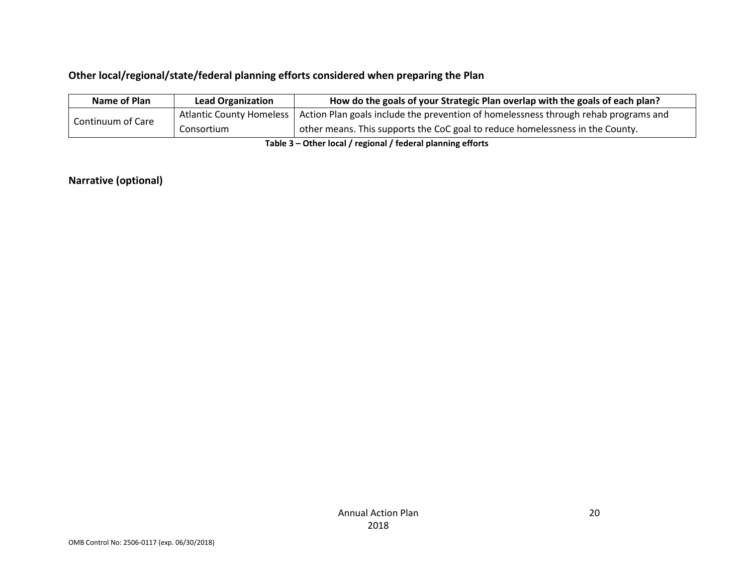**Other local/regional/state/federal planning efforts considered when preparing the Plan**

| Name of Plan | Lead Organization | How do the goals of your Strategic Plan overlap with the goals of each plan? |
|---|---|---|
| Continuum of Care | Atlantic County Homeless Consortium | Action Plan goals include the prevention of homelessness through rehab programs and other means. This supports the CoC goal to reduce homelessness in the County. |

**Table 3 – Other local / regional / federal planning efforts**

**Narrative (optional)**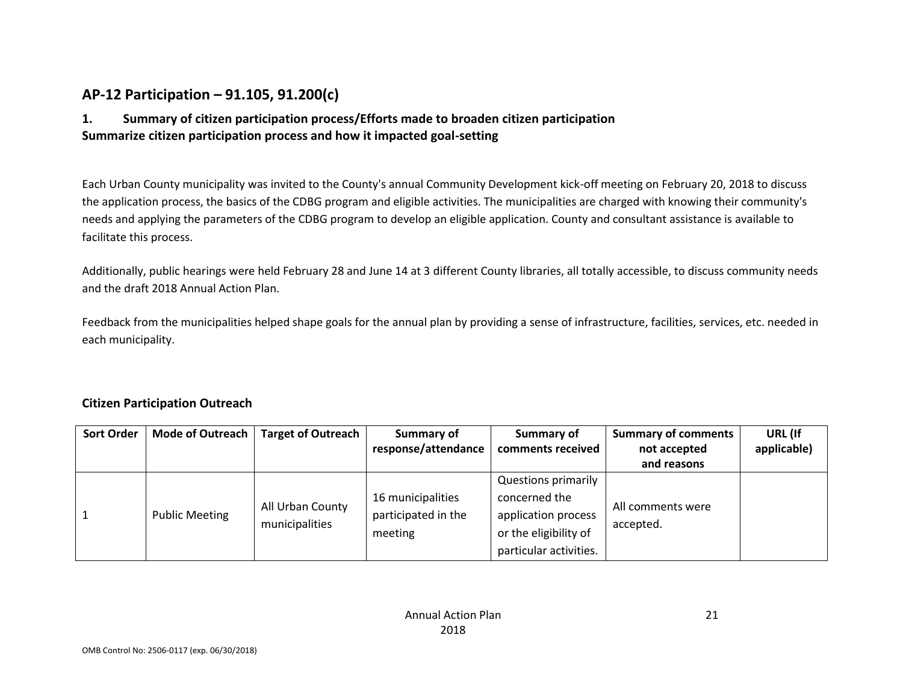## AP-12 Participation – 91.105, 91.200(c)

### 1. Summary of citizen participation process/Efforts made to broaden citizen participation

**Summarize citizen participation process and how it impacted goal-setting**

Each Urban County municipality was invited to the County's annual Community Development kick-off meeting on February 20, 2018 to discuss the application process, the basics of the CDBG program and eligible activities. The municipalities are charged with knowing their community's needs and applying the parameters of the CDBG program to develop an eligible application. County and consultant assistance is available to facilitate this process.

Additionally, public hearings were held February 28 and June 14 at 3 different County libraries, all totally accessible, to discuss community needs and the draft 2018 Annual Action Plan.

Feedback from the municipalities helped shape goals for the annual plan by providing a sense of infrastructure, facilities, services, etc. needed in each municipality.

### Citizen Participation Outreach

| Sort Order | Mode of Outreach | Target of Outreach | Summary of response/attendance | Summary of comments received | Summary of comments not accepted and reasons | URL (If applicable) |
|---|---|---|---|---|---|---|
| 1 | Public Meeting | All Urban County municipalities | 16 municipalities participated in the meeting | Questions primarily concerned the application process or the eligibility of particular activities. | All comments were accepted. | |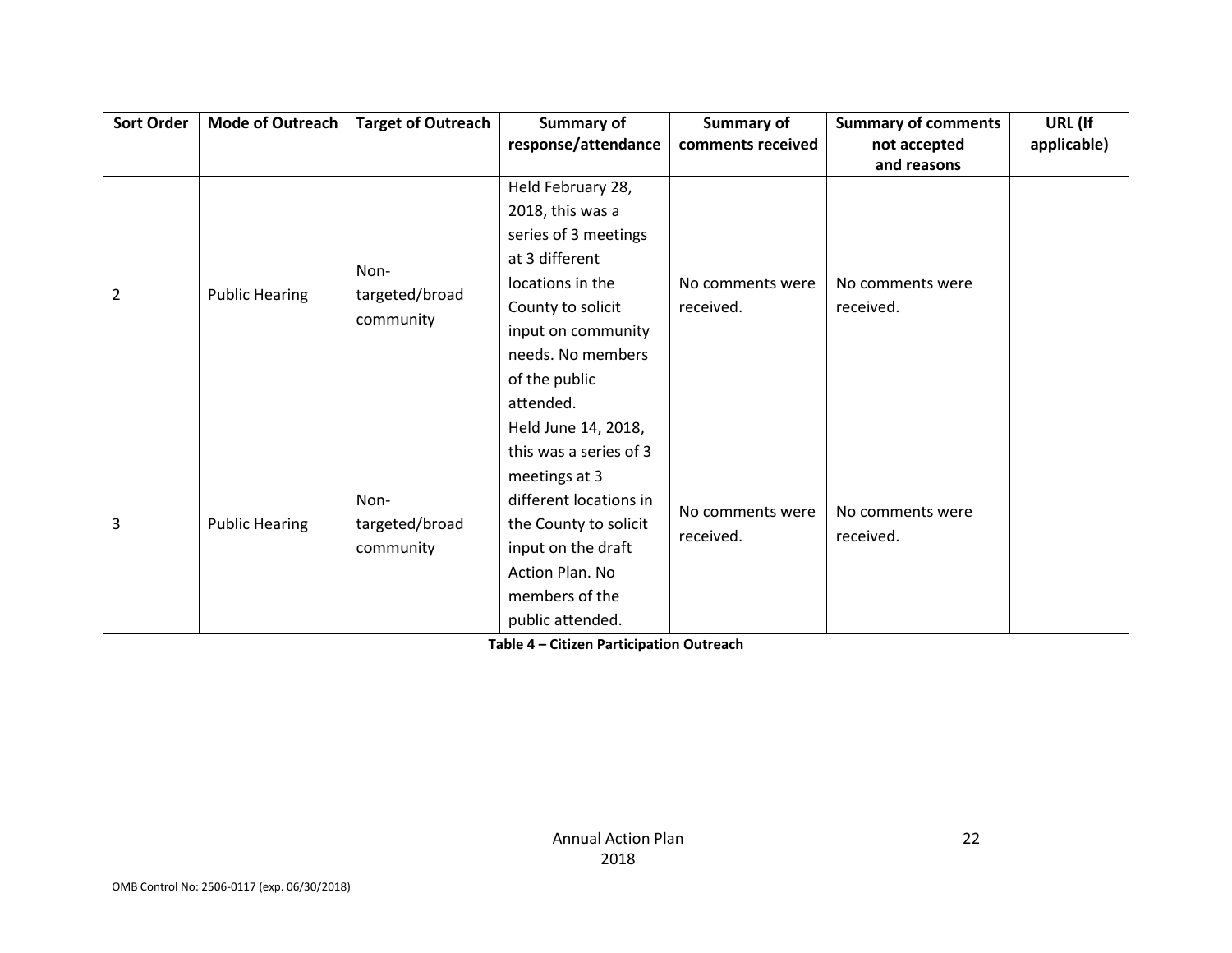| Sort Order | Mode of Outreach | Target of Outreach | Summary of response/attendance | Summary of comments received | Summary of comments not accepted and reasons | URL (If applicable) |
|---|---|---|---|---|---|---|
| 2 | Public Hearing | Non-targeted/broad community | Held February 28, 2018, this was a series of 3 meetings at 3 different locations in the County to solicit input on community needs. No members of the public attended. | No comments were received. | No comments were received. | |
| 3 | Public Hearing | Non-targeted/broad community | Held June 14, 2018, this was a series of 3 meetings at 3 different locations in the County to solicit input on the draft Action Plan. No members of the public attended. | No comments were received. | No comments were received. | |

**Table 4 – Citizen Participation Outreach**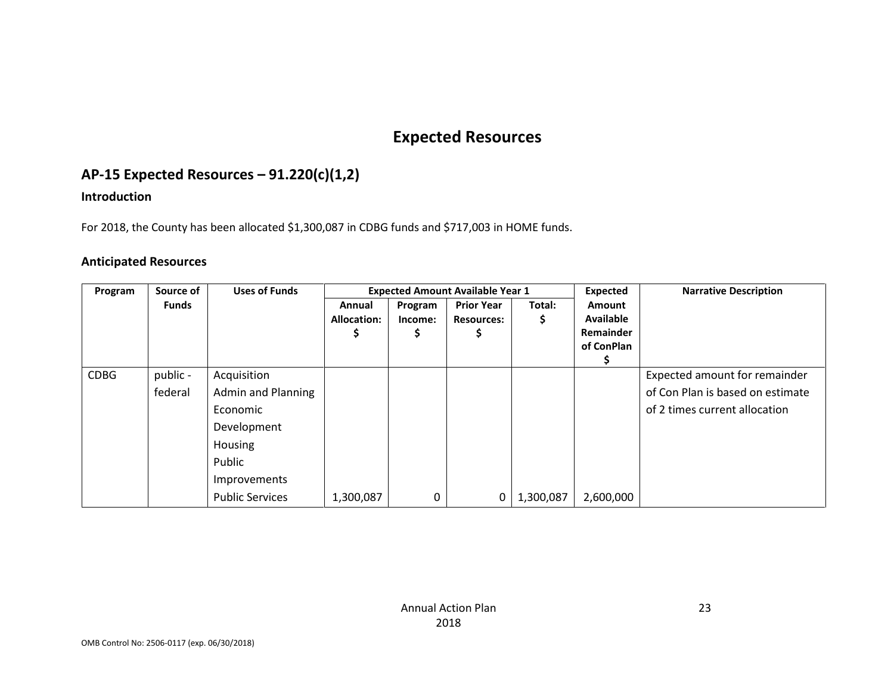# Expected Resources

## AP-15 Expected Resources – 91.220(c)(1,2)

### Introduction

For 2018, the County has been allocated $1,300,087 in CDBG funds and $717,003 in HOME funds.

### Anticipated Resources

| Program | Source of Funds | Uses of Funds | Expected Amount Available Year 1 | | | | Expected Amount Available Remainder of ConPlan $ | Narrative Description |
|---|---|---|---|---|---|---|---|---|
| | | | Annual Allocation: $ | Program Income: $ | Prior Year Resources: $ | Total: $ | | |
| CDBG | public - federal | Acquisition<br>Admin and Planning<br>Economic Development<br>Housing<br>Public Improvements<br>Public Services | 1,300,087 | 0 | 0 | 1,300,087 | 2,600,000 | Expected amount for remainder of Con Plan is based on estimate of 2 times current allocation |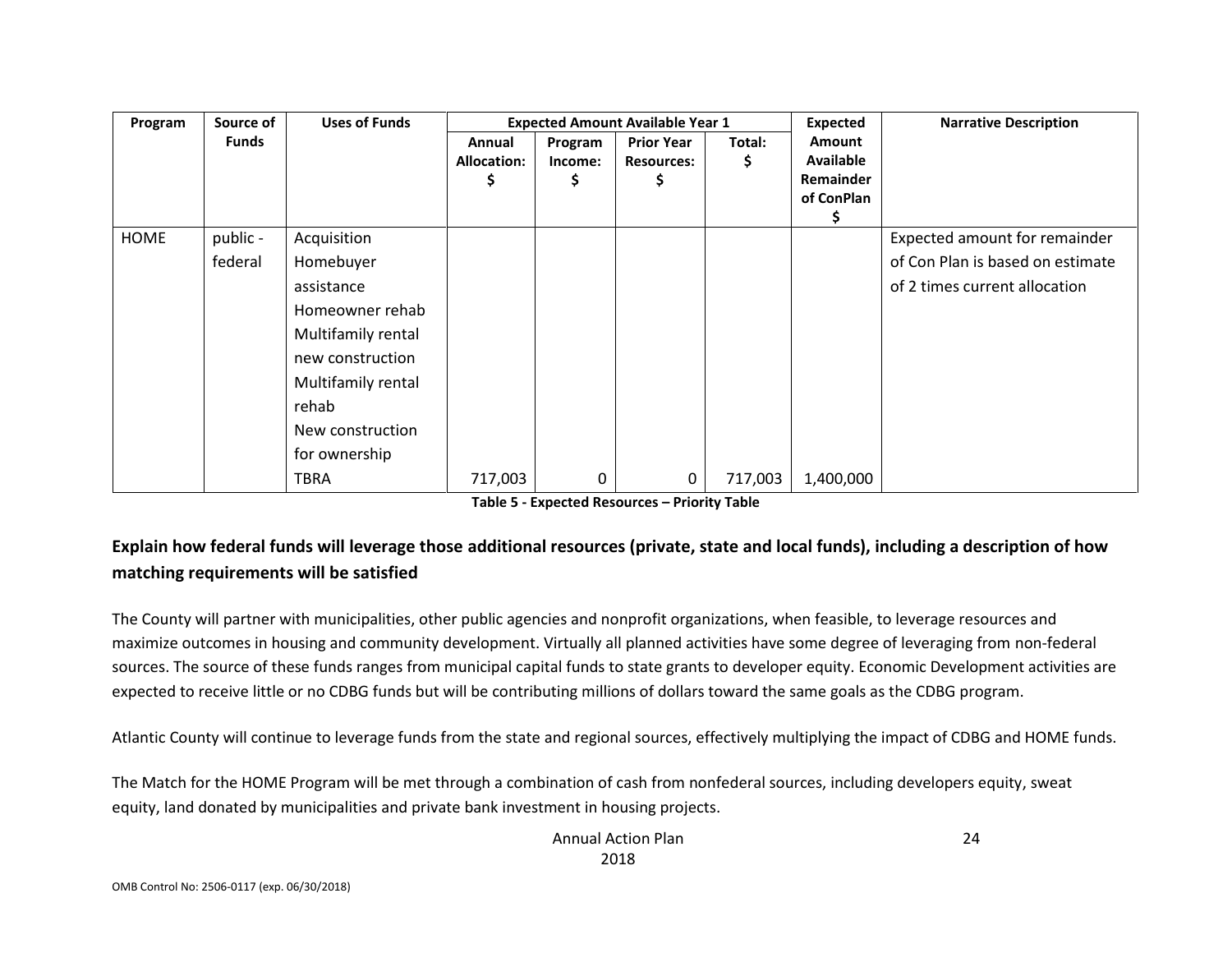| Program | Source of Funds | Uses of Funds | Expected Amount Available Year 1 | | | | Expected Amount Available Remainder of ConPlan $ | Narrative Description |
|---|---|---|---|---|---|---|---|---|
| | | | Annual Allocation: $ | Program Income: $ | Prior Year Resources: $ | Total: $ | | |
| HOME | public - federal | Acquisition<br>Homebuyer assistance<br>Homeowner rehab<br>Multifamily rental new construction<br>Multifamily rental rehab<br>New construction for ownership<br>TBRA | 717,003 | 0 | 0 | 717,003 | 1,400,000 | Expected amount for remainder of Con Plan is based on estimate of 2 times current allocation |

**Table 5 - Expected Resources – Priority Table**

### Explain how federal funds will leverage those additional resources (private, state and local funds), including a description of how matching requirements will be satisfied

The County will partner with municipalities, other public agencies and nonprofit organizations, when feasible, to leverage resources and maximize outcomes in housing and community development. Virtually all planned activities have some degree of leveraging from non-federal sources. The source of these funds ranges from municipal capital funds to state grants to developer equity. Economic Development activities are expected to receive little or no CDBG funds but will be contributing millions of dollars toward the same goals as the CDBG program.

Atlantic County will continue to leverage funds from the state and regional sources, effectively multiplying the impact of CDBG and HOME funds.

The Match for the HOME Program will be met through a combination of cash from nonfederal sources, including developers equity, sweat equity, land donated by municipalities and private bank investment in housing projects.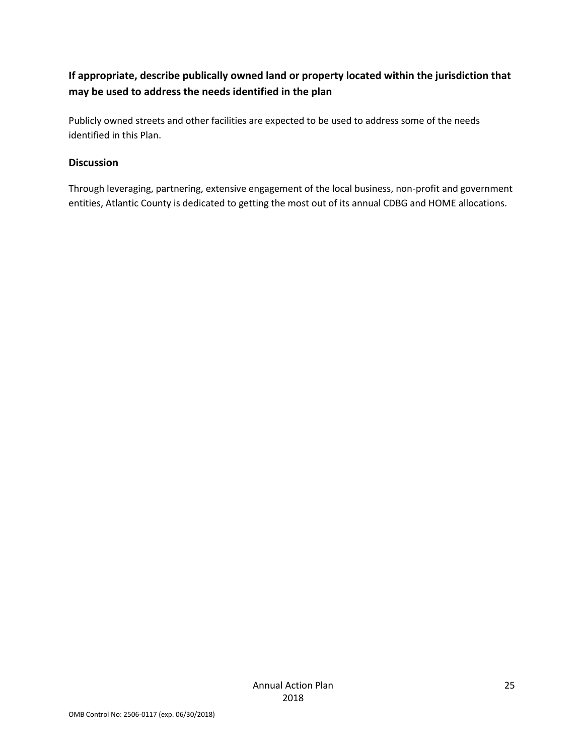**If appropriate, describe publically owned land or property located within the jurisdiction that may be used to address the needs identified in the plan**

Publicly owned streets and other facilities are expected to be used to address some of the needs identified in this Plan.

**Discussion**

Through leveraging, partnering, extensive engagement of the local business, non-profit and government entities, Atlantic County is dedicated to getting the most out of its annual CDBG and HOME allocations.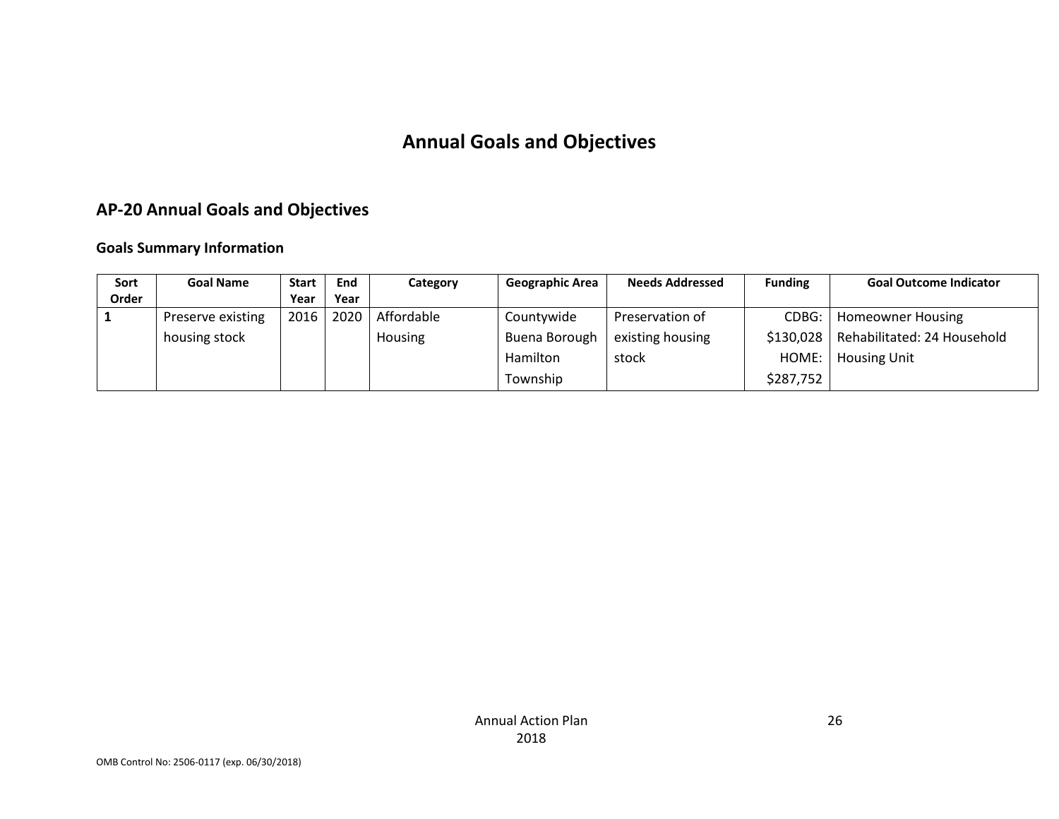# Annual Goals and Objectives

## AP-20 Annual Goals and Objectives

### Goals Summary Information

| Sort Order | Goal Name | Start Year | End Year | Category | Geographic Area | Needs Addressed | Funding | Goal Outcome Indicator |
|---|---|---|---|---|---|---|---|---|
| 1 | Preserve existing housing stock | 2016 | 2020 | Affordable Housing | Countywide Buena Borough Hamilton Township | Preservation of existing housing stock | CDBG: $130,028 HOME: $287,752 | Homeowner Housing Rehabilitated: 24 Household Housing Unit |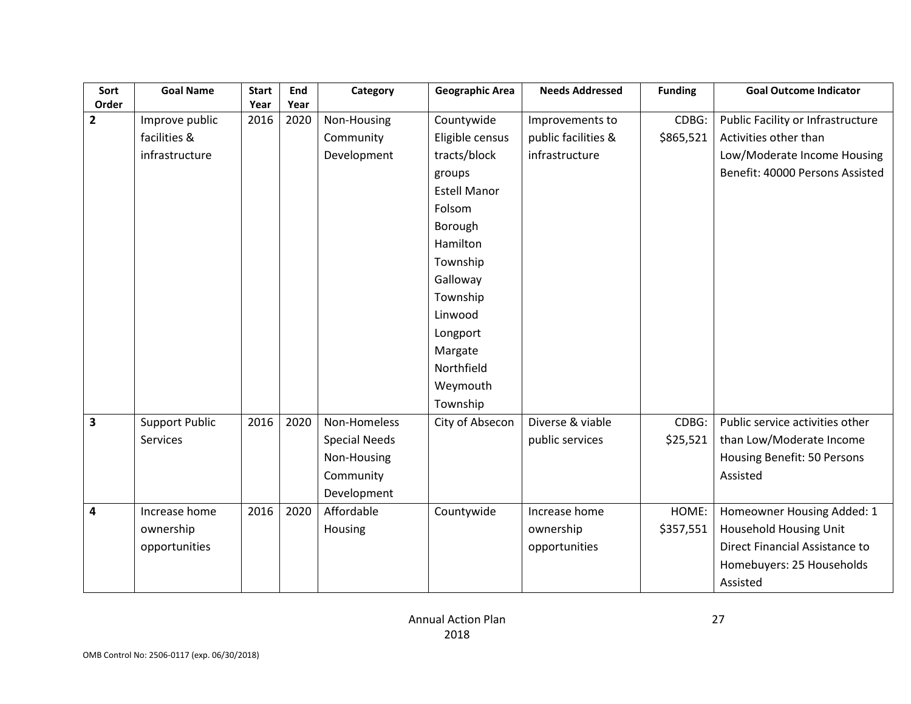| Sort Order | Goal Name | Start Year | End Year | Category | Geographic Area | Needs Addressed | Funding | Goal Outcome Indicator |
|---|---|---|---|---|---|---|---|---|
| 2 | Improve public facilities & infrastructure | 2016 | 2020 | Non-Housing Community Development | Countywide Eligible census tracts/block groups Estell Manor Folsom Borough Hamilton Township Galloway Township Linwood Longport Margate Northfield Weymouth Township | Improvements to public facilities & infrastructure | CDBG: $865,521 | Public Facility or Infrastructure Activities other than Low/Moderate Income Housing Benefit: 40000 Persons Assisted |
| 3 | Support Public Services | 2016 | 2020 | Non-Homeless Special Needs Non-Housing Community Development | City of Absecon | Diverse & viable public services | CDBG: $25,521 | Public service activities other than Low/Moderate Income Housing Benefit: 50 Persons Assisted |
| 4 | Increase home ownership opportunities | 2016 | 2020 | Affordable Housing | Countywide | Increase home ownership opportunities | HOME: $357,551 | Homeowner Housing Added: 1 Household Housing Unit Direct Financial Assistance to Homebuyers: 25 Households Assisted |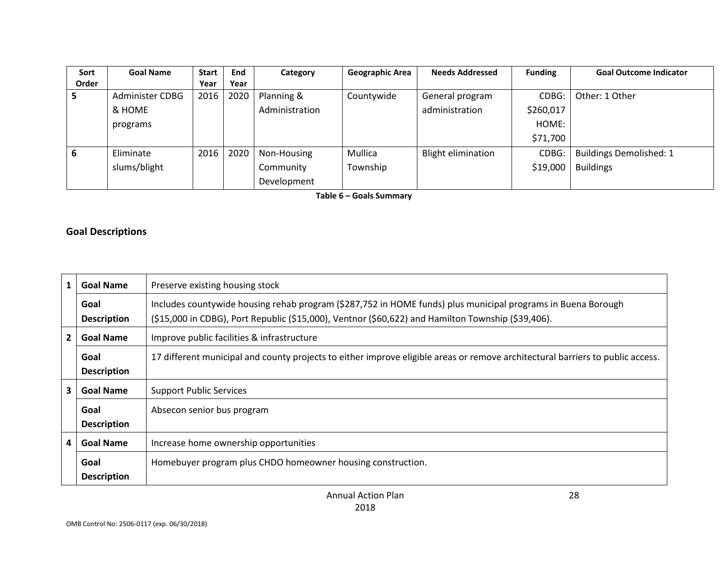| Sort Order | Goal Name | Start Year | End Year | Category | Geographic Area | Needs Addressed | Funding | Goal Outcome Indicator |
|---|---|---|---|---|---|---|---|---|
| 5 | Administer CDBG & HOME programs | 2016 | 2020 | Planning & Administration | Countywide | General program administration | CDBG: $260,017 HOME: $71,700 | Other: 1 Other |
| 6 | Eliminate slums/blight | 2016 | 2020 | Non-Housing Community Development | Mullica Township | Blight elimination | CDBG: $19,000 | Buildings Demolished: 1 Buildings |

**Table 6 – Goals Summary**

## Goal Descriptions

| | | |
|---|---|---|
| 1 | **Goal Name** | Preserve existing housing stock |
| | **Goal Description** | Includes countywide housing rehab program ($287,752 in HOME funds) plus municipal programs in Buena Borough ($15,000 in CDBG), Port Republic ($15,000), Ventnor ($60,622) and Hamilton Township ($39,406). |
| 2 | **Goal Name** | Improve public facilities & infrastructure |
| | **Goal Description** | 17 different municipal and county projects to either improve eligible areas or remove architectural barriers to public access. |
| 3 | **Goal Name** | Support Public Services |
| | **Goal Description** | Absecon senior bus program |
| 4 | **Goal Name** | Increase home ownership opportunities |
| | **Goal Description** | Homebuyer program plus CHDO homeowner housing construction. |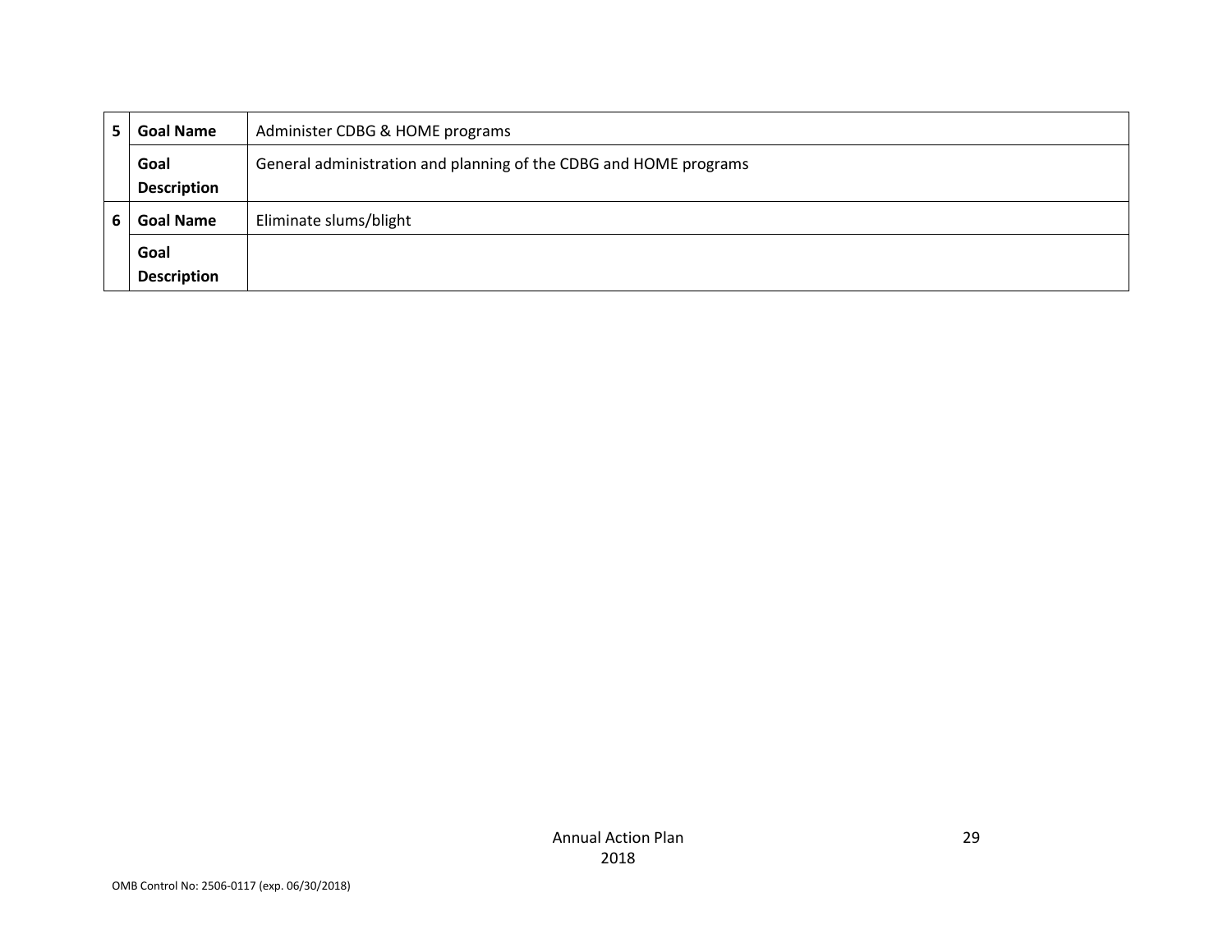| | | |
|---|---|---|
| 5 | **Goal Name** | Administer CDBG & HOME programs |
| | **Goal Description** | General administration and planning of the CDBG and HOME programs |
| 6 | **Goal Name** | Eliminate slums/blight |
| | **Goal Description** | |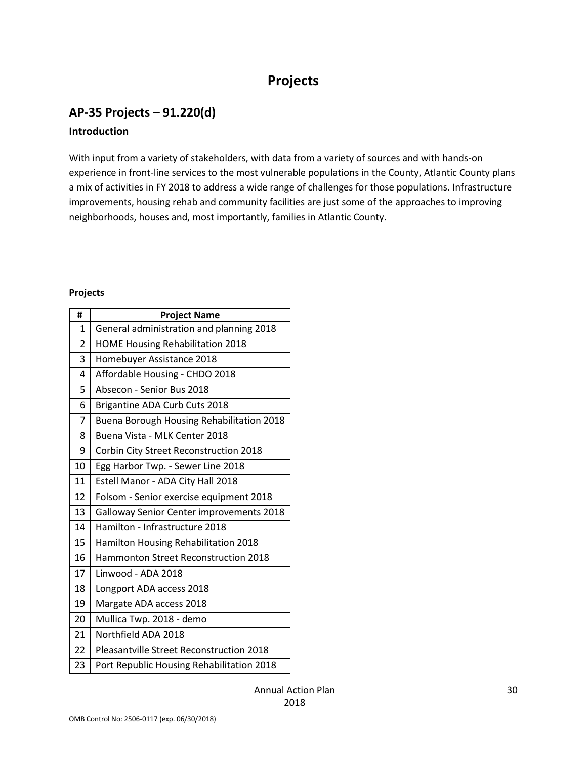# Projects

## AP-35 Projects – 91.220(d)

### Introduction

With input from a variety of stakeholders, with data from a variety of sources and with hands-on experience in front-line services to the most vulnerable populations in the County, Atlantic County plans a mix of activities in FY 2018 to address a wide range of challenges for those populations. Infrastructure improvements, housing rehab and community facilities are just some of the approaches to improving neighborhoods, houses and, most importantly, families in Atlantic County.

**Projects**

| # | Project Name |
|---|---|
| 1 | General administration and planning 2018 |
| 2 | HOME Housing Rehabilitation 2018 |
| 3 | Homebuyer Assistance 2018 |
| 4 | Affordable Housing - CHDO 2018 |
| 5 | Absecon - Senior Bus 2018 |
| 6 | Brigantine ADA Curb Cuts 2018 |
| 7 | Buena Borough Housing Rehabilitation 2018 |
| 8 | Buena Vista - MLK Center 2018 |
| 9 | Corbin City Street Reconstruction 2018 |
| 10 | Egg Harbor Twp. - Sewer Line 2018 |
| 11 | Estell Manor - ADA City Hall 2018 |
| 12 | Folsom - Senior exercise equipment 2018 |
| 13 | Galloway Senior Center improvements 2018 |
| 14 | Hamilton - Infrastructure 2018 |
| 15 | Hamilton Housing Rehabilitation 2018 |
| 16 | Hammonton Street Reconstruction 2018 |
| 17 | Linwood - ADA 2018 |
| 18 | Longport ADA access 2018 |
| 19 | Margate ADA access 2018 |
| 20 | Mullica Twp. 2018 - demo |
| 21 | Northfield ADA 2018 |
| 22 | Pleasantville Street Reconstruction 2018 |
| 23 | Port Republic Housing Rehabilitation 2018 |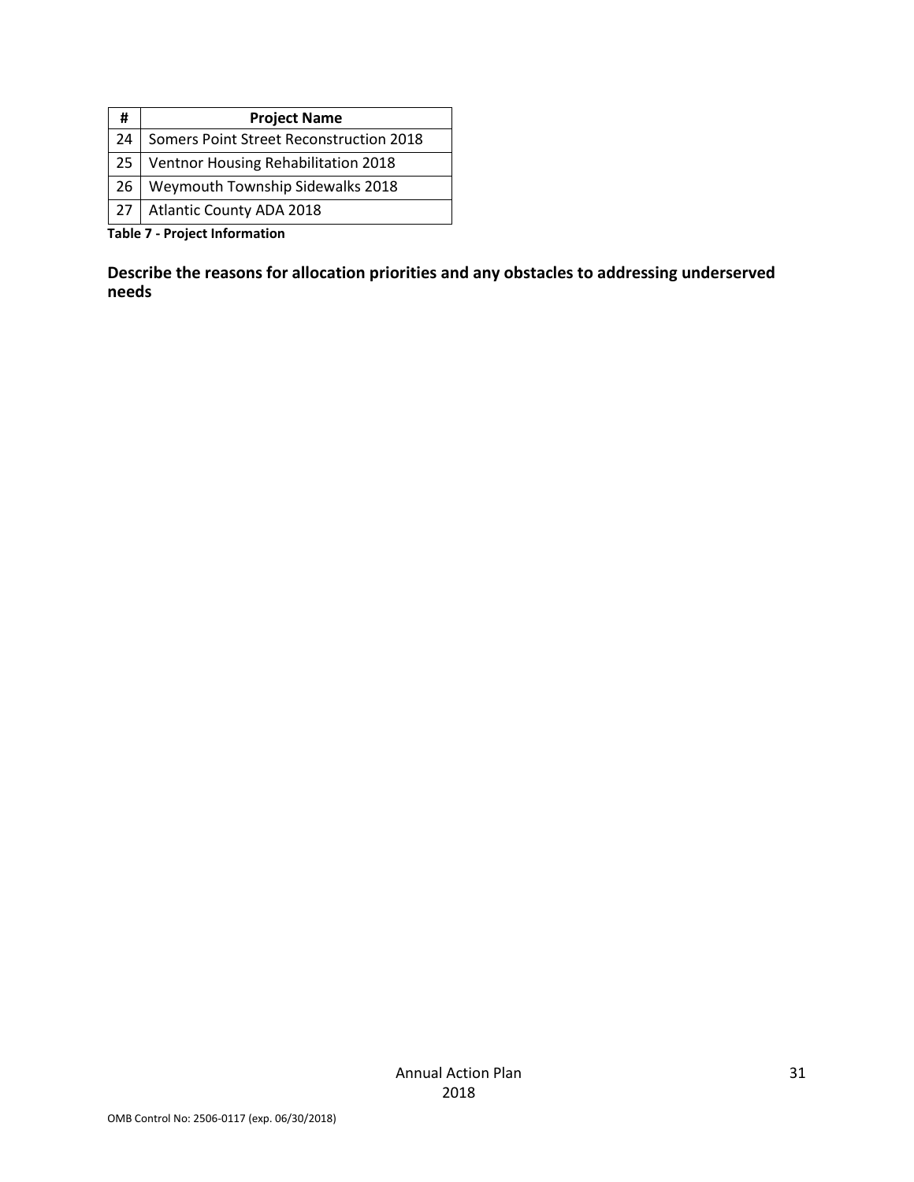| # | Project Name |
|---|---|
| 24 | Somers Point Street Reconstruction 2018 |
| 25 | Ventnor Housing Rehabilitation 2018 |
| 26 | Weymouth Township Sidewalks 2018 |
| 27 | Atlantic County ADA 2018 |

**Table 7 - Project Information**

**Describe the reasons for allocation priorities and any obstacles to addressing underserved needs**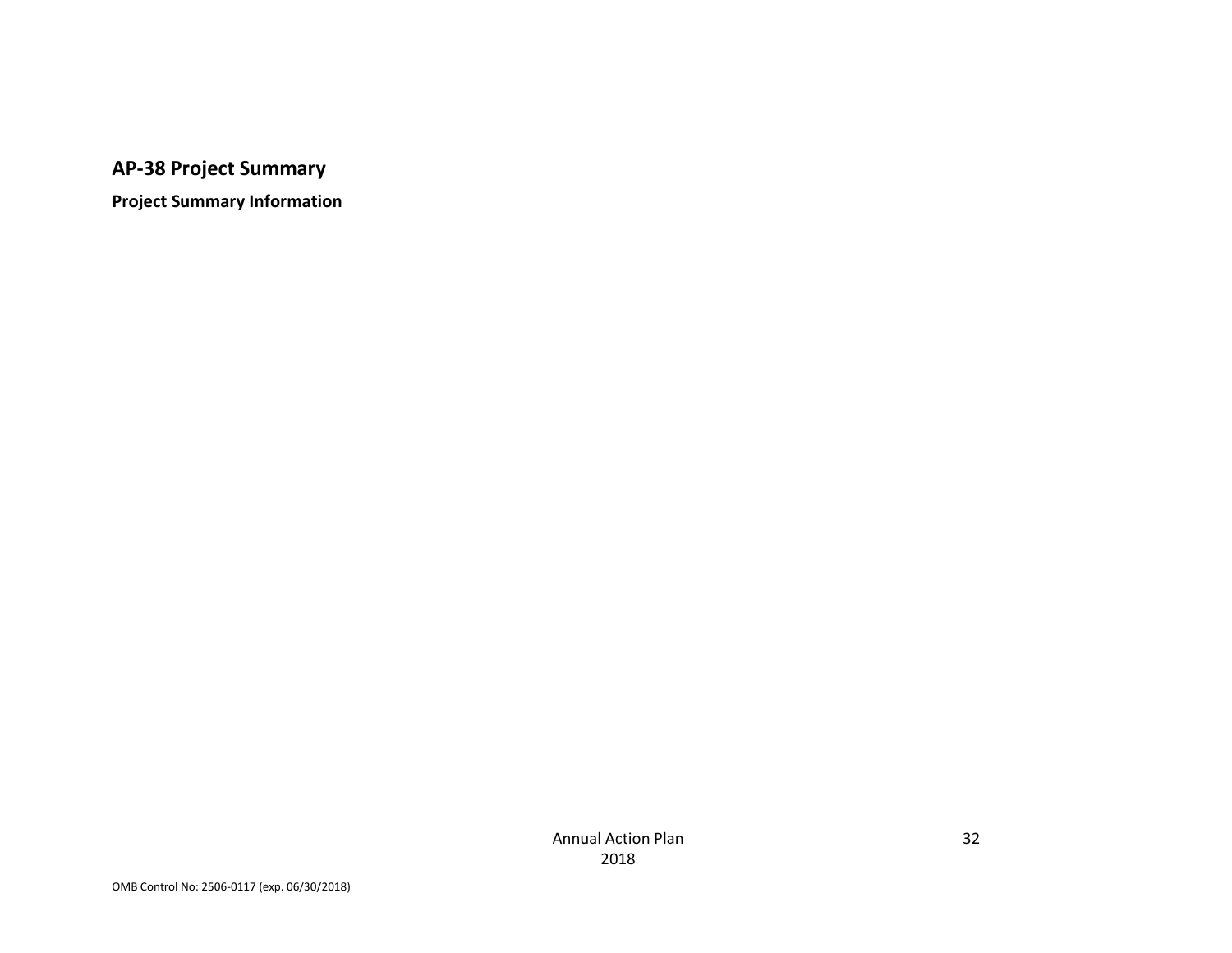## AP-38 Project Summary

**Project Summary Information**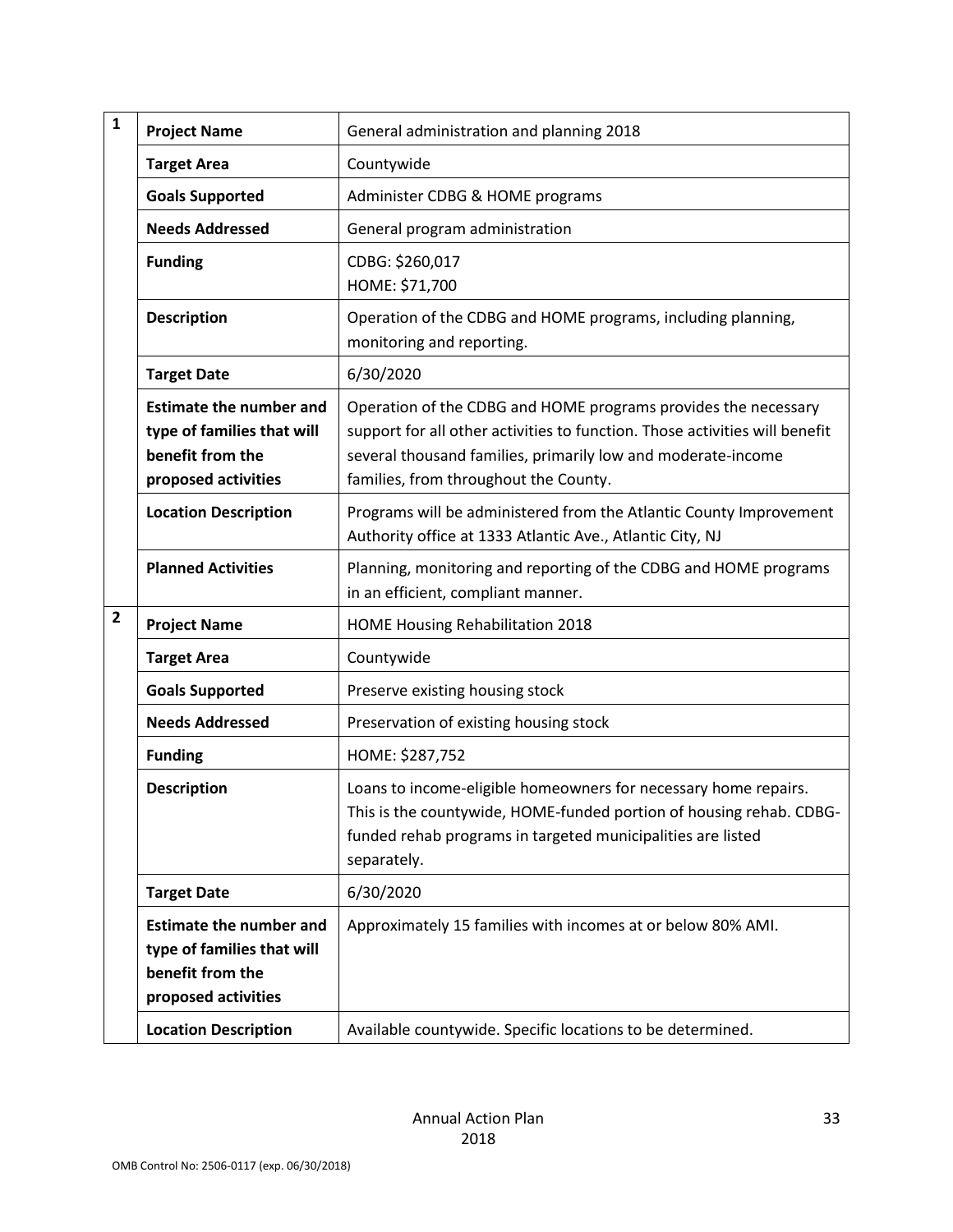| | | |
|---|---|---|
| **1** | **Project Name** | General administration and planning 2018 |
| | **Target Area** | Countywide |
| | **Goals Supported** | Administer CDBG & HOME programs |
| | **Needs Addressed** | General program administration |
| | **Funding** | CDBG: $260,017<br>HOME: $71,700 |
| | **Description** | Operation of the CDBG and HOME programs, including planning, monitoring and reporting. |
| | **Target Date** | 6/30/2020 |
| | **Estimate the number and type of families that will benefit from the proposed activities** | Operation of the CDBG and HOME programs provides the necessary support for all other activities to function. Those activities will benefit several thousand families, primarily low and moderate-income families, from throughout the County. |
| | **Location Description** | Programs will be administered from the Atlantic County Improvement Authority office at 1333 Atlantic Ave., Atlantic City, NJ |
| | **Planned Activities** | Planning, monitoring and reporting of the CDBG and HOME programs in an efficient, compliant manner. |
| **2** | **Project Name** | HOME Housing Rehabilitation 2018 |
| | **Target Area** | Countywide |
| | **Goals Supported** | Preserve existing housing stock |
| | **Needs Addressed** | Preservation of existing housing stock |
| | **Funding** | HOME: $287,752 |
| | **Description** | Loans to income-eligible homeowners for necessary home repairs. This is the countywide, HOME-funded portion of housing rehab. CDBG-funded rehab programs in targeted municipalities are listed separately. |
| | **Target Date** | 6/30/2020 |
| | **Estimate the number and type of families that will benefit from the proposed activities** | Approximately 15 families with incomes at or below 80% AMI. |
| | **Location Description** | Available countywide. Specific locations to be determined. |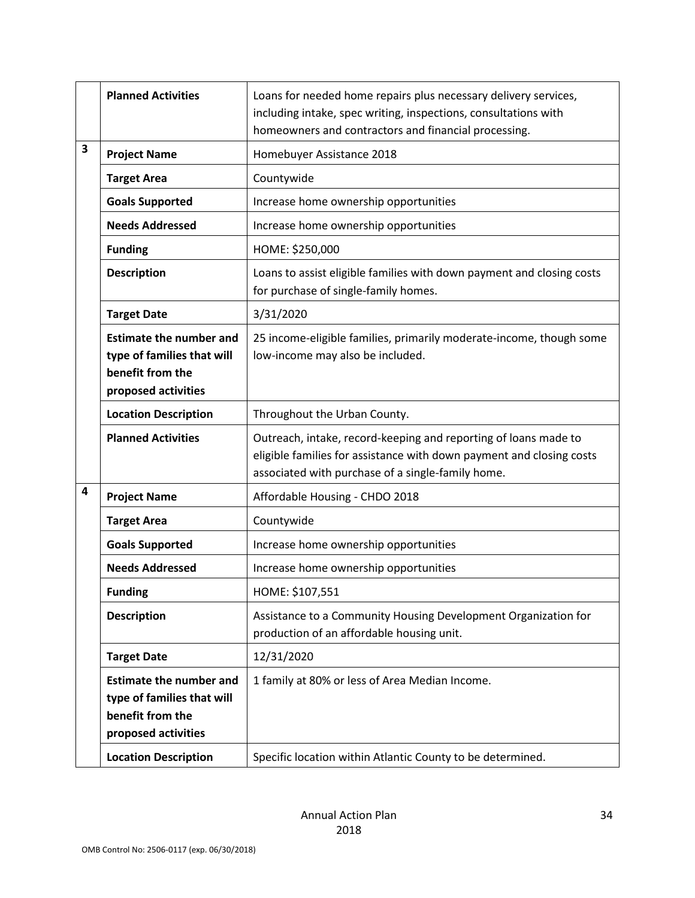| | | |
|---|---|---|
| | **Planned Activities** | Loans for needed home repairs plus necessary delivery services, including intake, spec writing, inspections, consultations with homeowners and contractors and financial processing. |
| **3** | **Project Name** | Homebuyer Assistance 2018 |
| | **Target Area** | Countywide |
| | **Goals Supported** | Increase home ownership opportunities |
| | **Needs Addressed** | Increase home ownership opportunities |
| | **Funding** | HOME: $250,000 |
| | **Description** | Loans to assist eligible families with down payment and closing costs for purchase of single-family homes. |
| | **Target Date** | 3/31/2020 |
| | **Estimate the number and type of families that will benefit from the proposed activities** | 25 income-eligible families, primarily moderate-income, though some low-income may also be included. |
| | **Location Description** | Throughout the Urban County. |
| | **Planned Activities** | Outreach, intake, record-keeping and reporting of loans made to eligible families for assistance with down payment and closing costs associated with purchase of a single-family home. |
| **4** | **Project Name** | Affordable Housing - CHDO 2018 |
| | **Target Area** | Countywide |
| | **Goals Supported** | Increase home ownership opportunities |
| | **Needs Addressed** | Increase home ownership opportunities |
| | **Funding** | HOME: $107,551 |
| | **Description** | Assistance to a Community Housing Development Organization for production of an affordable housing unit. |
| | **Target Date** | 12/31/2020 |
| | **Estimate the number and type of families that will benefit from the proposed activities** | 1 family at 80% or less of Area Median Income. |
| | **Location Description** | Specific location within Atlantic County to be determined. |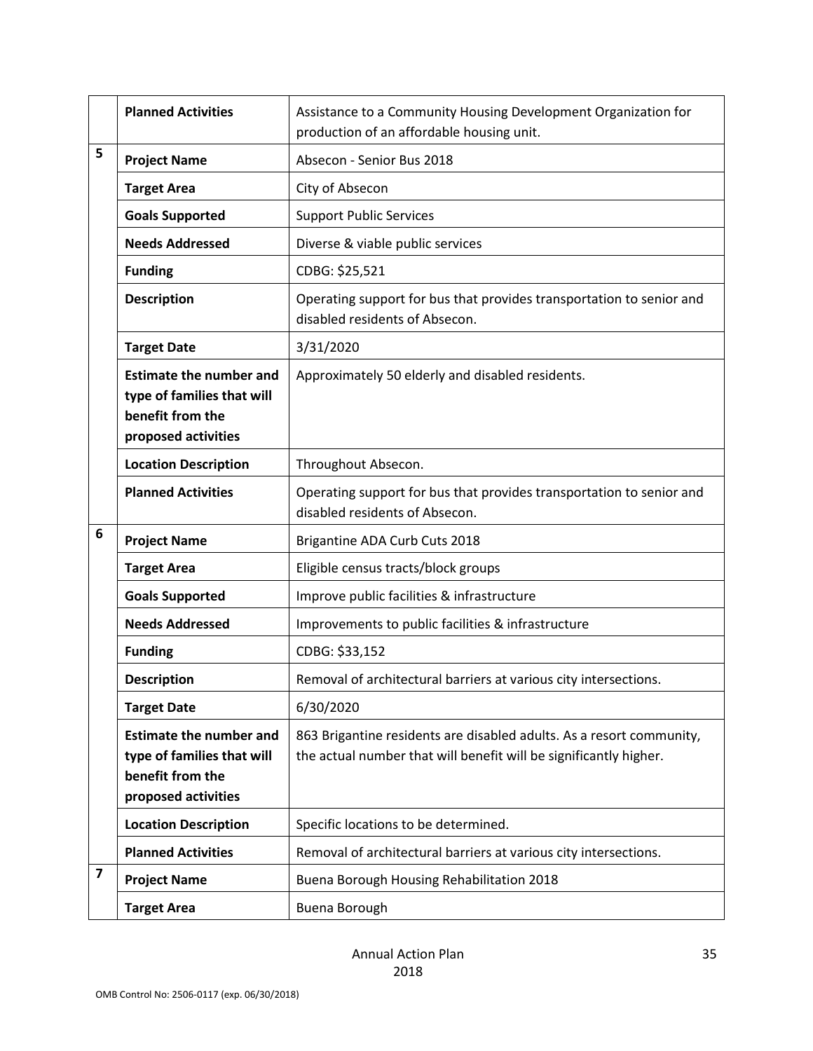|   |   |   |
|---|---|---|
|   | **Planned Activities** | Assistance to a Community Housing Development Organization for production of an affordable housing unit. |
| 5 | **Project Name** | Absecon - Senior Bus 2018 |
|   | **Target Area** | City of Absecon |
|   | **Goals Supported** | Support Public Services |
|   | **Needs Addressed** | Diverse & viable public services |
|   | **Funding** | CDBG: $25,521 |
|   | **Description** | Operating support for bus that provides transportation to senior and disabled residents of Absecon. |
|   | **Target Date** | 3/31/2020 |
|   | **Estimate the number and type of families that will benefit from the proposed activities** | Approximately 50 elderly and disabled residents. |
|   | **Location Description** | Throughout Absecon. |
|   | **Planned Activities** | Operating support for bus that provides transportation to senior and disabled residents of Absecon. |
| 6 | **Project Name** | Brigantine ADA Curb Cuts 2018 |
|   | **Target Area** | Eligible census tracts/block groups |
|   | **Goals Supported** | Improve public facilities & infrastructure |
|   | **Needs Addressed** | Improvements to public facilities & infrastructure |
|   | **Funding** | CDBG: $33,152 |
|   | **Description** | Removal of architectural barriers at various city intersections. |
|   | **Target Date** | 6/30/2020 |
|   | **Estimate the number and type of families that will benefit from the proposed activities** | 863 Brigantine residents are disabled adults. As a resort community, the actual number that will benefit will be significantly higher. |
|   | **Location Description** | Specific locations to be determined. |
|   | **Planned Activities** | Removal of architectural barriers at various city intersections. |
| 7 | **Project Name** | Buena Borough Housing Rehabilitation 2018 |
|   | **Target Area** | Buena Borough |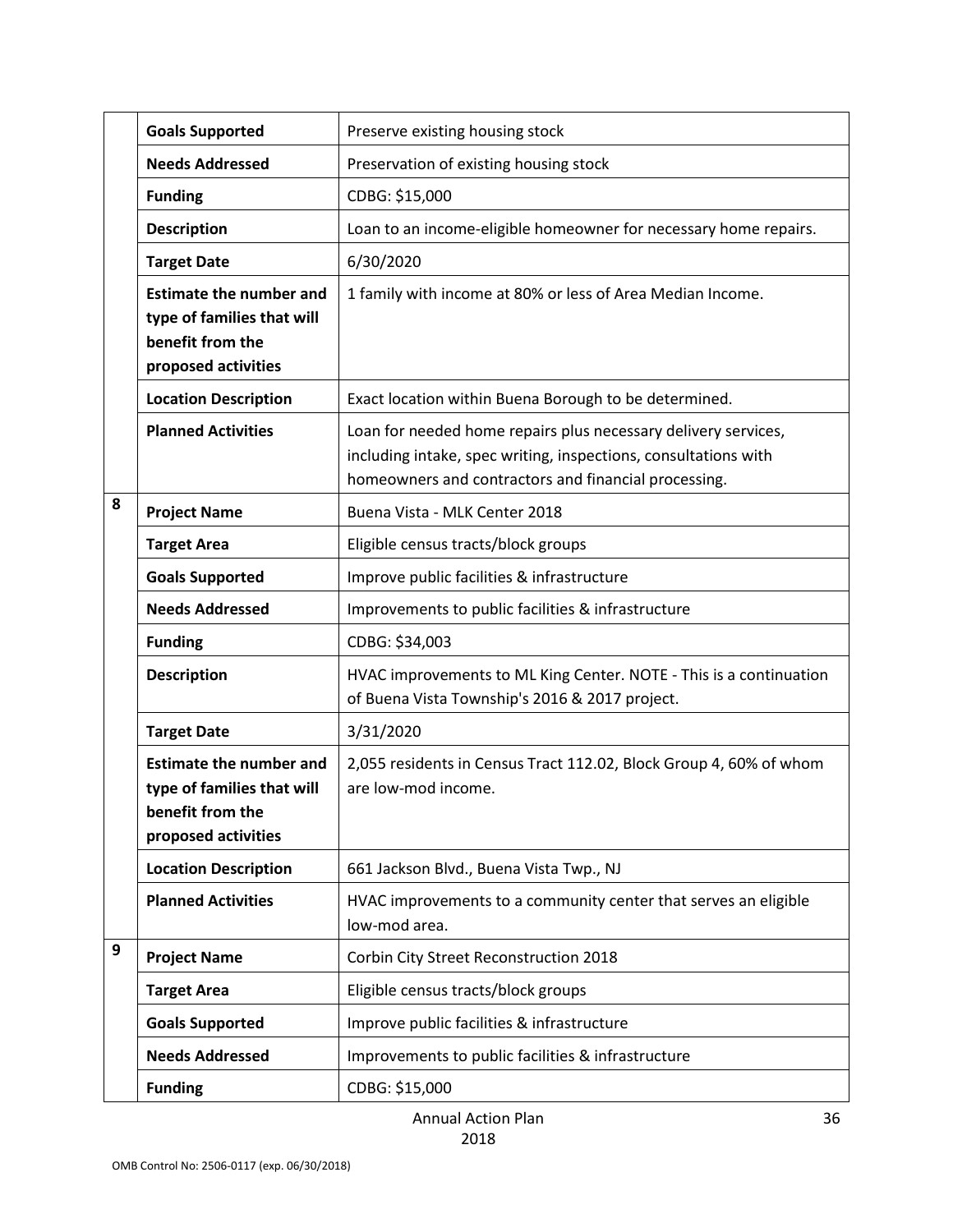| | | |
|---|---|---|
| | **Goals Supported** | Preserve existing housing stock |
| | **Needs Addressed** | Preservation of existing housing stock |
| | **Funding** | CDBG: $15,000 |
| | **Description** | Loan to an income-eligible homeowner for necessary home repairs. |
| | **Target Date** | 6/30/2020 |
| | **Estimate the number and type of families that will benefit from the proposed activities** | 1 family with income at 80% or less of Area Median Income. |
| | **Location Description** | Exact location within Buena Borough to be determined. |
| | **Planned Activities** | Loan for needed home repairs plus necessary delivery services, including intake, spec writing, inspections, consultations with homeowners and contractors and financial processing. |
| 8 | **Project Name** | Buena Vista - MLK Center 2018 |
| | **Target Area** | Eligible census tracts/block groups |
| | **Goals Supported** | Improve public facilities & infrastructure |
| | **Needs Addressed** | Improvements to public facilities & infrastructure |
| | **Funding** | CDBG: $34,003 |
| | **Description** | HVAC improvements to ML King Center. NOTE - This is a continuation of Buena Vista Township's 2016 & 2017 project. |
| | **Target Date** | 3/31/2020 |
| | **Estimate the number and type of families that will benefit from the proposed activities** | 2,055 residents in Census Tract 112.02, Block Group 4, 60% of whom are low-mod income. |
| | **Location Description** | 661 Jackson Blvd., Buena Vista Twp., NJ |
| | **Planned Activities** | HVAC improvements to a community center that serves an eligible low-mod area. |
| 9 | **Project Name** | Corbin City Street Reconstruction 2018 |
| | **Target Area** | Eligible census tracts/block groups |
| | **Goals Supported** | Improve public facilities & infrastructure |
| | **Needs Addressed** | Improvements to public facilities & infrastructure |
| | **Funding** | CDBG: $15,000 |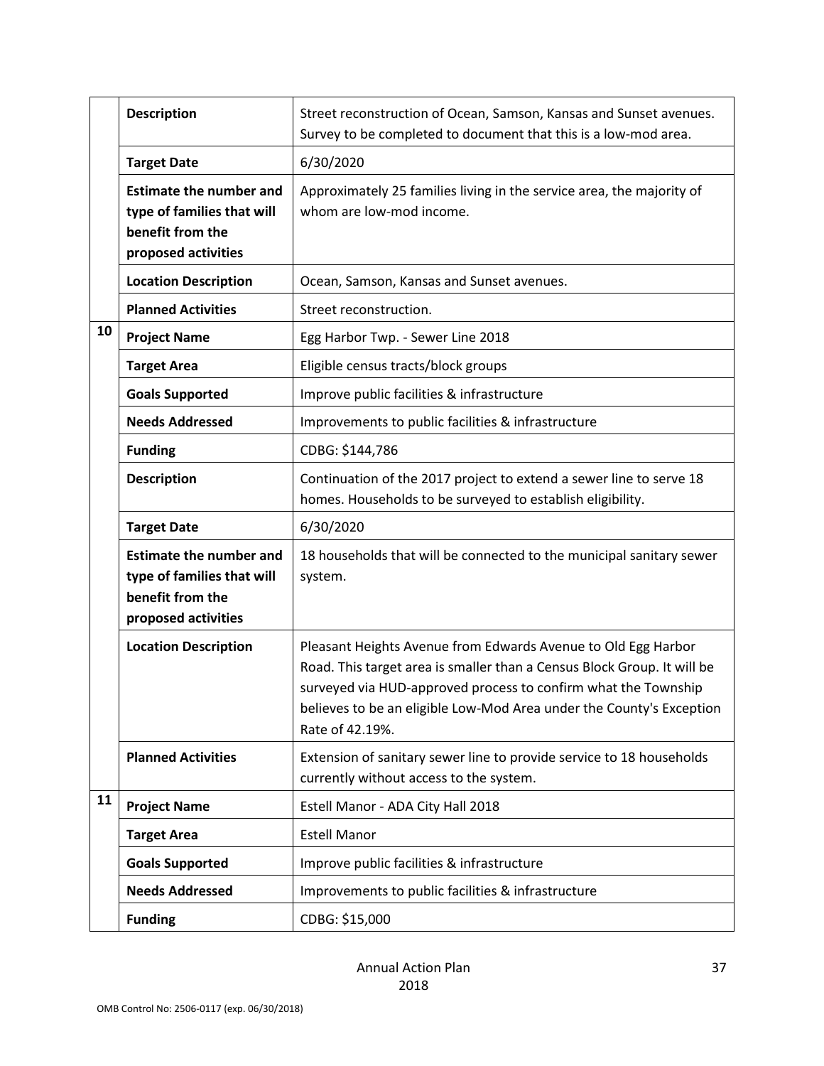| | | |
|---|---|---|
| | **Description** | Street reconstruction of Ocean, Samson, Kansas and Sunset avenues. Survey to be completed to document that this is a low-mod area. |
| | **Target Date** | 6/30/2020 |
| | **Estimate the number and type of families that will benefit from the proposed activities** | Approximately 25 families living in the service area, the majority of whom are low-mod income. |
| | **Location Description** | Ocean, Samson, Kansas and Sunset avenues. |
| | **Planned Activities** | Street reconstruction. |
| 10 | **Project Name** | Egg Harbor Twp. - Sewer Line 2018 |
| | **Target Area** | Eligible census tracts/block groups |
| | **Goals Supported** | Improve public facilities & infrastructure |
| | **Needs Addressed** | Improvements to public facilities & infrastructure |
| | **Funding** | CDBG: $144,786 |
| | **Description** | Continuation of the 2017 project to extend a sewer line to serve 18 homes. Households to be surveyed to establish eligibility. |
| | **Target Date** | 6/30/2020 |
| | **Estimate the number and type of families that will benefit from the proposed activities** | 18 households that will be connected to the municipal sanitary sewer system. |
| | **Location Description** | Pleasant Heights Avenue from Edwards Avenue to Old Egg Harbor Road. This target area is smaller than a Census Block Group. It will be surveyed via HUD-approved process to confirm what the Township believes to be an eligible Low-Mod Area under the County's Exception Rate of 42.19%. |
| | **Planned Activities** | Extension of sanitary sewer line to provide service to 18 households currently without access to the system. |
| 11 | **Project Name** | Estell Manor - ADA City Hall 2018 |
| | **Target Area** | Estell Manor |
| | **Goals Supported** | Improve public facilities & infrastructure |
| | **Needs Addressed** | Improvements to public facilities & infrastructure |
| | **Funding** | CDBG: $15,000 |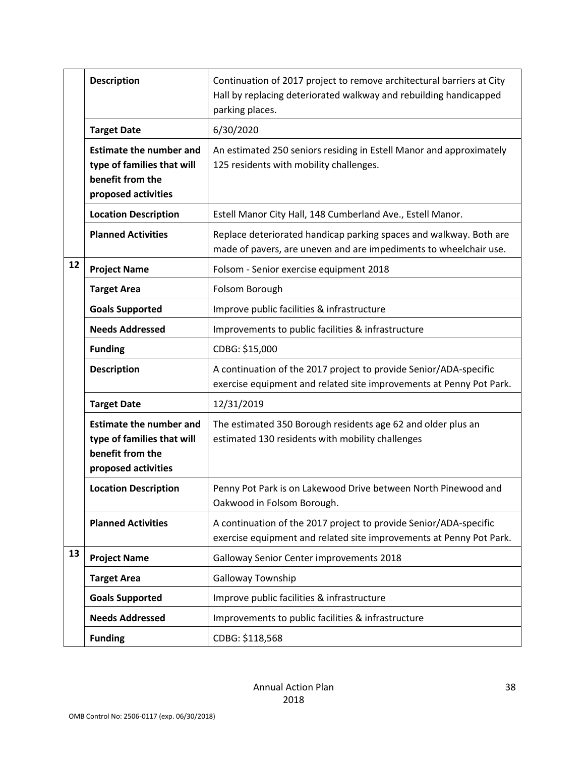| | | |
|---|---|---|
| | **Description** | Continuation of 2017 project to remove architectural barriers at City Hall by replacing deteriorated walkway and rebuilding handicapped parking places. |
| | **Target Date** | 6/30/2020 |
| | **Estimate the number and type of families that will benefit from the proposed activities** | An estimated 250 seniors residing in Estell Manor and approximately 125 residents with mobility challenges. |
| | **Location Description** | Estell Manor City Hall, 148 Cumberland Ave., Estell Manor. |
| | **Planned Activities** | Replace deteriorated handicap parking spaces and walkway. Both are made of pavers, are uneven and are impediments to wheelchair use. |
| 12 | **Project Name** | Folsom - Senior exercise equipment 2018 |
| | **Target Area** | Folsom Borough |
| | **Goals Supported** | Improve public facilities & infrastructure |
| | **Needs Addressed** | Improvements to public facilities & infrastructure |
| | **Funding** | CDBG: $15,000 |
| | **Description** | A continuation of the 2017 project to provide Senior/ADA-specific exercise equipment and related site improvements at Penny Pot Park. |
| | **Target Date** | 12/31/2019 |
| | **Estimate the number and type of families that will benefit from the proposed activities** | The estimated 350 Borough residents age 62 and older plus an estimated 130 residents with mobility challenges |
| | **Location Description** | Penny Pot Park is on Lakewood Drive between North Pinewood and Oakwood in Folsom Borough. |
| | **Planned Activities** | A continuation of the 2017 project to provide Senior/ADA-specific exercise equipment and related site improvements at Penny Pot Park. |
| 13 | **Project Name** | Galloway Senior Center improvements 2018 |
| | **Target Area** | Galloway Township |
| | **Goals Supported** | Improve public facilities & infrastructure |
| | **Needs Addressed** | Improvements to public facilities & infrastructure |
| | **Funding** | CDBG: $118,568 |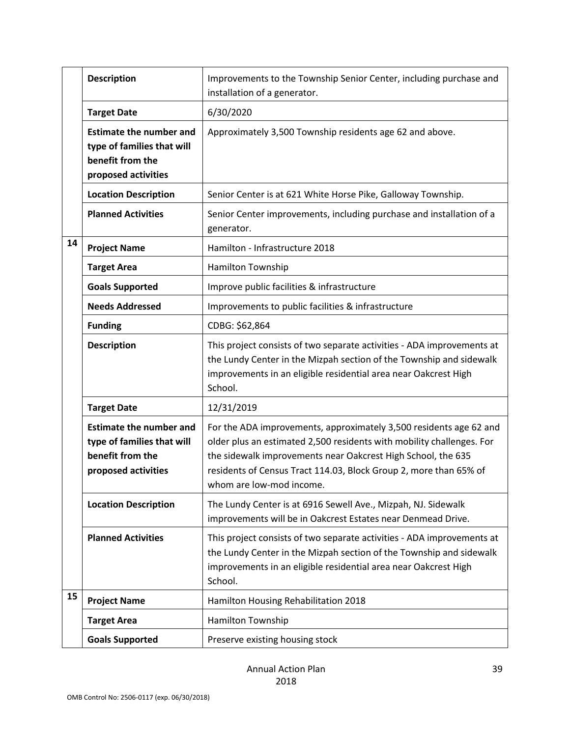| | | |
|---|---|---|
| | **Description** | Improvements to the Township Senior Center, including purchase and installation of a generator. |
| | **Target Date** | 6/30/2020 |
| | **Estimate the number and type of families that will benefit from the proposed activities** | Approximately 3,500 Township residents age 62 and above. |
| | **Location Description** | Senior Center is at 621 White Horse Pike, Galloway Township. |
| | **Planned Activities** | Senior Center improvements, including purchase and installation of a generator. |
| **14** | **Project Name** | Hamilton - Infrastructure 2018 |
| | **Target Area** | Hamilton Township |
| | **Goals Supported** | Improve public facilities & infrastructure |
| | **Needs Addressed** | Improvements to public facilities & infrastructure |
| | **Funding** | CDBG: $62,864 |
| | **Description** | This project consists of two separate activities - ADA improvements at the Lundy Center in the Mizpah section of the Township and sidewalk improvements in an eligible residential area near Oakcrest High School. |
| | **Target Date** | 12/31/2019 |
| | **Estimate the number and type of families that will benefit from the proposed activities** | For the ADA improvements, approximately 3,500 residents age 62 and older plus an estimated 2,500 residents with mobility challenges. For the sidewalk improvements near Oakcrest High School, the 635 residents of Census Tract 114.03, Block Group 2, more than 65% of whom are low-mod income. |
| | **Location Description** | The Lundy Center is at 6916 Sewell Ave., Mizpah, NJ. Sidewalk improvements will be in Oakcrest Estates near Denmead Drive. |
| | **Planned Activities** | This project consists of two separate activities - ADA improvements at the Lundy Center in the Mizpah section of the Township and sidewalk improvements in an eligible residential area near Oakcrest High School. |
| **15** | **Project Name** | Hamilton Housing Rehabilitation 2018 |
| | **Target Area** | Hamilton Township |
| | **Goals Supported** | Preserve existing housing stock |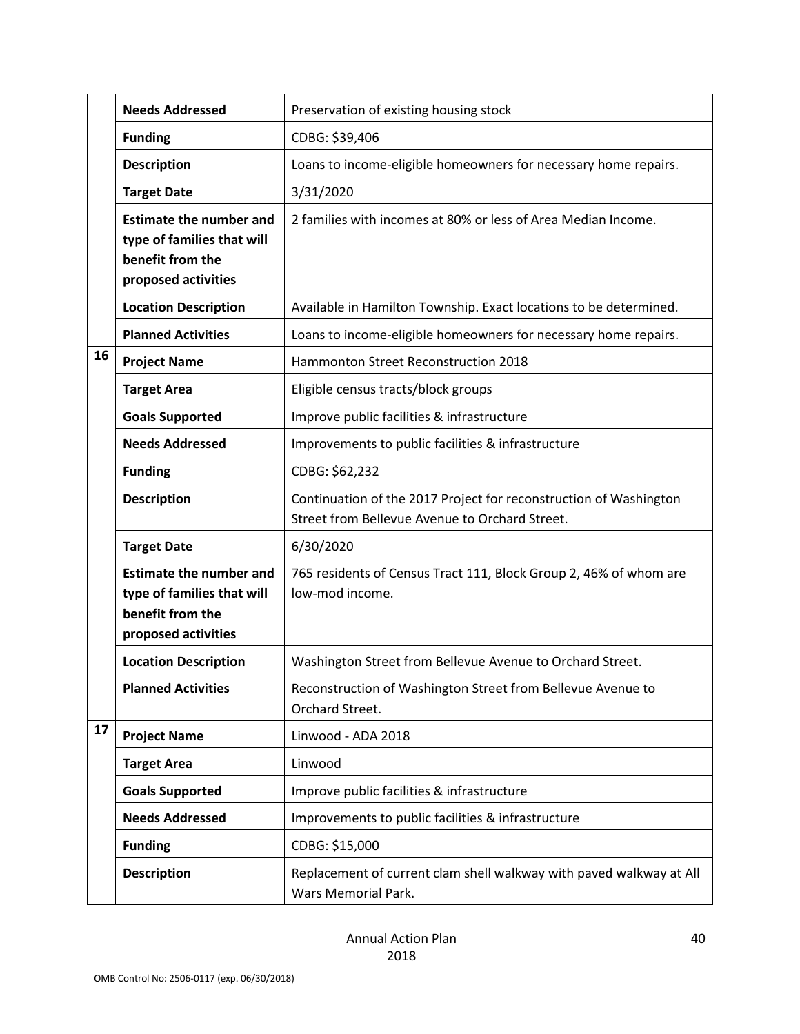| | | |
|---|---|---|
| | **Needs Addressed** | Preservation of existing housing stock |
| | **Funding** | CDBG: $39,406 |
| | **Description** | Loans to income-eligible homeowners for necessary home repairs. |
| | **Target Date** | 3/31/2020 |
| | **Estimate the number and type of families that will benefit from the proposed activities** | 2 families with incomes at 80% or less of Area Median Income. |
| | **Location Description** | Available in Hamilton Township. Exact locations to be determined. |
| | **Planned Activities** | Loans to income-eligible homeowners for necessary home repairs. |
| **16** | **Project Name** | Hammonton Street Reconstruction 2018 |
| | **Target Area** | Eligible census tracts/block groups |
| | **Goals Supported** | Improve public facilities & infrastructure |
| | **Needs Addressed** | Improvements to public facilities & infrastructure |
| | **Funding** | CDBG: $62,232 |
| | **Description** | Continuation of the 2017 Project for reconstruction of Washington Street from Bellevue Avenue to Orchard Street. |
| | **Target Date** | 6/30/2020 |
| | **Estimate the number and type of families that will benefit from the proposed activities** | 765 residents of Census Tract 111, Block Group 2, 46% of whom are low-mod income. |
| | **Location Description** | Washington Street from Bellevue Avenue to Orchard Street. |
| | **Planned Activities** | Reconstruction of Washington Street from Bellevue Avenue to Orchard Street. |
| **17** | **Project Name** | Linwood - ADA 2018 |
| | **Target Area** | Linwood |
| | **Goals Supported** | Improve public facilities & infrastructure |
| | **Needs Addressed** | Improvements to public facilities & infrastructure |
| | **Funding** | CDBG: $15,000 |
| | **Description** | Replacement of current clam shell walkway with paved walkway at All Wars Memorial Park. |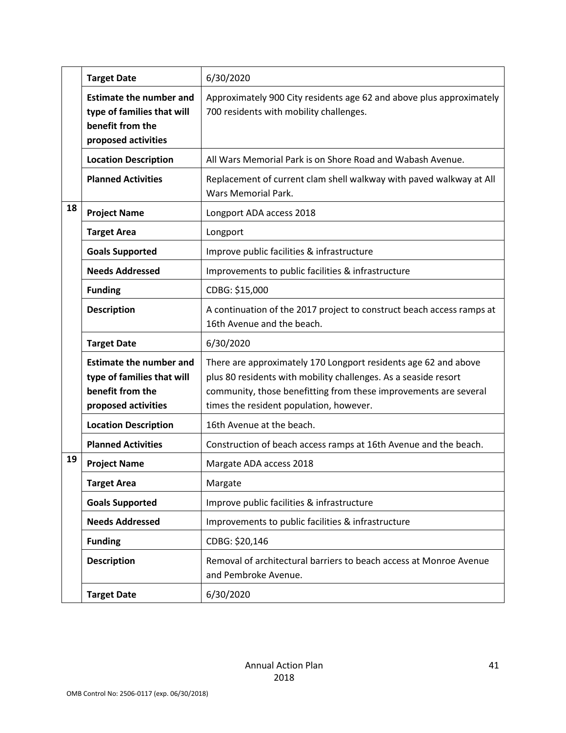| | | |
|---|---|---|
| | **Target Date** | 6/30/2020 |
| | **Estimate the number and type of families that will benefit from the proposed activities** | Approximately 900 City residents age 62 and above plus approximately 700 residents with mobility challenges. |
| | **Location Description** | All Wars Memorial Park is on Shore Road and Wabash Avenue. |
| | **Planned Activities** | Replacement of current clam shell walkway with paved walkway at All Wars Memorial Park. |
| 18 | **Project Name** | Longport ADA access 2018 |
| | **Target Area** | Longport |
| | **Goals Supported** | Improve public facilities & infrastructure |
| | **Needs Addressed** | Improvements to public facilities & infrastructure |
| | **Funding** | CDBG: $15,000 |
| | **Description** | A continuation of the 2017 project to construct beach access ramps at 16th Avenue and the beach. |
| | **Target Date** | 6/30/2020 |
| | **Estimate the number and type of families that will benefit from the proposed activities** | There are approximately 170 Longport residents age 62 and above plus 80 residents with mobility challenges. As a seaside resort community, those benefitting from these improvements are several times the resident population, however. |
| | **Location Description** | 16th Avenue at the beach. |
| | **Planned Activities** | Construction of beach access ramps at 16th Avenue and the beach. |
| 19 | **Project Name** | Margate ADA access 2018 |
| | **Target Area** | Margate |
| | **Goals Supported** | Improve public facilities & infrastructure |
| | **Needs Addressed** | Improvements to public facilities & infrastructure |
| | **Funding** | CDBG: $20,146 |
| | **Description** | Removal of architectural barriers to beach access at Monroe Avenue and Pembroke Avenue. |
| | **Target Date** | 6/30/2020 |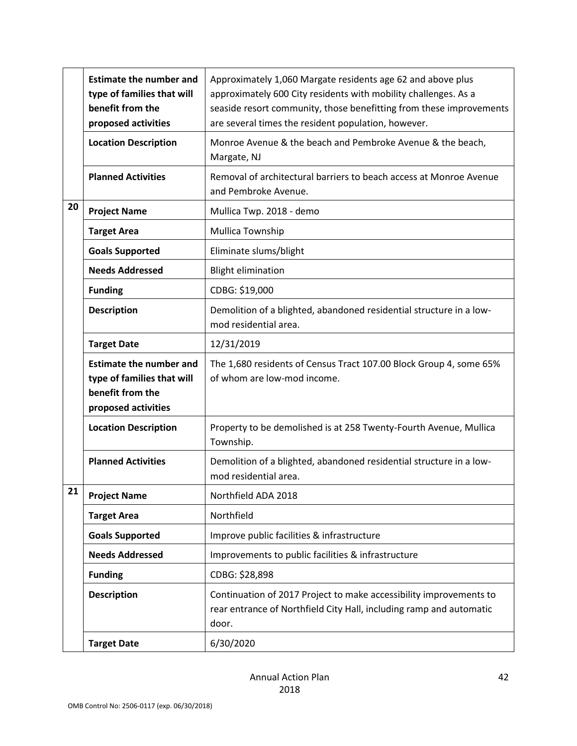| | | |
|---|---|---|
| | **Estimate the number and type of families that will benefit from the proposed activities** | Approximately 1,060 Margate residents age 62 and above plus approximately 600 City residents with mobility challenges. As a seaside resort community, those benefitting from these improvements are several times the resident population, however. |
| | **Location Description** | Monroe Avenue & the beach and Pembroke Avenue & the beach, Margate, NJ |
| | **Planned Activities** | Removal of architectural barriers to beach access at Monroe Avenue and Pembroke Avenue. |
| **20** | **Project Name** | Mullica Twp. 2018 - demo |
| | **Target Area** | Mullica Township |
| | **Goals Supported** | Eliminate slums/blight |
| | **Needs Addressed** | Blight elimination |
| | **Funding** | CDBG: $19,000 |
| | **Description** | Demolition of a blighted, abandoned residential structure in a low-mod residential area. |
| | **Target Date** | 12/31/2019 |
| | **Estimate the number and type of families that will benefit from the proposed activities** | The 1,680 residents of Census Tract 107.00 Block Group 4, some 65% of whom are low-mod income. |
| | **Location Description** | Property to be demolished is at 258 Twenty-Fourth Avenue, Mullica Township. |
| | **Planned Activities** | Demolition of a blighted, abandoned residential structure in a low-mod residential area. |
| **21** | **Project Name** | Northfield ADA 2018 |
| | **Target Area** | Northfield |
| | **Goals Supported** | Improve public facilities & infrastructure |
| | **Needs Addressed** | Improvements to public facilities & infrastructure |
| | **Funding** | CDBG: $28,898 |
| | **Description** | Continuation of 2017 Project to make accessibility improvements to rear entrance of Northfield City Hall, including ramp and automatic door. |
| | **Target Date** | 6/30/2020 |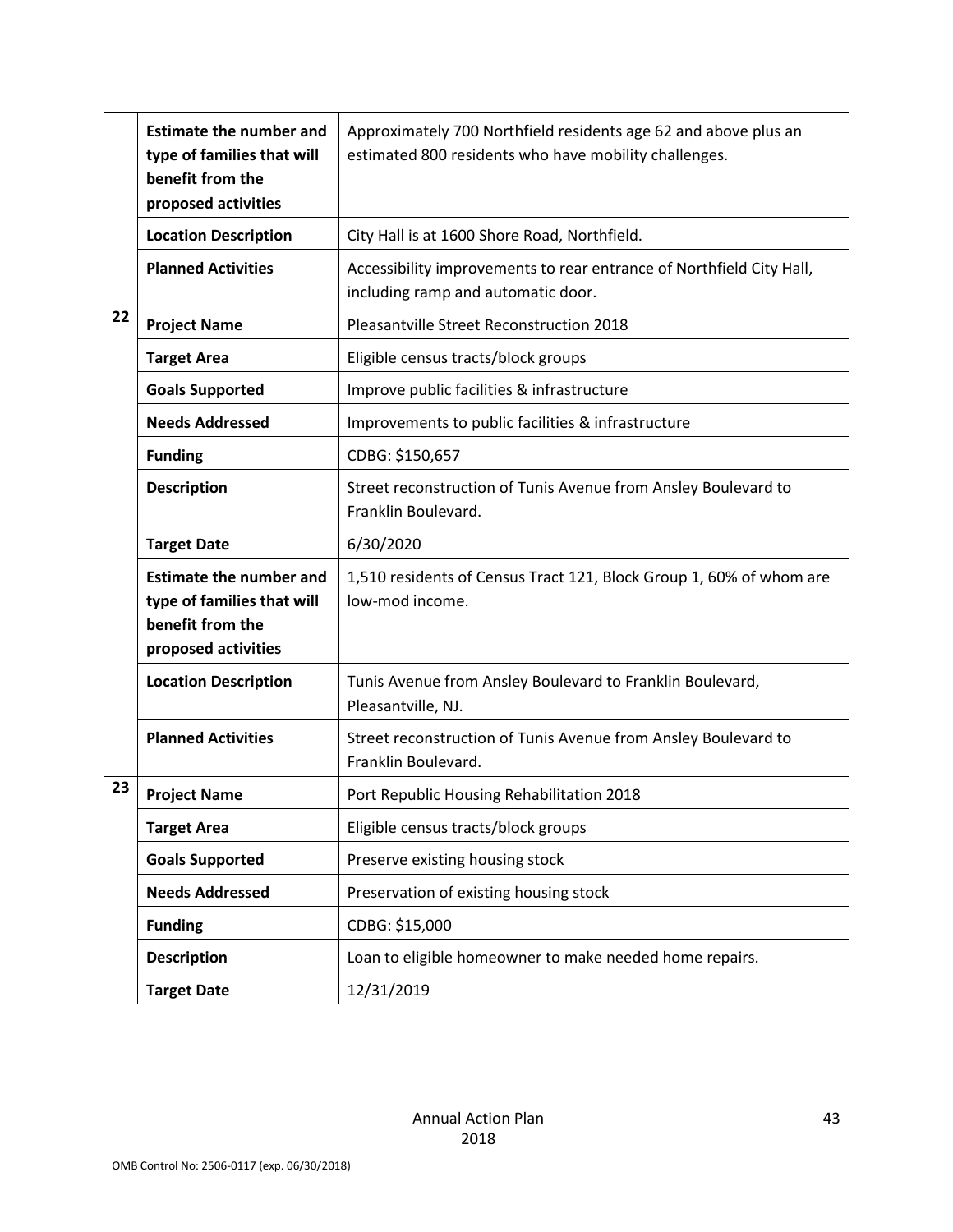| | | |
|---|---|---|
| | **Estimate the number and type of families that will benefit from the proposed activities** | Approximately 700 Northfield residents age 62 and above plus an estimated 800 residents who have mobility challenges. |
| | **Location Description** | City Hall is at 1600 Shore Road, Northfield. |
| | **Planned Activities** | Accessibility improvements to rear entrance of Northfield City Hall, including ramp and automatic door. |
| **22** | **Project Name** | Pleasantville Street Reconstruction 2018 |
| | **Target Area** | Eligible census tracts/block groups |
| | **Goals Supported** | Improve public facilities & infrastructure |
| | **Needs Addressed** | Improvements to public facilities & infrastructure |
| | **Funding** | CDBG: $150,657 |
| | **Description** | Street reconstruction of Tunis Avenue from Ansley Boulevard to Franklin Boulevard. |
| | **Target Date** | 6/30/2020 |
| | **Estimate the number and type of families that will benefit from the proposed activities** | 1,510 residents of Census Tract 121, Block Group 1, 60% of whom are low-mod income. |
| | **Location Description** | Tunis Avenue from Ansley Boulevard to Franklin Boulevard, Pleasantville, NJ. |
| | **Planned Activities** | Street reconstruction of Tunis Avenue from Ansley Boulevard to Franklin Boulevard. |
| **23** | **Project Name** | Port Republic Housing Rehabilitation 2018 |
| | **Target Area** | Eligible census tracts/block groups |
| | **Goals Supported** | Preserve existing housing stock |
| | **Needs Addressed** | Preservation of existing housing stock |
| | **Funding** | CDBG: $15,000 |
| | **Description** | Loan to eligible homeowner to make needed home repairs. |
| | **Target Date** | 12/31/2019 |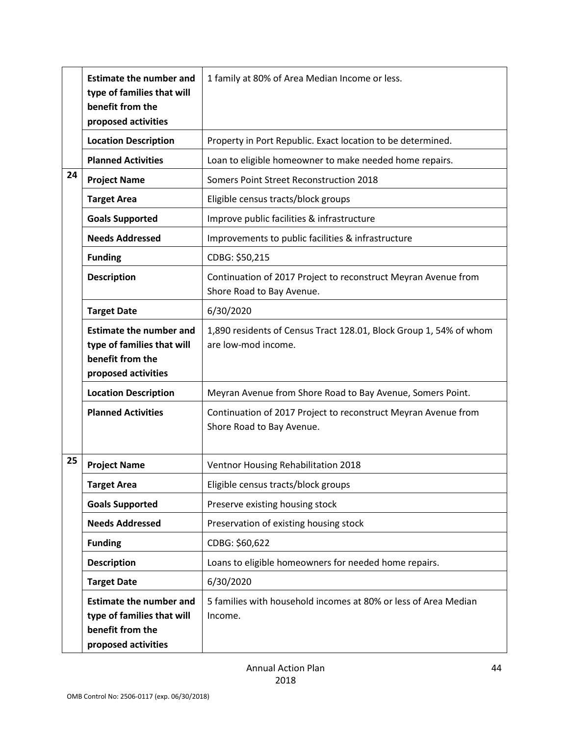| | | |
|---|---|---|
| | **Estimate the number and type of families that will benefit from the proposed activities** | 1 family at 80% of Area Median Income or less. |
| | **Location Description** | Property in Port Republic. Exact location to be determined. |
| | **Planned Activities** | Loan to eligible homeowner to make needed home repairs. |
| **24** | **Project Name** | Somers Point Street Reconstruction 2018 |
| | **Target Area** | Eligible census tracts/block groups |
| | **Goals Supported** | Improve public facilities & infrastructure |
| | **Needs Addressed** | Improvements to public facilities & infrastructure |
| | **Funding** | CDBG: $50,215 |
| | **Description** | Continuation of 2017 Project to reconstruct Meyran Avenue from Shore Road to Bay Avenue. |
| | **Target Date** | 6/30/2020 |
| | **Estimate the number and type of families that will benefit from the proposed activities** | 1,890 residents of Census Tract 128.01, Block Group 1, 54% of whom are low-mod income. |
| | **Location Description** | Meyran Avenue from Shore Road to Bay Avenue, Somers Point. |
| | **Planned Activities** | Continuation of 2017 Project to reconstruct Meyran Avenue from Shore Road to Bay Avenue. |
| **25** | **Project Name** | Ventnor Housing Rehabilitation 2018 |
| | **Target Area** | Eligible census tracts/block groups |
| | **Goals Supported** | Preserve existing housing stock |
| | **Needs Addressed** | Preservation of existing housing stock |
| | **Funding** | CDBG: $60,622 |
| | **Description** | Loans to eligible homeowners for needed home repairs. |
| | **Target Date** | 6/30/2020 |
| | **Estimate the number and type of families that will benefit from the proposed activities** | 5 families with household incomes at 80% or less of Area Median Income. |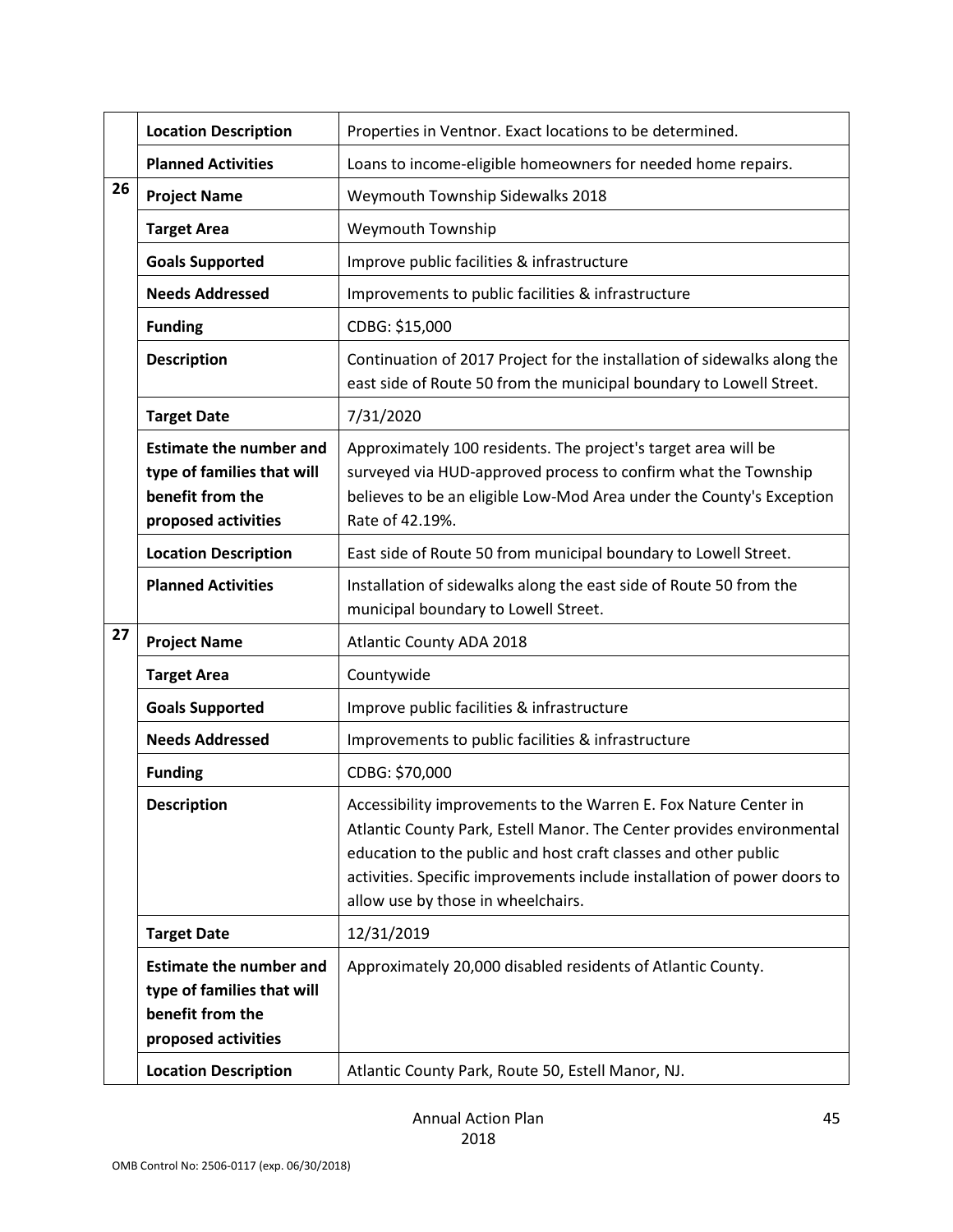| | | |
|---|---|---|
| | **Location Description** | Properties in Ventnor. Exact locations to be determined. |
| | **Planned Activities** | Loans to income-eligible homeowners for needed home repairs. |
| 26 | **Project Name** | Weymouth Township Sidewalks 2018 |
| | **Target Area** | Weymouth Township |
| | **Goals Supported** | Improve public facilities & infrastructure |
| | **Needs Addressed** | Improvements to public facilities & infrastructure |
| | **Funding** | CDBG: $15,000 |
| | **Description** | Continuation of 2017 Project for the installation of sidewalks along the east side of Route 50 from the municipal boundary to Lowell Street. |
| | **Target Date** | 7/31/2020 |
| | **Estimate the number and type of families that will benefit from the proposed activities** | Approximately 100 residents. The project's target area will be surveyed via HUD-approved process to confirm what the Township believes to be an eligible Low-Mod Area under the County's Exception Rate of 42.19%. |
| | **Location Description** | East side of Route 50 from municipal boundary to Lowell Street. |
| | **Planned Activities** | Installation of sidewalks along the east side of Route 50 from the municipal boundary to Lowell Street. |
| 27 | **Project Name** | Atlantic County ADA 2018 |
| | **Target Area** | Countywide |
| | **Goals Supported** | Improve public facilities & infrastructure |
| | **Needs Addressed** | Improvements to public facilities & infrastructure |
| | **Funding** | CDBG: $70,000 |
| | **Description** | Accessibility improvements to the Warren E. Fox Nature Center in Atlantic County Park, Estell Manor. The Center provides environmental education to the public and host craft classes and other public activities. Specific improvements include installation of power doors to allow use by those in wheelchairs. |
| | **Target Date** | 12/31/2019 |
| | **Estimate the number and type of families that will benefit from the proposed activities** | Approximately 20,000 disabled residents of Atlantic County. |
| | **Location Description** | Atlantic County Park, Route 50, Estell Manor, NJ. |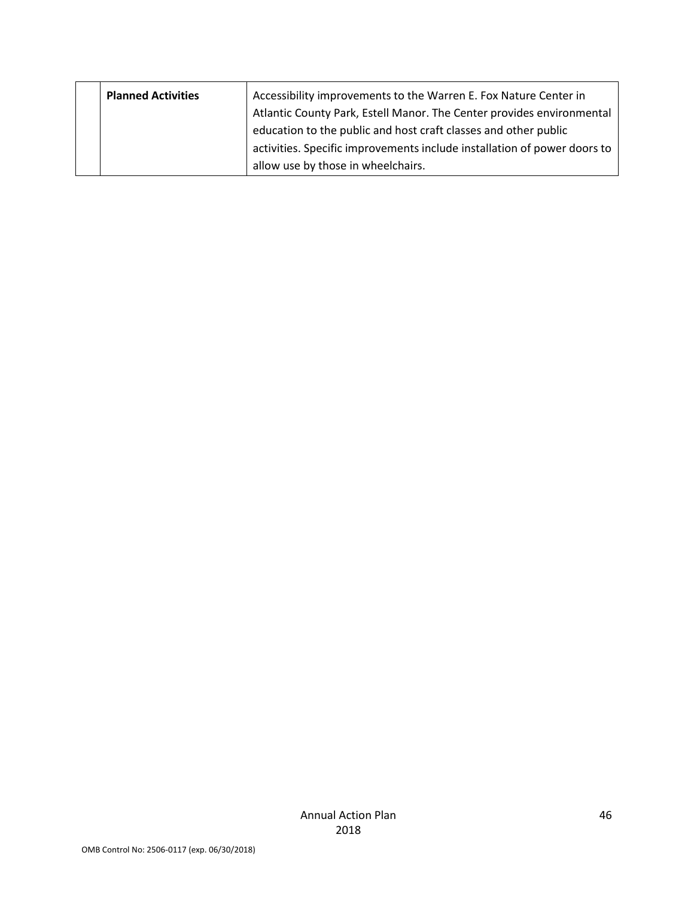| | | |
|---|---|---|
| | **Planned Activities** | Accessibility improvements to the Warren E. Fox Nature Center in Atlantic County Park, Estell Manor. The Center provides environmental education to the public and host craft classes and other public activities. Specific improvements include installation of power doors to allow use by those in wheelchairs. |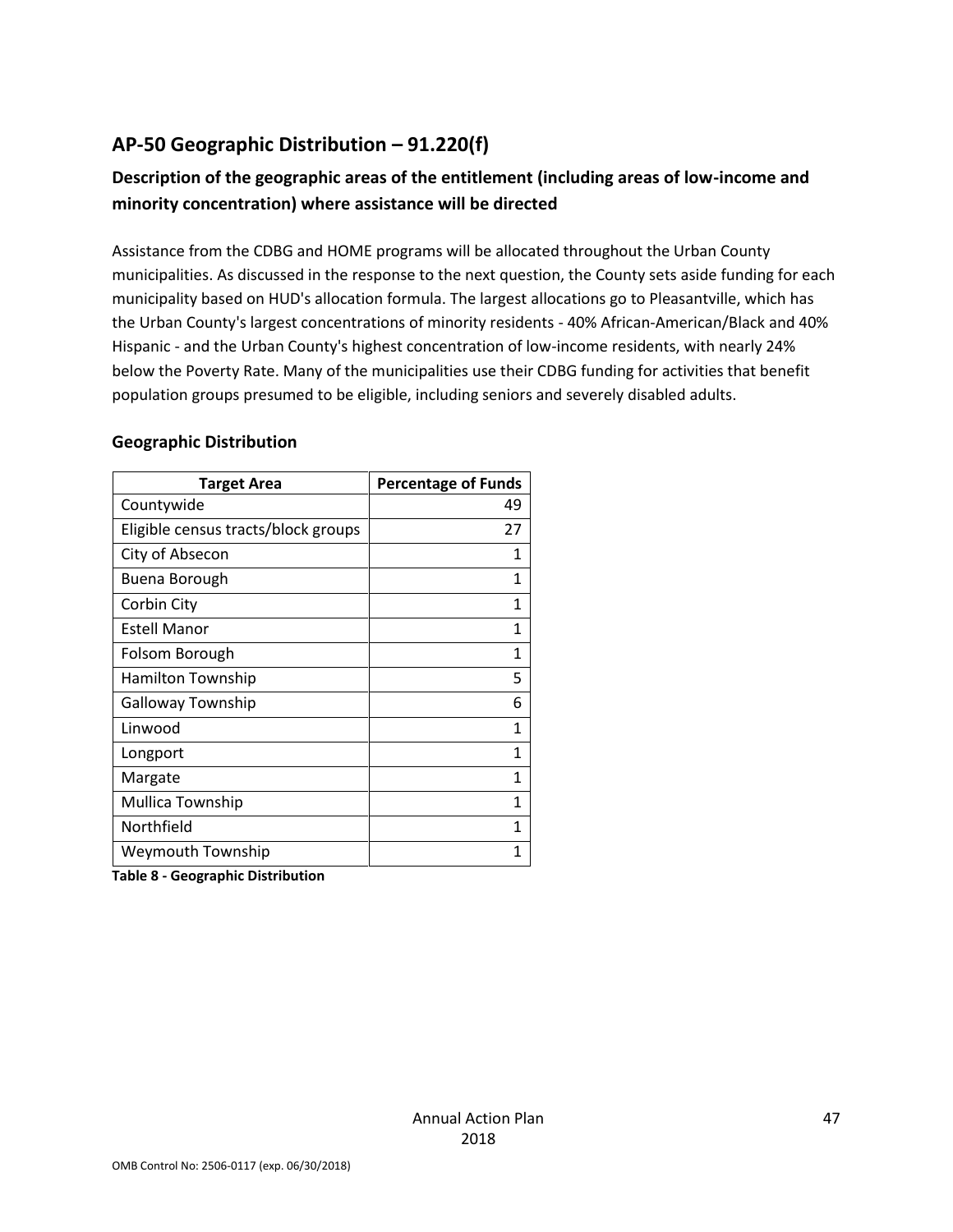## AP-50 Geographic Distribution – 91.220(f)

### Description of the geographic areas of the entitlement (including areas of low-income and minority concentration) where assistance will be directed

Assistance from the CDBG and HOME programs will be allocated throughout the Urban County municipalities. As discussed in the response to the next question, the County sets aside funding for each municipality based on HUD's allocation formula. The largest allocations go to Pleasantville, which has the Urban County's largest concentrations of minority residents - 40% African-American/Black and 40% Hispanic - and the Urban County's highest concentration of low-income residents, with nearly 24% below the Poverty Rate. Many of the municipalities use their CDBG funding for activities that benefit population groups presumed to be eligible, including seniors and severely disabled adults.

### Geographic Distribution

| Target Area | Percentage of Funds |
|---|---|
| Countywide | 49 |
| Eligible census tracts/block groups | 27 |
| City of Absecon | 1 |
| Buena Borough | 1 |
| Corbin City | 1 |
| Estell Manor | 1 |
| Folsom Borough | 1 |
| Hamilton Township | 5 |
| Galloway Township | 6 |
| Linwood | 1 |
| Longport | 1 |
| Margate | 1 |
| Mullica Township | 1 |
| Northfield | 1 |
| Weymouth Township | 1 |

**Table 8 - Geographic Distribution**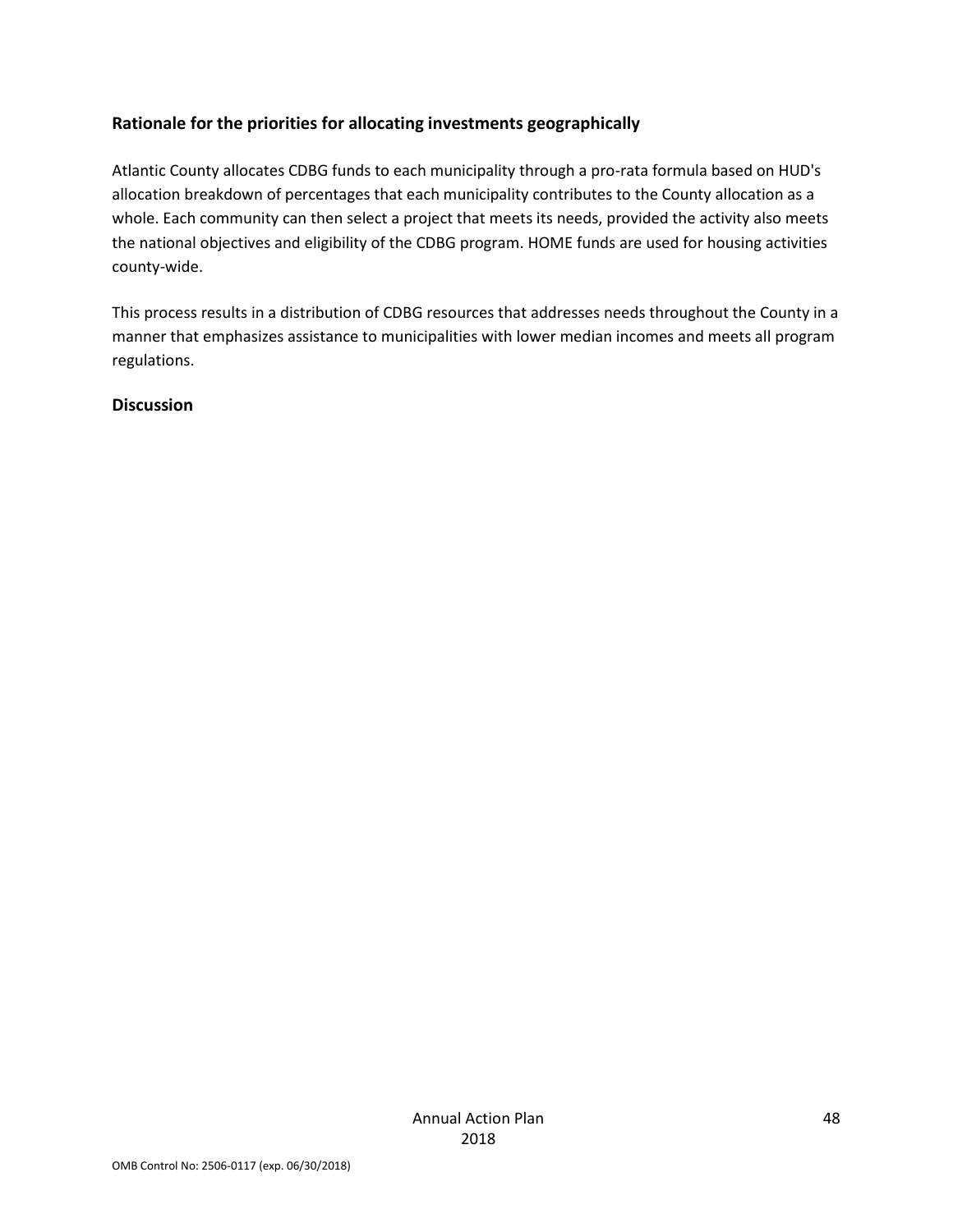## Rationale for the priorities for allocating investments geographically

Atlantic County allocates CDBG funds to each municipality through a pro-rata formula based on HUD's allocation breakdown of percentages that each municipality contributes to the County allocation as a whole. Each community can then select a project that meets its needs, provided the activity also meets the national objectives and eligibility of the CDBG program. HOME funds are used for housing activities county-wide.

This process results in a distribution of CDBG resources that addresses needs throughout the County in a manner that emphasizes assistance to municipalities with lower median incomes and meets all program regulations.

## Discussion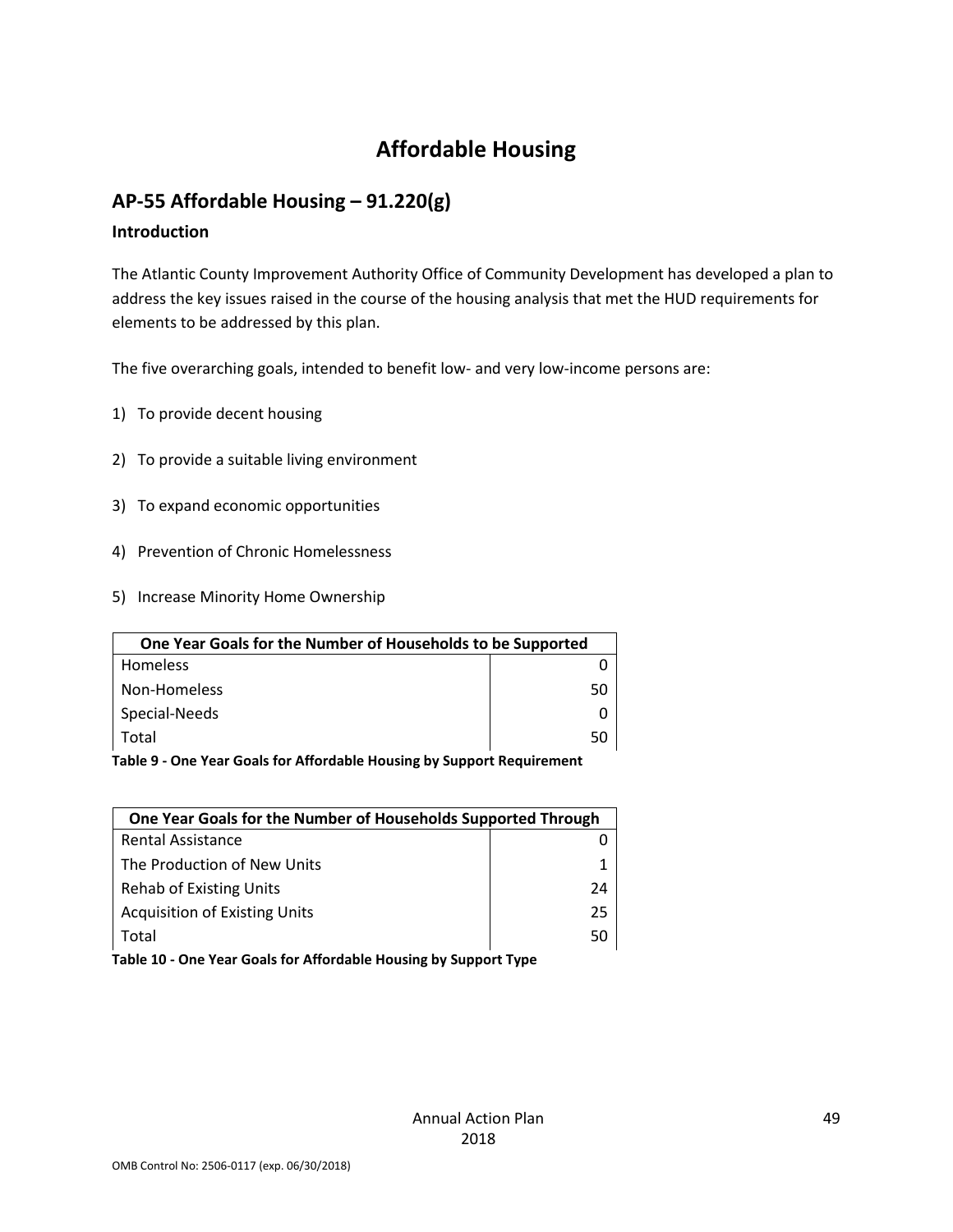# Affordable Housing

## AP-55 Affordable Housing – 91.220(g)

### Introduction

The Atlantic County Improvement Authority Office of Community Development has developed a plan to address the key issues raised in the course of the housing analysis that met the HUD requirements for elements to be addressed by this plan.

The five overarching goals, intended to benefit low- and very low-income persons are:

1) To provide decent housing
2) To provide a suitable living environment
3) To expand economic opportunities
4) Prevention of Chronic Homelessness
5) Increase Minority Home Ownership

| One Year Goals for the Number of Households to be Supported | |
|---|---|
| Homeless | 0 |
| Non-Homeless | 50 |
| Special-Needs | 0 |
| Total | 50 |

**Table 9 - One Year Goals for Affordable Housing by Support Requirement**

| One Year Goals for the Number of Households Supported Through | |
|---|---|
| Rental Assistance | 0 |
| The Production of New Units | 1 |
| Rehab of Existing Units | 24 |
| Acquisition of Existing Units | 25 |
| Total | 50 |

**Table 10 - One Year Goals for Affordable Housing by Support Type**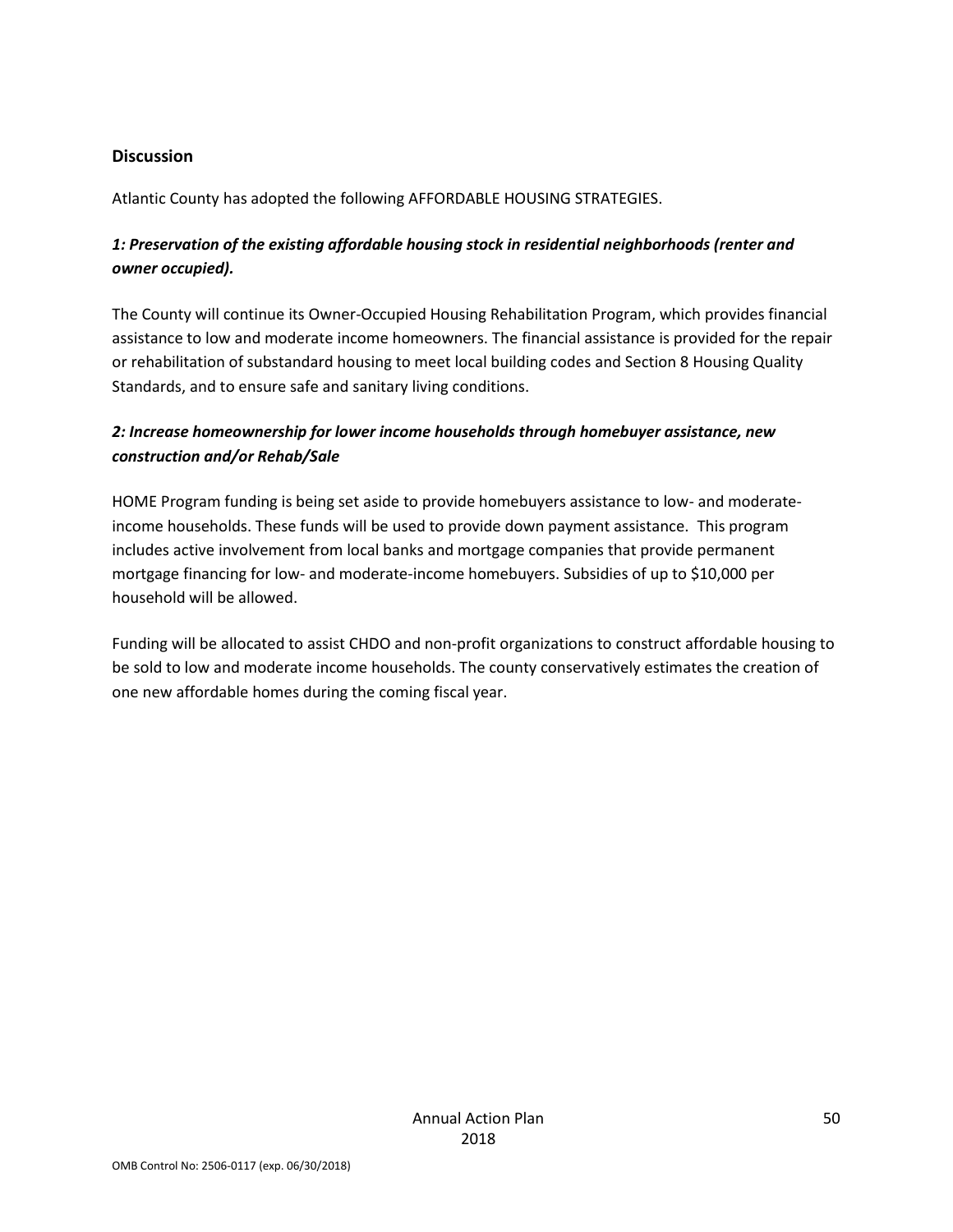## Discussion

Atlantic County has adopted the following AFFORDABLE HOUSING STRATEGIES.

### *1: Preservation of the existing affordable housing stock in residential neighborhoods (renter and owner occupied).*

The County will continue its Owner-Occupied Housing Rehabilitation Program, which provides financial assistance to low and moderate income homeowners. The financial assistance is provided for the repair or rehabilitation of substandard housing to meet local building codes and Section 8 Housing Quality Standards, and to ensure safe and sanitary living conditions.

### *2: Increase homeownership for lower income households through homebuyer assistance, new construction and/or Rehab/Sale*

HOME Program funding is being set aside to provide homebuyers assistance to low- and moderate-income households. These funds will be used to provide down payment assistance. This program includes active involvement from local banks and mortgage companies that provide permanent mortgage financing for low- and moderate-income homebuyers. Subsidies of up to $10,000 per household will be allowed.

Funding will be allocated to assist CHDO and non-profit organizations to construct affordable housing to be sold to low and moderate income households. The county conservatively estimates the creation of one new affordable homes during the coming fiscal year.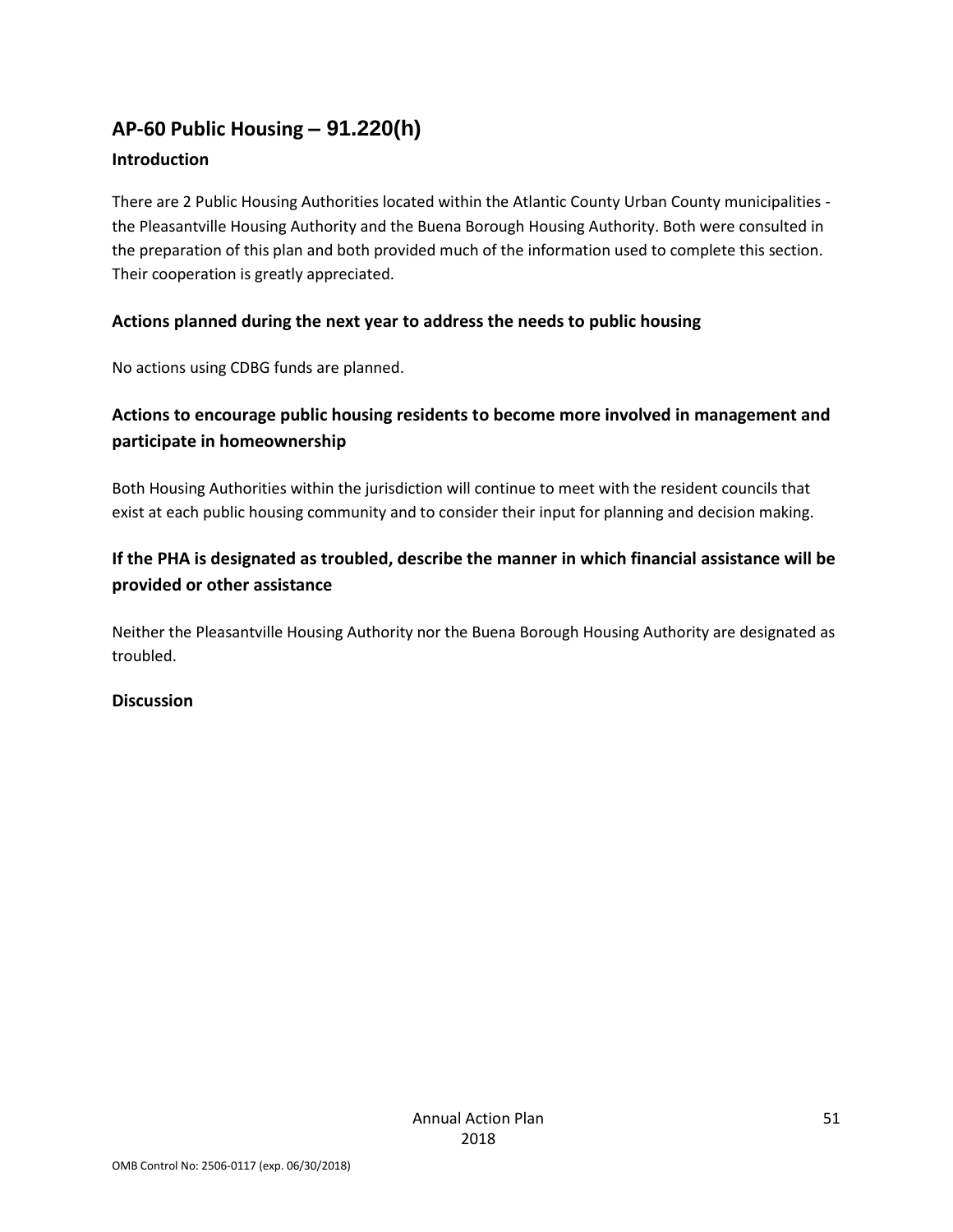## AP-60 Public Housing – 91.220(h)

### Introduction

There are 2 Public Housing Authorities located within the Atlantic County Urban County municipalities - the Pleasantville Housing Authority and the Buena Borough Housing Authority. Both were consulted in the preparation of this plan and both provided much of the information used to complete this section. Their cooperation is greatly appreciated.

### Actions planned during the next year to address the needs to public housing

No actions using CDBG funds are planned.

### Actions to encourage public housing residents to become more involved in management and participate in homeownership

Both Housing Authorities within the jurisdiction will continue to meet with the resident councils that exist at each public housing community and to consider their input for planning and decision making.

### If the PHA is designated as troubled, describe the manner in which financial assistance will be provided or other assistance

Neither the Pleasantville Housing Authority nor the Buena Borough Housing Authority are designated as troubled.

### Discussion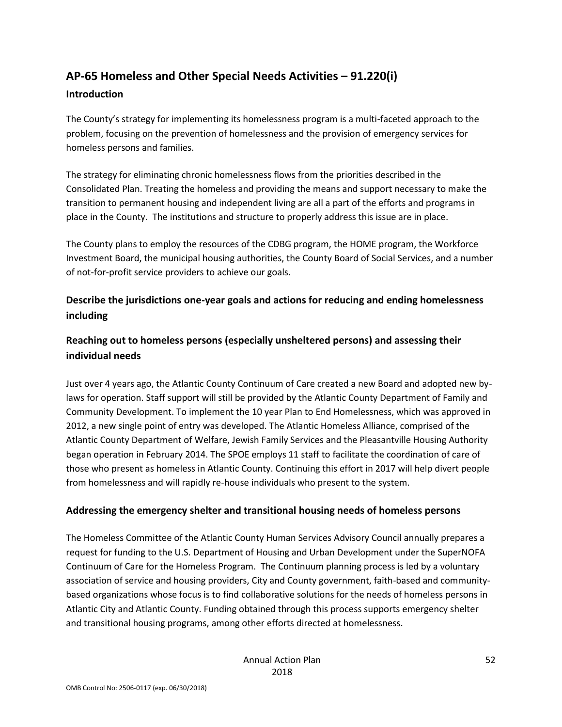## AP-65 Homeless and Other Special Needs Activities – 91.220(i)

### Introduction

The County's strategy for implementing its homelessness program is a multi-faceted approach to the problem, focusing on the prevention of homelessness and the provision of emergency services for homeless persons and families.

The strategy for eliminating chronic homelessness flows from the priorities described in the Consolidated Plan. Treating the homeless and providing the means and support necessary to make the transition to permanent housing and independent living are all a part of the efforts and programs in place in the County. The institutions and structure to properly address this issue are in place.

The County plans to employ the resources of the CDBG program, the HOME program, the Workforce Investment Board, the municipal housing authorities, the County Board of Social Services, and a number of not-for-profit service providers to achieve our goals.

### Describe the jurisdictions one-year goals and actions for reducing and ending homelessness including

### Reaching out to homeless persons (especially unsheltered persons) and assessing their individual needs

Just over 4 years ago, the Atlantic County Continuum of Care created a new Board and adopted new by-laws for operation. Staff support will still be provided by the Atlantic County Department of Family and Community Development. To implement the 10 year Plan to End Homelessness, which was approved in 2012, a new single point of entry was developed. The Atlantic Homeless Alliance, comprised of the Atlantic County Department of Welfare, Jewish Family Services and the Pleasantville Housing Authority began operation in February 2014. The SPOE employs 11 staff to facilitate the coordination of care of those who present as homeless in Atlantic County. Continuing this effort in 2017 will help divert people from homelessness and will rapidly re-house individuals who present to the system.

### Addressing the emergency shelter and transitional housing needs of homeless persons

The Homeless Committee of the Atlantic County Human Services Advisory Council annually prepares a request for funding to the U.S. Department of Housing and Urban Development under the SuperNOFA Continuum of Care for the Homeless Program. The Continuum planning process is led by a voluntary association of service and housing providers, City and County government, faith-based and community-based organizations whose focus is to find collaborative solutions for the needs of homeless persons in Atlantic City and Atlantic County. Funding obtained through this process supports emergency shelter and transitional housing programs, among other efforts directed at homelessness.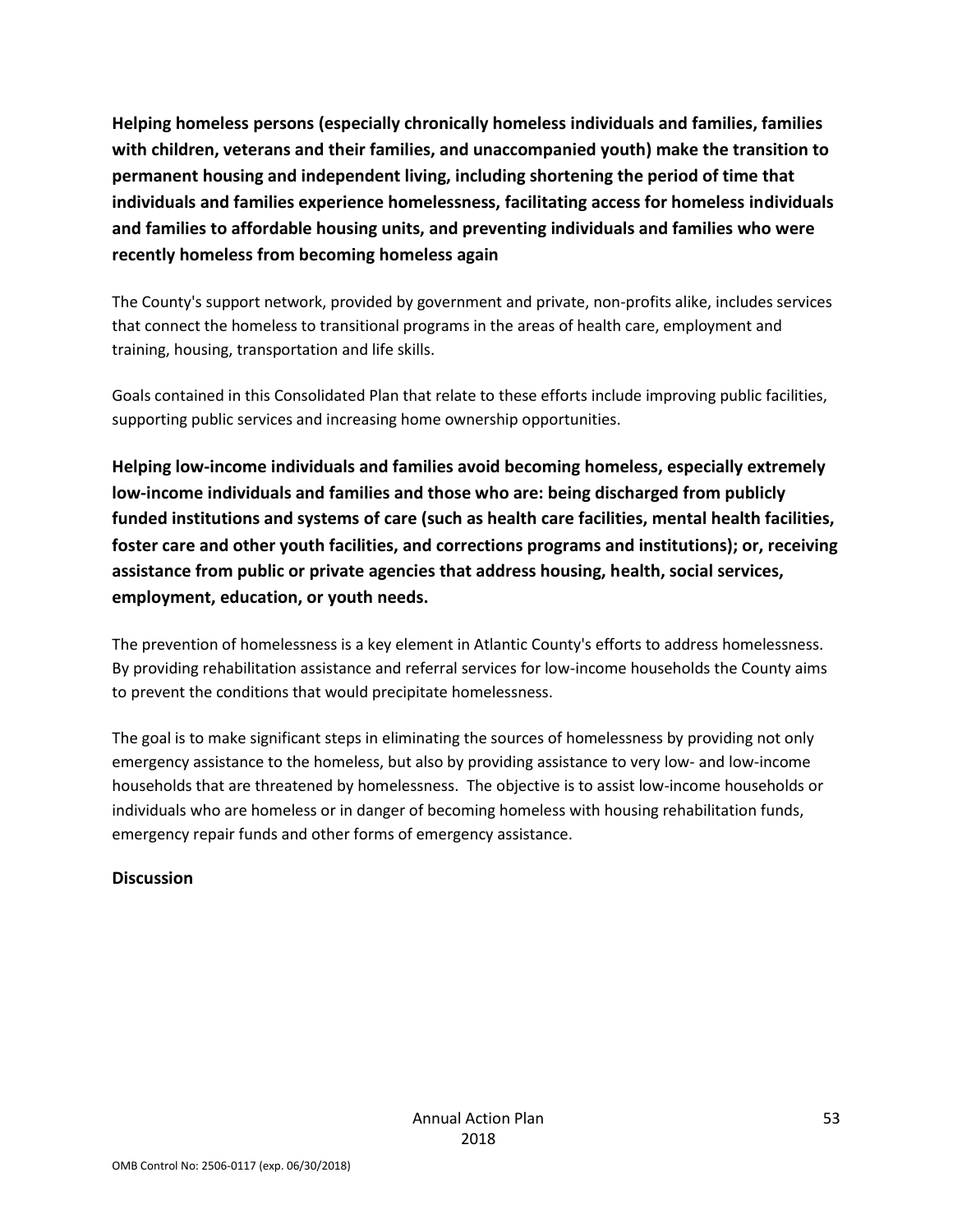**Helping homeless persons (especially chronically homeless individuals and families, families with children, veterans and their families, and unaccompanied youth) make the transition to permanent housing and independent living, including shortening the period of time that individuals and families experience homelessness, facilitating access for homeless individuals and families to affordable housing units, and preventing individuals and families who were recently homeless from becoming homeless again**

The County's support network, provided by government and private, non-profits alike, includes services that connect the homeless to transitional programs in the areas of health care, employment and training, housing, transportation and life skills.

Goals contained in this Consolidated Plan that relate to these efforts include improving public facilities, supporting public services and increasing home ownership opportunities.

**Helping low-income individuals and families avoid becoming homeless, especially extremely low-income individuals and families and those who are: being discharged from publicly funded institutions and systems of care (such as health care facilities, mental health facilities, foster care and other youth facilities, and corrections programs and institutions); or, receiving assistance from public or private agencies that address housing, health, social services, employment, education, or youth needs.**

The prevention of homelessness is a key element in Atlantic County's efforts to address homelessness. By providing rehabilitation assistance and referral services for low-income households the County aims to prevent the conditions that would precipitate homelessness.

The goal is to make significant steps in eliminating the sources of homelessness by providing not only emergency assistance to the homeless, but also by providing assistance to very low- and low-income households that are threatened by homelessness. The objective is to assist low-income households or individuals who are homeless or in danger of becoming homeless with housing rehabilitation funds, emergency repair funds and other forms of emergency assistance.

**Discussion**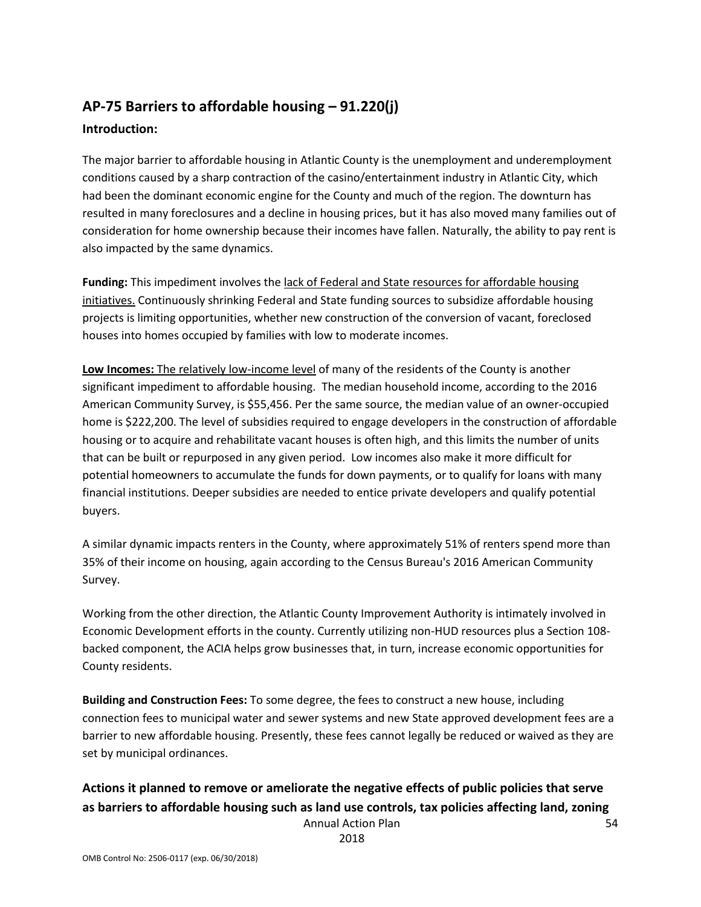## AP-75 Barriers to affordable housing – 91.220(j)

### Introduction:

The major barrier to affordable housing in Atlantic County is the unemployment and underemployment conditions caused by a sharp contraction of the casino/entertainment industry in Atlantic City, which had been the dominant economic engine for the County and much of the region. The downturn has resulted in many foreclosures and a decline in housing prices, but it has also moved many families out of consideration for home ownership because their incomes have fallen. Naturally, the ability to pay rent is also impacted by the same dynamics.

**Funding:** This impediment involves the lack of Federal and State resources for affordable housing initiatives. Continuously shrinking Federal and State funding sources to subsidize affordable housing projects is limiting opportunities, whether new construction of the conversion of vacant, foreclosed houses into homes occupied by families with low to moderate incomes.

**Low Incomes:** The relatively low-income level of many of the residents of the County is another significant impediment to affordable housing. The median household income, according to the 2016 American Community Survey, is $55,456. Per the same source, the median value of an owner-occupied home is $222,200. The level of subsidies required to engage developers in the construction of affordable housing or to acquire and rehabilitate vacant houses is often high, and this limits the number of units that can be built or repurposed in any given period. Low incomes also make it more difficult for potential homeowners to accumulate the funds for down payments, or to qualify for loans with many financial institutions. Deeper subsidies are needed to entice private developers and qualify potential buyers.

A similar dynamic impacts renters in the County, where approximately 51% of renters spend more than 35% of their income on housing, again according to the Census Bureau's 2016 American Community Survey.

Working from the other direction, the Atlantic County Improvement Authority is intimately involved in Economic Development efforts in the county. Currently utilizing non-HUD resources plus a Section 108-backed component, the ACIA helps grow businesses that, in turn, increase economic opportunities for County residents.

**Building and Construction Fees:** To some degree, the fees to construct a new house, including connection fees to municipal water and sewer systems and new State approved development fees are a barrier to new affordable housing. Presently, these fees cannot legally be reduced or waived as they are set by municipal ordinances.

### Actions it planned to remove or ameliorate the negative effects of public policies that serve as barriers to affordable housing such as land use controls, tax policies affecting land, zoning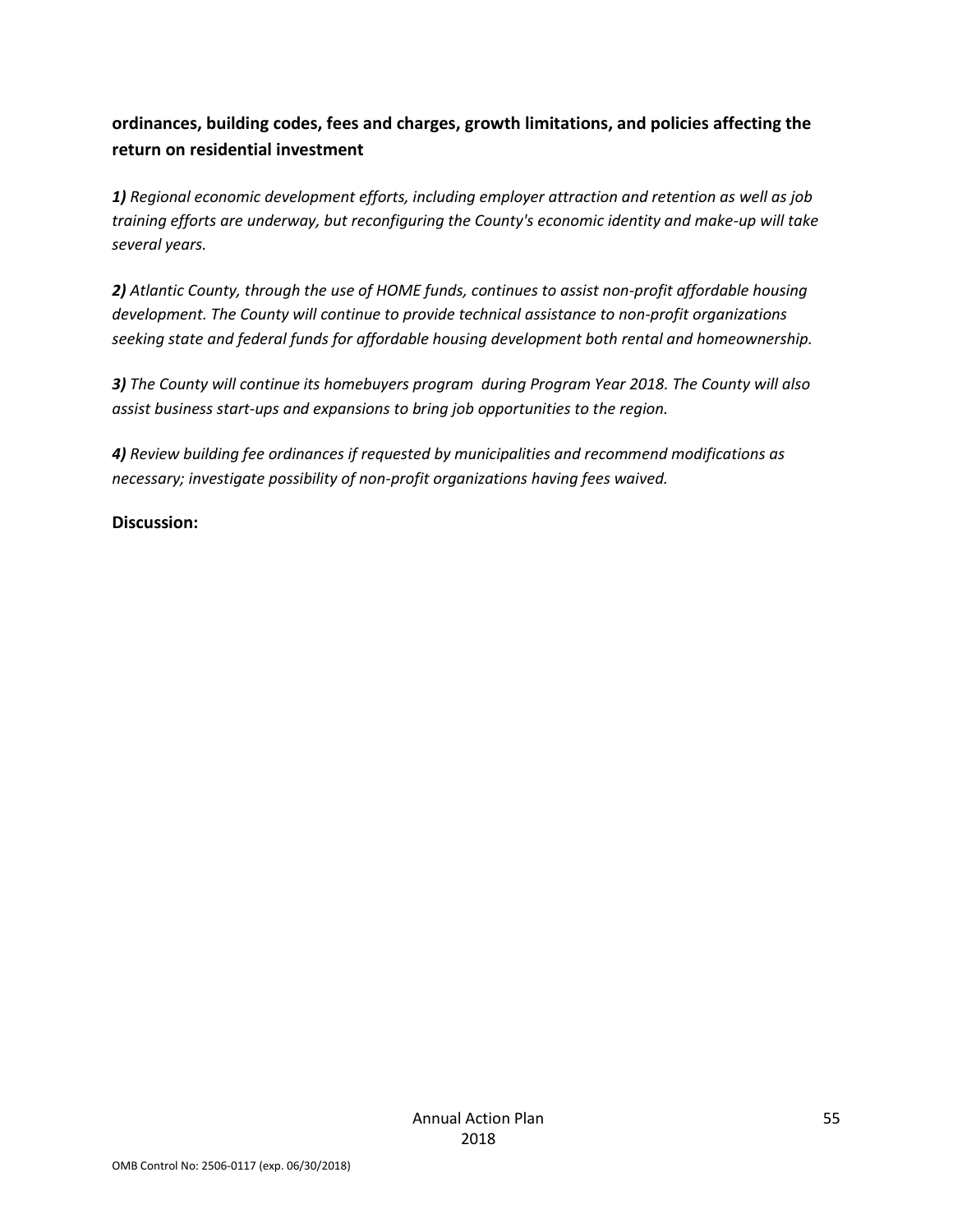**ordinances, building codes, fees and charges, growth limitations, and policies affecting the return on residential investment**

***1)*** *Regional economic development efforts, including employer attraction and retention as well as job training efforts are underway, but reconfiguring the County's economic identity and make-up will take several years.*

***2)*** *Atlantic County, through the use of HOME funds, continues to assist non-profit affordable housing development. The County will continue to provide technical assistance to non-profit organizations seeking state and federal funds for affordable housing development both rental and homeownership.*

***3)*** *The County will continue its homebuyers program during Program Year 2018. The County will also assist business start-ups and expansions to bring job opportunities to the region.*

***4)*** *Review building fee ordinances if requested by municipalities and recommend modifications as necessary; investigate possibility of non-profit organizations having fees waived.*

**Discussion:**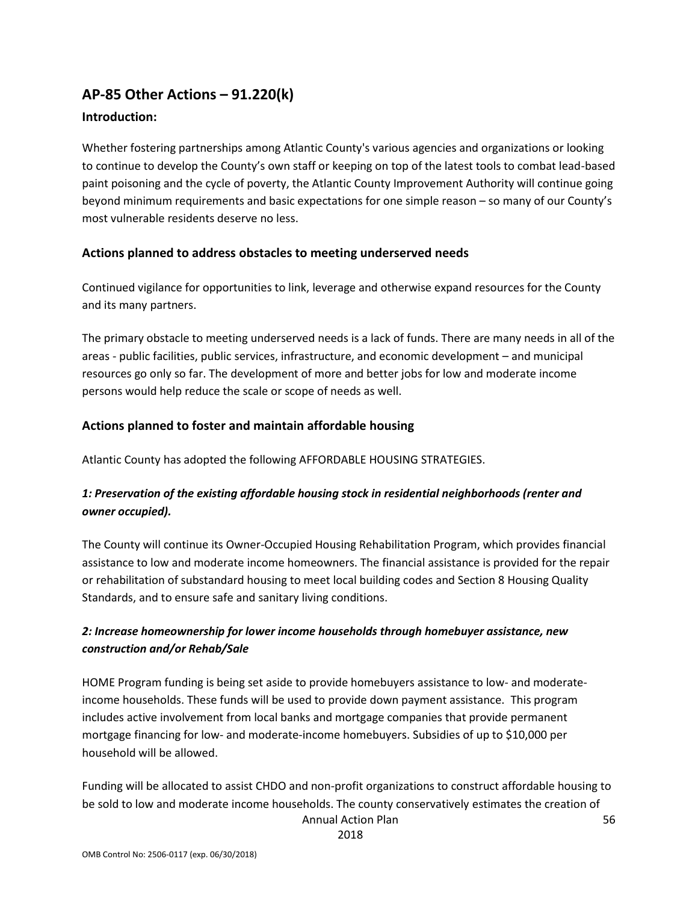## AP-85 Other Actions – 91.220(k)

### Introduction:

Whether fostering partnerships among Atlantic County's various agencies and organizations or looking to continue to develop the County's own staff or keeping on top of the latest tools to combat lead-based paint poisoning and the cycle of poverty, the Atlantic County Improvement Authority will continue going beyond minimum requirements and basic expectations for one simple reason – so many of our County's most vulnerable residents deserve no less.

### Actions planned to address obstacles to meeting underserved needs

Continued vigilance for opportunities to link, leverage and otherwise expand resources for the County and its many partners.

The primary obstacle to meeting underserved needs is a lack of funds. There are many needs in all of the areas - public facilities, public services, infrastructure, and economic development – and municipal resources go only so far. The development of more and better jobs for low and moderate income persons would help reduce the scale or scope of needs as well.

### Actions planned to foster and maintain affordable housing

Atlantic County has adopted the following AFFORDABLE HOUSING STRATEGIES.

#### *1: Preservation of the existing affordable housing stock in residential neighborhoods (renter and owner occupied).*

The County will continue its Owner-Occupied Housing Rehabilitation Program, which provides financial assistance to low and moderate income homeowners. The financial assistance is provided for the repair or rehabilitation of substandard housing to meet local building codes and Section 8 Housing Quality Standards, and to ensure safe and sanitary living conditions.

#### *2: Increase homeownership for lower income households through homebuyer assistance, new construction and/or Rehab/Sale*

HOME Program funding is being set aside to provide homebuyers assistance to low- and moderate-income households. These funds will be used to provide down payment assistance. This program includes active involvement from local banks and mortgage companies that provide permanent mortgage financing for low- and moderate-income homebuyers. Subsidies of up to $10,000 per household will be allowed.

Funding will be allocated to assist CHDO and non-profit organizations to construct affordable housing to be sold to low and moderate income households. The county conservatively estimates the creation of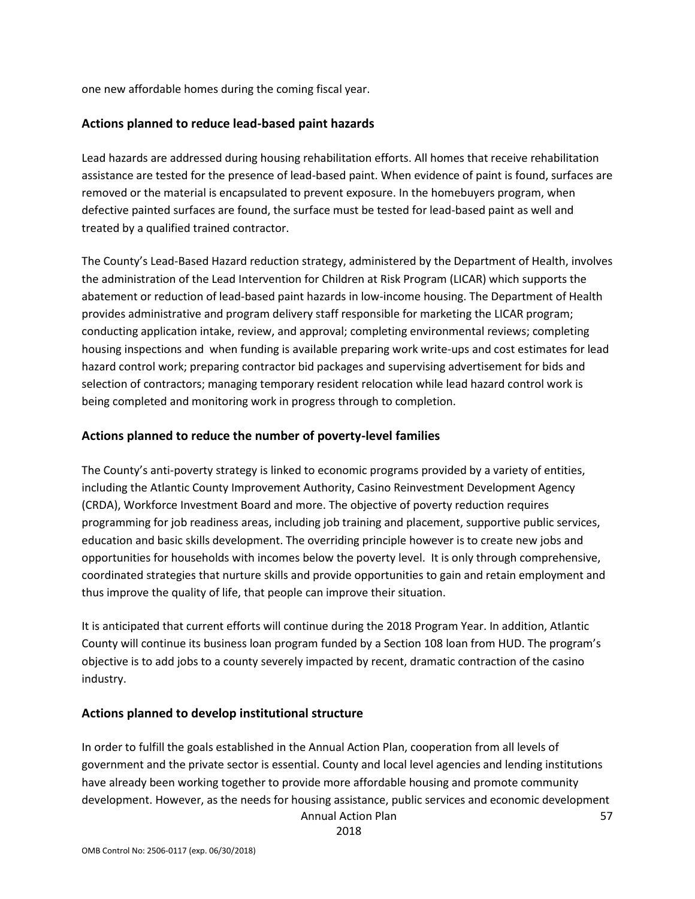one new affordable homes during the coming fiscal year.

## Actions planned to reduce lead-based paint hazards

Lead hazards are addressed during housing rehabilitation efforts. All homes that receive rehabilitation assistance are tested for the presence of lead-based paint. When evidence of paint is found, surfaces are removed or the material is encapsulated to prevent exposure. In the homebuyers program, when defective painted surfaces are found, the surface must be tested for lead-based paint as well and treated by a qualified trained contractor.

The County's Lead-Based Hazard reduction strategy, administered by the Department of Health, involves the administration of the Lead Intervention for Children at Risk Program (LICAR) which supports the abatement or reduction of lead-based paint hazards in low-income housing. The Department of Health provides administrative and program delivery staff responsible for marketing the LICAR program; conducting application intake, review, and approval; completing environmental reviews; completing housing inspections and when funding is available preparing work write-ups and cost estimates for lead hazard control work; preparing contractor bid packages and supervising advertisement for bids and selection of contractors; managing temporary resident relocation while lead hazard control work is being completed and monitoring work in progress through to completion.

## Actions planned to reduce the number of poverty-level families

The County's anti-poverty strategy is linked to economic programs provided by a variety of entities, including the Atlantic County Improvement Authority, Casino Reinvestment Development Agency (CRDA), Workforce Investment Board and more. The objective of poverty reduction requires programming for job readiness areas, including job training and placement, supportive public services, education and basic skills development. The overriding principle however is to create new jobs and opportunities for households with incomes below the poverty level. It is only through comprehensive, coordinated strategies that nurture skills and provide opportunities to gain and retain employment and thus improve the quality of life, that people can improve their situation.

It is anticipated that current efforts will continue during the 2018 Program Year. In addition, Atlantic County will continue its business loan program funded by a Section 108 loan from HUD. The program's objective is to add jobs to a county severely impacted by recent, dramatic contraction of the casino industry.

## Actions planned to develop institutional structure

In order to fulfill the goals established in the Annual Action Plan, cooperation from all levels of government and the private sector is essential. County and local level agencies and lending institutions have already been working together to provide more affordable housing and promote community development. However, as the needs for housing assistance, public services and economic development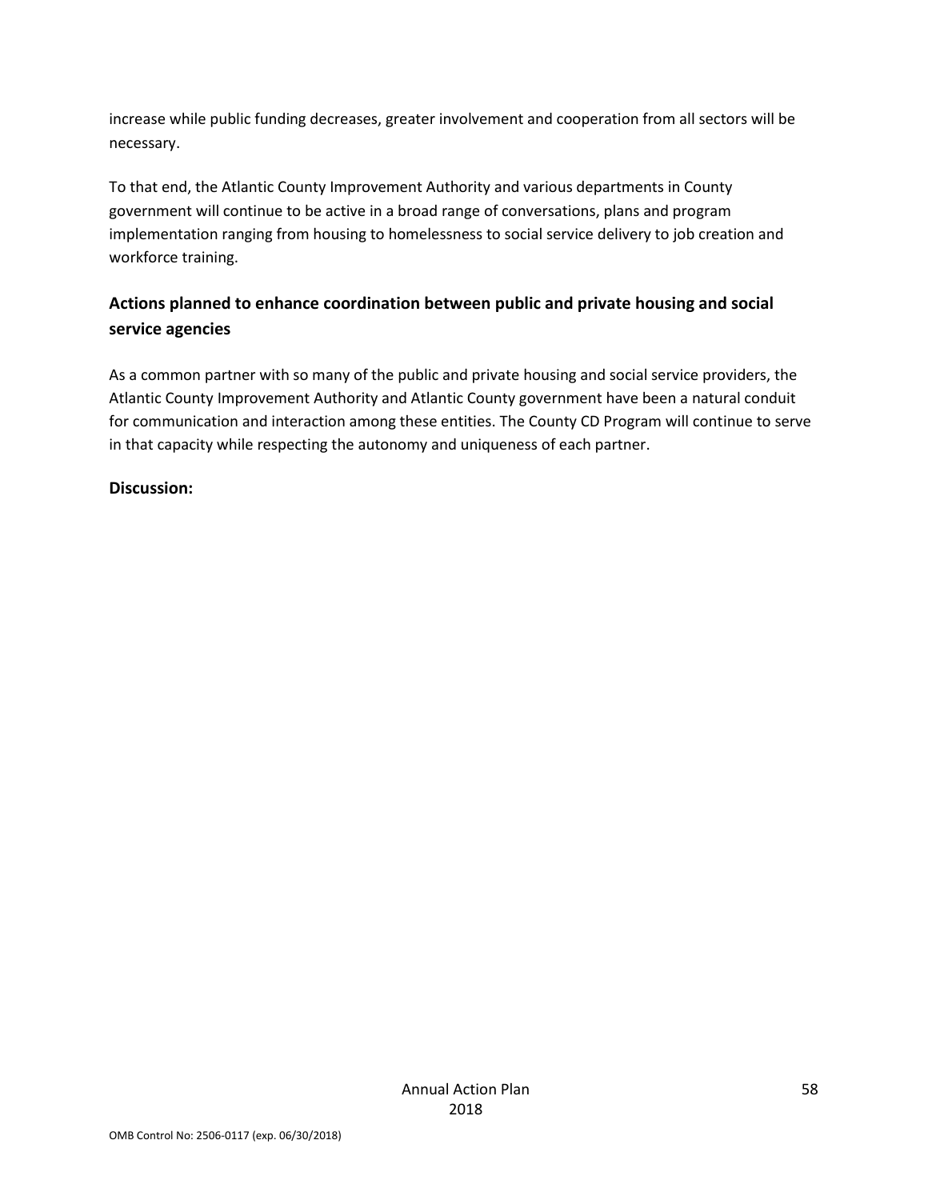increase while public funding decreases, greater involvement and cooperation from all sectors will be necessary.

To that end, the Atlantic County Improvement Authority and various departments in County government will continue to be active in a broad range of conversations, plans and program implementation ranging from housing to homelessness to social service delivery to job creation and workforce training.

## Actions planned to enhance coordination between public and private housing and social service agencies

As a common partner with so many of the public and private housing and social service providers, the Atlantic County Improvement Authority and Atlantic County government have been a natural conduit for communication and interaction among these entities. The County CD Program will continue to serve in that capacity while respecting the autonomy and uniqueness of each partner.

**Discussion:**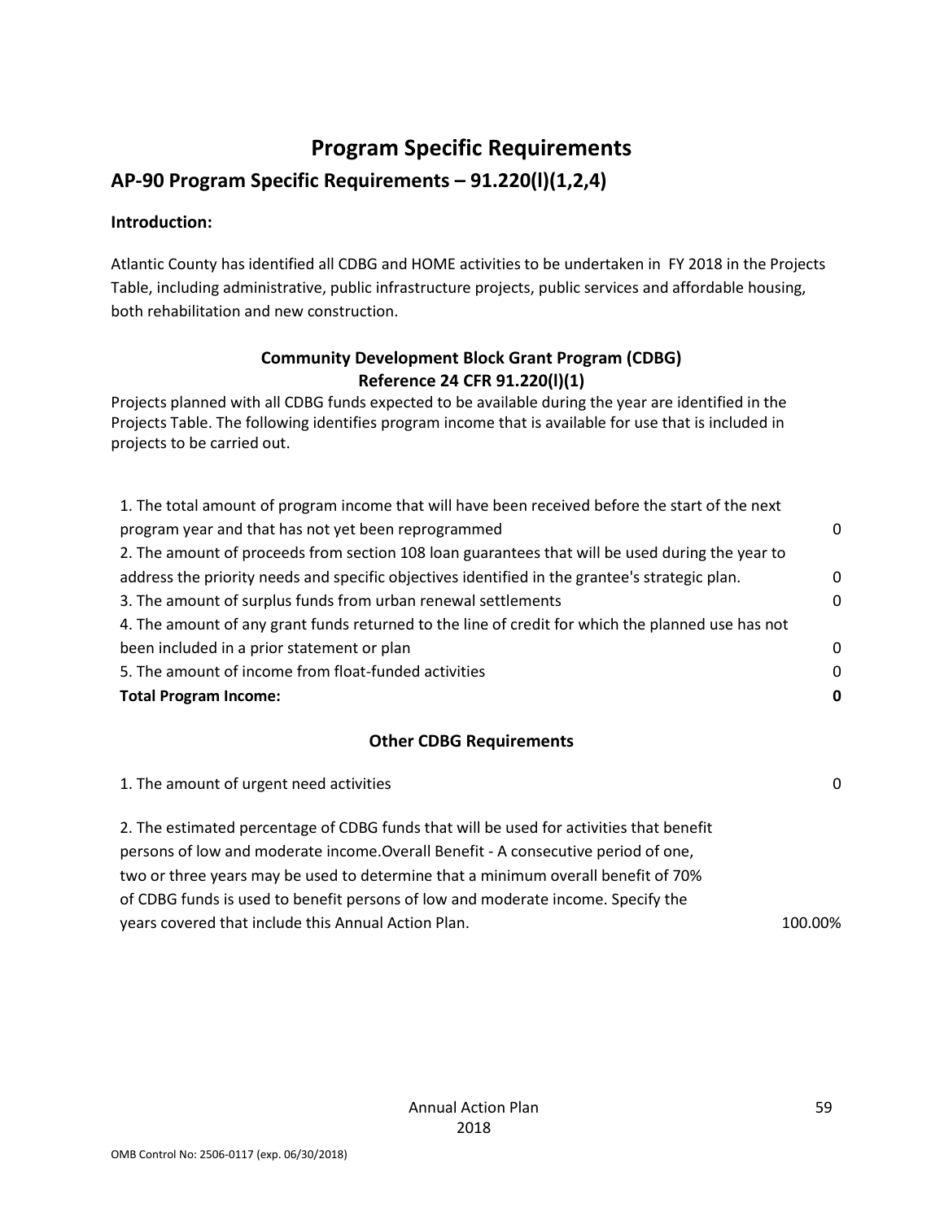# Program Specific Requirements

## AP-90 Program Specific Requirements – 91.220(l)(1,2,4)

**Introduction:**

Atlantic County has identified all CDBG and HOME activities to be undertaken in FY 2018 in the Projects Table, including administrative, public infrastructure projects, public services and affordable housing, both rehabilitation and new construction.

### Community Development Block Grant Program (CDBG)
### Reference 24 CFR 91.220(l)(1)

Projects planned with all CDBG funds expected to be available during the year are identified in the Projects Table. The following identifies program income that is available for use that is included in projects to be carried out.

| | |
|---|---|
| 1. The total amount of program income that will have been received before the start of the next program year and that has not yet been reprogrammed | 0 |
| 2. The amount of proceeds from section 108 loan guarantees that will be used during the year to address the priority needs and specific objectives identified in the grantee's strategic plan. | 0 |
| 3. The amount of surplus funds from urban renewal settlements | 0 |
| 4. The amount of any grant funds returned to the line of credit for which the planned use has not been included in a prior statement or plan | 0 |
| 5. The amount of income from float-funded activities | 0 |
| **Total Program Income:** | **0** |

### Other CDBG Requirements

| | |
|---|---|
| 1. The amount of urgent need activities | 0 |
| 2. The estimated percentage of CDBG funds that will be used for activities that benefit persons of low and moderate income.Overall Benefit - A consecutive period of one, two or three years may be used to determine that a minimum overall benefit of 70% of CDBG funds is used to benefit persons of low and moderate income. Specify the years covered that include this Annual Action Plan. | 100.00% |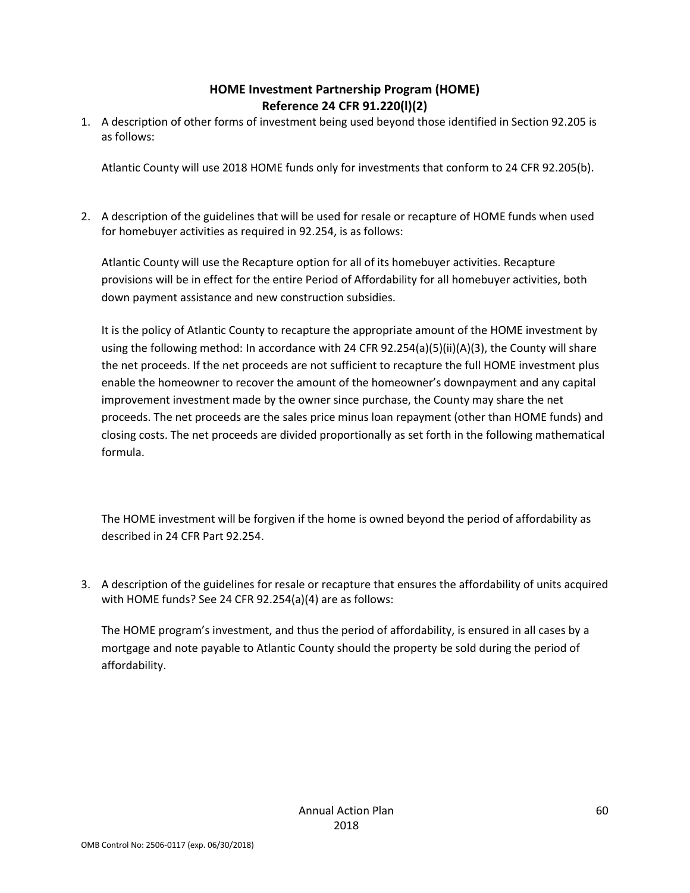## HOME Investment Partnership Program (HOME)
## Reference 24 CFR 91.220(l)(2)

1. A description of other forms of investment being used beyond those identified in Section 92.205 is as follows:

   Atlantic County will use 2018 HOME funds only for investments that conform to 24 CFR 92.205(b).

2. A description of the guidelines that will be used for resale or recapture of HOME funds when used for homebuyer activities as required in 92.254, is as follows:

   Atlantic County will use the Recapture option for all of its homebuyer activities. Recapture provisions will be in effect for the entire Period of Affordability for all homebuyer activities, both down payment assistance and new construction subsidies.

   It is the policy of Atlantic County to recapture the appropriate amount of the HOME investment by using the following method: In accordance with 24 CFR 92.254(a)(5)(ii)(A)(3), the County will share the net proceeds. If the net proceeds are not sufficient to recapture the full HOME investment plus enable the homeowner to recover the amount of the homeowner's downpayment and any capital improvement investment made by the owner since purchase, the County may share the net proceeds. The net proceeds are the sales price minus loan repayment (other than HOME funds) and closing costs. The net proceeds are divided proportionally as set forth in the following mathematical formula.

   The HOME investment will be forgiven if the home is owned beyond the period of affordability as described in 24 CFR Part 92.254.

3. A description of the guidelines for resale or recapture that ensures the affordability of units acquired with HOME funds? See 24 CFR 92.254(a)(4) are as follows:

   The HOME program's investment, and thus the period of affordability, is ensured in all cases by a mortgage and note payable to Atlantic County should the property be sold during the period of affordability.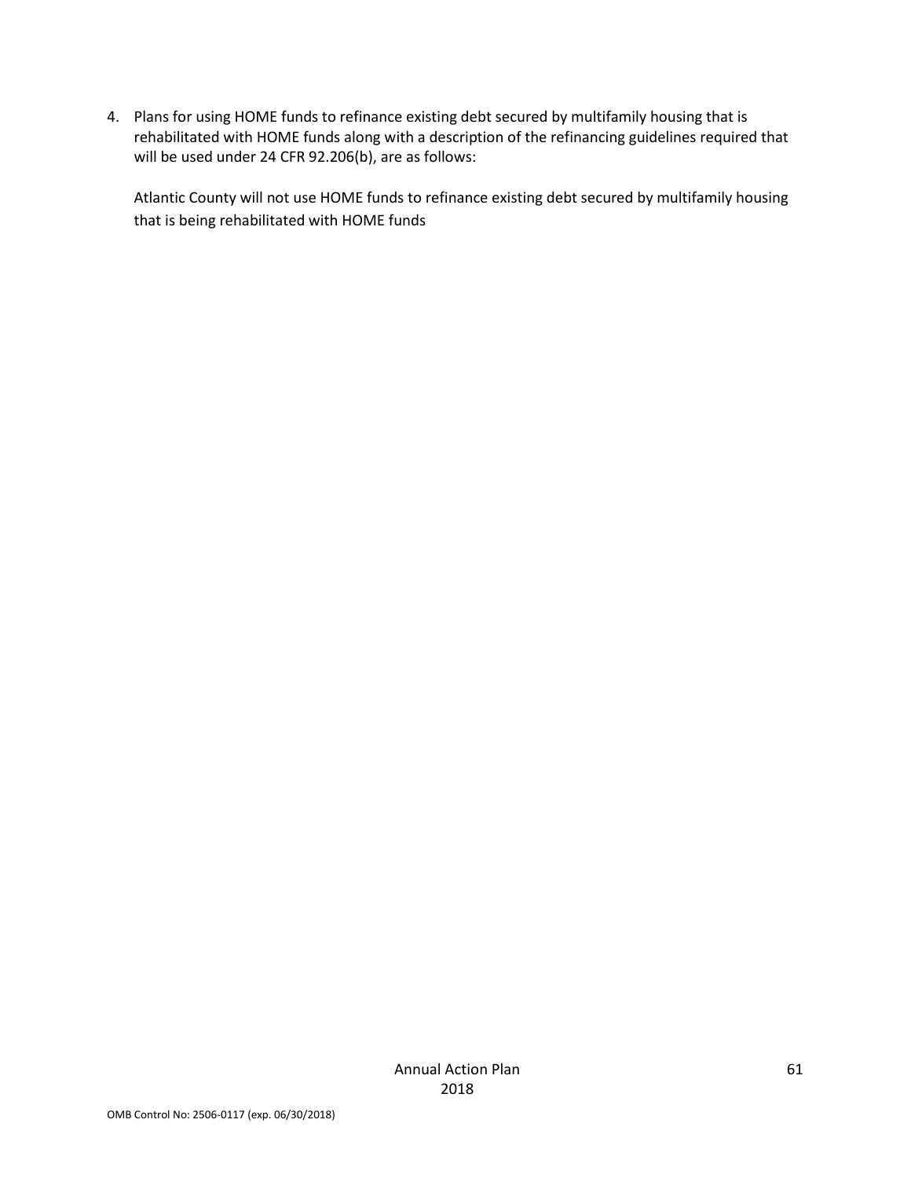4. Plans for using HOME funds to refinance existing debt secured by multifamily housing that is rehabilitated with HOME funds along with a description of the refinancing guidelines required that will be used under 24 CFR 92.206(b), are as follows:

   Atlantic County will not use HOME funds to refinance existing debt secured by multifamily housing that is being rehabilitated with HOME funds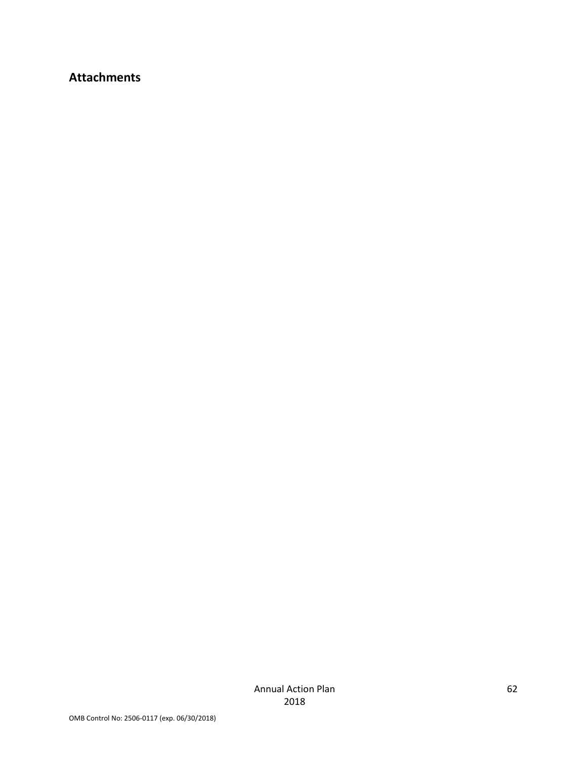## Attachments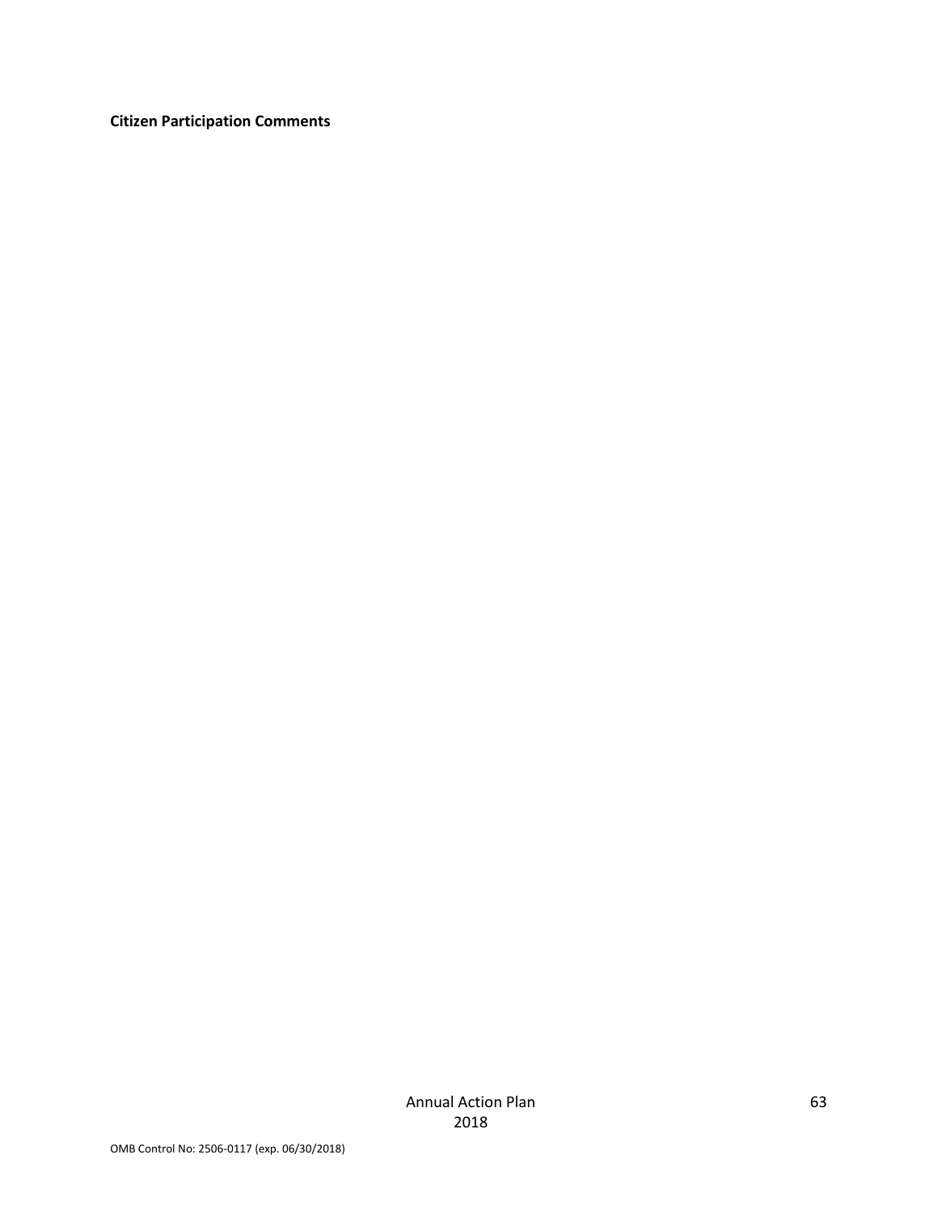**Citizen Participation Comments**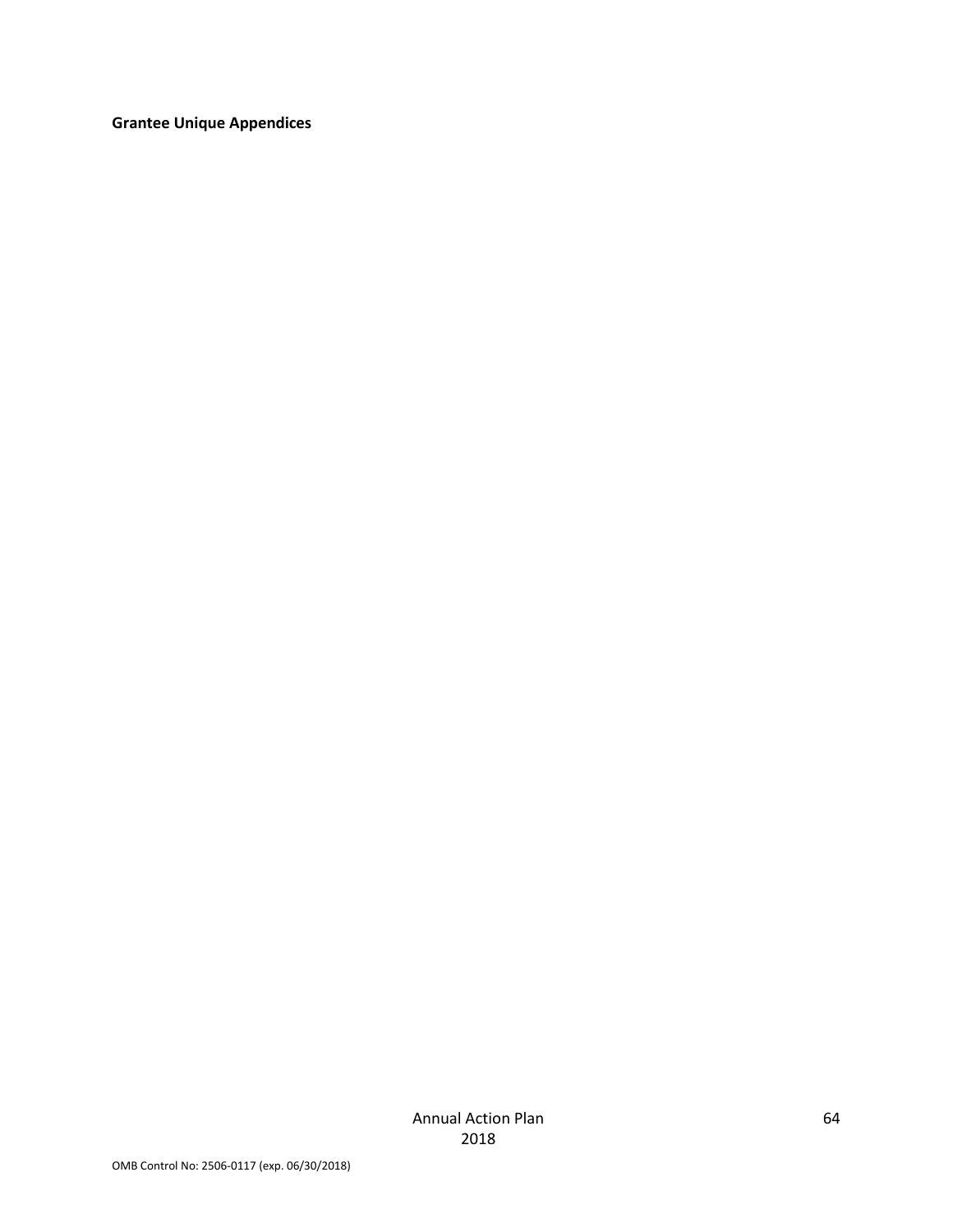**Grantee Unique Appendices**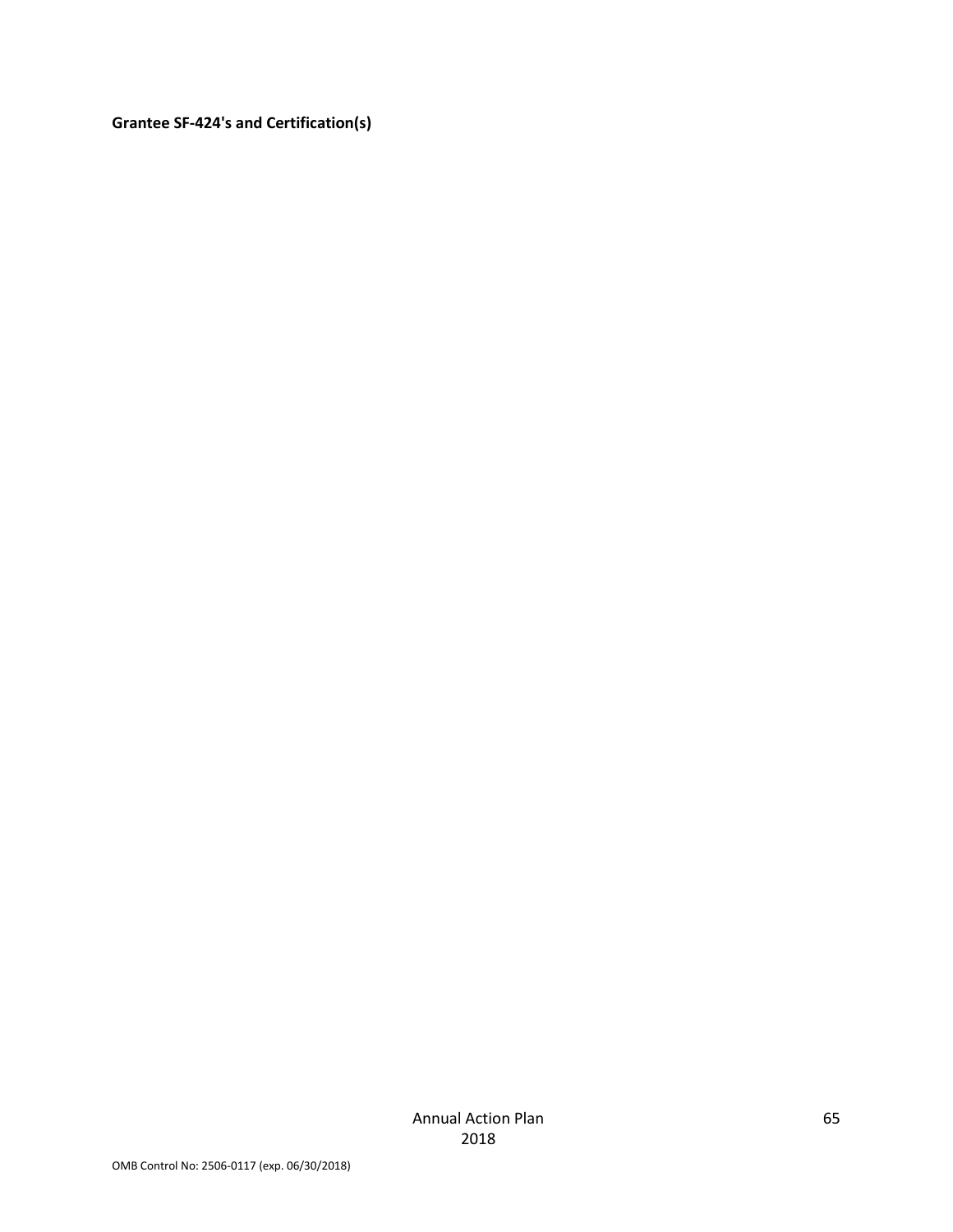**Grantee SF-424's and Certification(s)**